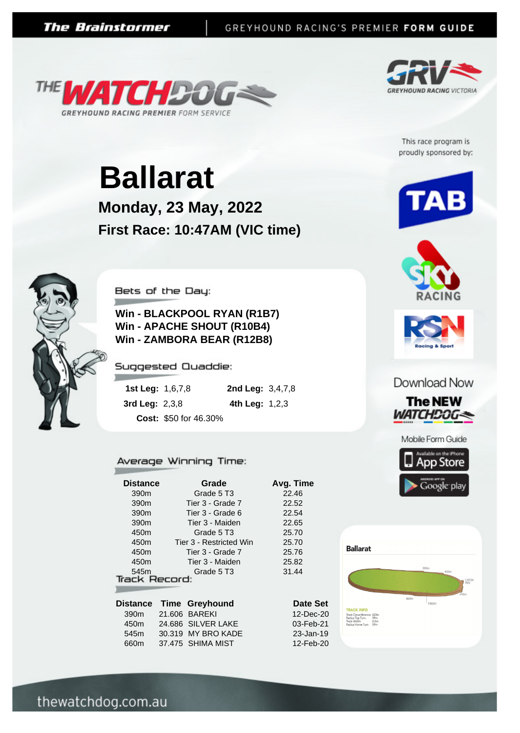The Brainstormer | GREYHOUND RACING'S PREMIER FORM GUIDE

THE WATCHDOG
GREYHOUND RACING PREMIER FORM SERVICE

GRV GREYHOUND RACING VICTORIA

# Ballarat

## Monday, 23 May, 2022

## First Race: 10:47AM (VIC time)

This race program is proudly sponsored by:

TAB

SKY RACING

RSN Racing & Sport

### Bets of the Day:

**Win - BLACKPOOL RYAN (R1B7)**
**Win - APACHE SHOUT (R10B4)**
**Win - ZAMBORA BEAR (R12B8)**

### Suggested Quaddie:

**1st Leg:** 1,6,7,8 **2nd Leg:** 3,4,7,8
**3rd Leg:** 2,3,8 **4th Leg:** 1,2,3
**Cost:** $50 for 46.30%

Download Now
The NEW WATCHDOG
Mobile Form Guide
Available on the iPhone App Store
Android App on Google play

### Average Winning Time:

| Distance | Grade | Avg. Time |
|---|---|---|
| 390m | Grade 5 T3 | 22.46 |
| 390m | Tier 3 - Grade 7 | 22.52 |
| 390m | Tier 3 - Grade 6 | 22.54 |
| 390m | Tier 3 - Maiden | 22.65 |
| 450m | Grade 5 T3 | 25.70 |
| 450m | Tier 3 - Restricted Win | 25.70 |
| 450m | Tier 3 - Grade 7 | 25.76 |
| 450m | Tier 3 - Maiden | 25.82 |
| 545m | Grade 5 T3 | 31.44 |

### Track Record:

| Distance | Time | Greyhound | Date Set |
|---|---|---|---|
| 390m | 21.606 | BAREKI | 12-Dec-20 |
| 450m | 24.686 | SILVER LAKE | 03-Feb-21 |
| 545m | 30.319 | MY BRO KADE | 23-Jan-19 |
| 660m | 37.475 | SHIMA MIST | 12-Feb-20 |

Ballarat

390m
450m
CATCH PEN
545m
660m
FINISH

TRACK INFO
Track Circumference: 622m
Radius Top Turn: 59m
Track Width: 6.5m
Radius Home Turn: 59m

thewatchdog.com.au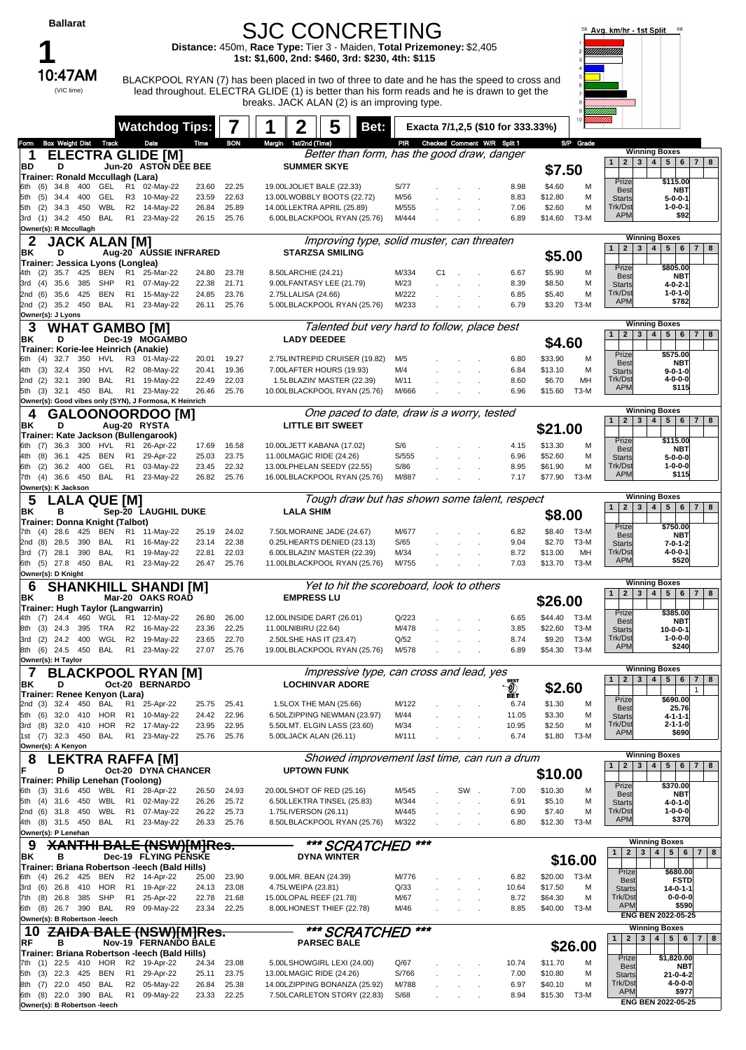# Ballarat

# 1

**10:47AM** (VIC time)

## SJC CONCRETING

**Distance:** 450m, **Race Type:** Tier 3 - Maiden, **Total Prizemoney:** $2,405
**1st: $1,600, 2nd: $460, 3rd: $230, 4th: $115**

BLACKPOOL RYAN (7) has been placed in two of three to date and he has the speed to cross and lead throughout. ELECTRA GLIDE (1) is better than his form reads and he is drawn to get the breaks. JACK ALAN (2) is an improving type.

**Watchdog Tips:** 7 1 2 5 **Bet:** Exacta 7/1,2,5 ($10 for 333.33%)

Avg. km/hr - 1st Split 58 68

---

### 1 ELECTRA GLIDE [M]
*Better than form, has the good draw, danger*

BD D Jun-20 ASTON DEE BEE — SUMMER SKYE — **$7.50**
Trainer: Ronald Mccullagh (Lara)

| Form | Box | Weight | Dist | Track | | Date | Time | BON | Margin 1st/2nd (Time) | PIR | Checked Comment | Split 1 | S/P | Grade |
|---|---|---|---|---|---|---|---|---|---|---|---|---|---|---|
| 6th | (6) | 34.8 | 400 | GEL | R1 | 02-May-22 | 23.60 | 22.25 | 19.00LJOLIET BALE (22.33) | S/77 | | 8.98 | $4.60 | M |
| 5th | (5) | 34.4 | 400 | GEL | R3 | 10-May-22 | 23.59 | 22.63 | 13.00LWOBBLY BOOTS (22.72) | M/56 | | 8.83 | $12.80 | M |
| 5th | (2) | 34.3 | 450 | WBL | R2 | 14-May-22 | 26.84 | 25.89 | 14.00LLEKTRA APRIL (25.89) | M/555 | | 7.06 | $2.60 | M |
| 3rd | (1) | 34.2 | 450 | BAL | R1 | 23-May-22 | 26.15 | 25.76 | 6.00LBLACKPOOL RYAN (25.76) | M/444 | | 6.89 | $14.60 | T3-M |

Owner(s): R Mccullagh

Prize $115.00 · Best NBT · Starts 5-0-0-1 · Trk/Dst 1-0-0-1 · APM $92

### 2 JACK ALAN [M]
*Improving type, solid muster, can threaten*

BK D Aug-20 AUSSIE INFRARED — STARZSA SMILING — **$5.00**
Trainer: Jessica Lyons (Longlea)

| Form | Box | Weight | Dist | Track | | Date | Time | BON | Margin 1st/2nd (Time) | PIR | Checked Comment | Split 1 | S/P | Grade |
|---|---|---|---|---|---|---|---|---|---|---|---|---|---|---|
| 4th | (2) | 35.7 | 425 | BEN | R1 | 25-Mar-22 | 24.80 | 23.78 | 8.50LARCHIE (24.21) | M/334 | C1 | 6.67 | $5.90 | M |
| 3rd | (4) | 35.6 | 385 | SHP | R1 | 07-May-22 | 22.38 | 21.71 | 9.00LFANTASY LEE (21.79) | M/23 | | 8.39 | $8.50 | M |
| 2nd | (6) | 35.6 | 425 | BEN | R1 | 15-May-22 | 24.85 | 23.76 | 2.75LLALISA (24.66) | M/222 | | 6.85 | $5.40 | M |
| 2nd | (2) | 35.2 | 450 | BAL | R1 | 23-May-22 | 26.11 | 25.76 | 5.00LBLACKPOOL RYAN (25.76) | M/233 | | 6.79 | $3.20 | T3-M |

Owner(s): J Lyons

Prize $805.00 · Best NBT · Starts 4-0-2-1 · Trk/Dst 1-0-1-0 · APM $782

### 3 WHAT GAMBO [M]
*Talented but very hard to follow, place best*

BK D Dec-19 MOGAMBO — LADY DEEDEE — **$4.60**
Trainer: Korie-lee Heinrich (Anakie)

| Form | Box | Weight | Dist | Track | | Date | Time | BON | Margin 1st/2nd (Time) | PIR | Checked Comment | Split 1 | S/P | Grade |
|---|---|---|---|---|---|---|---|---|---|---|---|---|---|---|
| 6th | (4) | 32.7 | 350 | HVL | R3 | 01-May-22 | 20.01 | 19.27 | 2.75LINTREPID CRUISER (19.82) | M/5 | | 6.80 | $33.90 | M |
| 4th | (3) | 32.4 | 350 | HVL | R2 | 08-May-22 | 20.41 | 19.36 | 7.00LAFTER HOURS (19.93) | M/4 | | 6.84 | $13.10 | M |
| 2nd | (6) | 32.1 | 390 | BAL | R1 | 19-May-22 | 22.49 | 22.03 | 1.5LBLAZIN' MASTER (22.39) | M/11 | | 8.60 | $6.70 | MH |
| 5th | (3) | 32.1 | 450 | BAL | R1 | 23-May-22 | 26.46 | 25.76 | 10.00LBLACKPOOL RYAN (25.76) | M/666 | | 6.96 | $15.60 | T3-M |

Owner(s): Good vibes only (SYN), J Formosa, K Heinrich

Prize $575.00 · Best NBT · Starts 9-0-1-0 · Trk/Dst 4-0-0-0 · APM $115

### 4 GALOONOORDOO [M]
*One paced to date, draw is a worry, tested*

BK D Aug-20 RYSTA — LITTLE BIT SWEET — **$21.00**
Trainer: Kate Jackson (Bullengarook)

| Form | Box | Weight | Dist | Track | | Date | Time | BON | Margin 1st/2nd (Time) | PIR | Checked Comment | Split 1 | S/P | Grade |
|---|---|---|---|---|---|---|---|---|---|---|---|---|---|---|
| 6th | (7) | 36.3 | 300 | HVL | R1 | 26-Apr-22 | 17.69 | 16.58 | 10.00LJETT KABANA (17.02) | S/6 | | 4.15 | $13.30 | M |
| 4th | (8) | 36.1 | 425 | BEN | R1 | 29-Apr-22 | 25.03 | 23.75 | 11.00LMAGIC RIDE (24.26) | S/555 | | 6.96 | $52.60 | M |
| 6th | (2) | 36.2 | 400 | GEL | R1 | 03-May-22 | 23.45 | 22.32 | 13.00LPHELAN SEEDY (22.55) | S/86 | | 8.95 | $61.90 | M |
| 7th | (4) | 36.6 | 450 | BAL | R1 | 23-May-22 | 26.82 | 25.76 | 16.00LBLACKPOOL RYAN (25.76) | M/887 | | 7.17 | $77.90 | T3-M |

Owner(s): K Jackson

Prize $115.00 · Best NBT · Starts 5-0-0-0 · Trk/Dst 1-0-0-0 · APM $115

### 5 LALA QUE [M]
*Tough draw but has shown some talent, respect*

BK B Sep-20 LAUGHIL DUKE — LALA SHIM — **$8.00**
Trainer: Donna Knight (Talbot)

| Form | Box | Weight | Dist | Track | | Date | Time | BON | Margin 1st/2nd (Time) | PIR | Checked Comment | Split 1 | S/P | Grade |
|---|---|---|---|---|---|---|---|---|---|---|---|---|---|---|
| 7th | (4) | 28.6 | 425 | BEN | R1 | 11-May-22 | 25.19 | 24.02 | 7.50LMORAINE JADE (24.67) | M/677 | | 6.82 | $8.40 | T3-M |
| 2nd | (8) | 28.5 | 390 | BAL | R1 | 16-May-22 | 23.14 | 22.38 | 0.25LHEARTS DENIED (23.13) | S/65 | | 9.04 | $2.70 | T3-M |
| 3rd | (7) | 28.1 | 390 | BAL | R1 | 19-May-22 | 22.81 | 22.03 | 6.00LBLAZIN' MASTER (22.39) | M/34 | | 8.72 | $13.00 | MH |
| 6th | (5) | 27.8 | 450 | BAL | R1 | 23-May-22 | 26.47 | 25.76 | 11.00LBLACKPOOL RYAN (25.76) | M/755 | | 7.03 | $13.70 | T3-M |

Owner(s): D Knight

Prize $750.00 · Best NBT · Starts 7-0-1-2 · Trk/Dst 4-0-0-1 · APM $520

### 6 SHANKHILL SHANDI [M]
*Yet to hit the scoreboard, look to others*

BK B Mar-20 OAKS ROAD — EMPRESS LU — **$26.00**
Trainer: Hugh Taylor (Langwarrin)

| Form | Box | Weight | Dist | Track | | Date | Time | BON | Margin 1st/2nd (Time) | PIR | Checked Comment | Split 1 | S/P | Grade |
|---|---|---|---|---|---|---|---|---|---|---|---|---|---|---|
| 4th | (7) | 24.4 | 460 | WGL | R1 | 12-May-22 | 26.80 | 26.00 | 12.00LINSIDE DART (26.01) | Q/223 | | 6.65 | $44.40 | T3-M |
| 8th | (3) | 24.3 | 395 | TRA | R2 | 16-May-22 | 23.36 | 22.25 | 11.00LNIBIRU (22.64) | M/478 | | 3.85 | $22.60 | T3-M |
| 3rd | (2) | 24.2 | 400 | WGL | R2 | 19-May-22 | 23.65 | 22.70 | 2.50LSHE HAS IT (23.47) | Q/52 | | 8.74 | $9.20 | T3-M |
| 8th | (6) | 24.5 | 450 | BAL | R1 | 23-May-22 | 27.07 | 25.76 | 19.00LBLACKPOOL RYAN (25.76) | M/578 | | 6.89 | $54.30 | T3-M |

Owner(s): H Taylor

Prize $385.00 · Best NBT · Starts 10-0-0-1 · Trk/Dst 1-0-0-0 · APM $240

### 7 BLACKPOOL RYAN [M]
*Impressive type, can cross and lead, yes*

BK D Oct-20 BERNARDO — LOCHINVAR ADORE — BEST BET — **$2.60**
Trainer: Renee Kenyon (Lara)

| Form | Box | Weight | Dist | Track | | Date | Time | BON | Margin 1st/2nd (Time) | PIR | Checked Comment | Split 1 | S/P | Grade |
|---|---|---|---|---|---|---|---|---|---|---|---|---|---|---|
| 2nd | (3) | 32.4 | 450 | BAL | R1 | 25-Apr-22 | 25.75 | 25.41 | 1.5LOX THE MAN (25.66) | M/122 | | 6.74 | $1.30 | M |
| 5th | (6) | 32.0 | 410 | HOR | R1 | 10-May-22 | 24.42 | 22.96 | 6.50LZIPPING NEWMAN (23.97) | M/44 | | 11.05 | $3.30 | M |
| 3rd | (8) | 32.0 | 410 | HOR | R2 | 17-May-22 | 23.95 | 22.95 | 5.50LMT. ELGIN LASS (23.60) | M/34 | | 10.95 | $2.50 | M |
| 1st | (7) | 32.3 | 450 | BAL | R1 | 23-May-22 | 25.76 | 25.76 | 5.00LJACK ALAN (26.11) | M/111 | | 6.74 | $1.80 | T3-M |

Owner(s): A Kenyon

Prize $690.00 · Best 25.76 · Starts 4-1-1-1 · Trk/Dst 2-1-1-0 · APM $690

### 8 LEKTRA RAFFA [M]
*Showed improvement last time, can run a drum*

F D Oct-20 DYNA CHANCER — UPTOWN FUNK — **$10.00**
Trainer: Philip Lenehan (Toolong)

| Form | Box | Weight | Dist | Track | | Date | Time | BON | Margin 1st/2nd (Time) | PIR | Checked Comment | Split 1 | S/P | Grade |
|---|---|---|---|---|---|---|---|---|---|---|---|---|---|---|
| 6th | (3) | 31.6 | 450 | WBL | R1 | 28-Apr-22 | 26.50 | 24.93 | 20.00LSHOT OF RED (25.16) | M/545 | SW | 7.00 | $10.30 | M |
| 5th | (4) | 31.6 | 450 | WBL | R1 | 02-May-22 | 26.26 | 25.72 | 6.50LLEKTRA TINSEL (25.83) | M/344 | | 6.91 | $5.10 | M |
| 2nd | (6) | 31.8 | 450 | WBL | R1 | 07-May-22 | 26.22 | 25.73 | 1.75LIVERSON (26.11) | M/445 | | 6.90 | $7.40 | M |
| 4th | (8) | 31.5 | 450 | BAL | R1 | 23-May-22 | 26.33 | 25.76 | 8.50LBLACKPOOL RYAN (25.76) | M/322 | | 6.80 | $12.30 | T3-M |

Owner(s): P Lenehan

Prize $370.00 · Best NBT · Starts 4-0-1-0 · Trk/Dst 1-0-0-0 · APM $370

### 9 ~~XANTHI BALE (NSW)[M]Res.~~
*** SCRATCHED ***

BK B Dec-19 FLYING PENSKE — DYNA WINTER — **$16.00**
Trainer: Briana Robertson -leech (Bald Hills)

| Form | Box | Weight | Dist | Track | | Date | Time | BON | Margin 1st/2nd (Time) | PIR | Checked Comment | Split 1 | S/P | Grade |
|---|---|---|---|---|---|---|---|---|---|---|---|---|---|---|
| 6th | (4) | 26.2 | 425 | BEN | R2 | 14-Apr-22 | 25.00 | 23.90 | 9.00LMR. BEAN (24.39) | M/776 | | 6.82 | $20.00 | T3-M |
| 3rd | (6) | 26.8 | 410 | HOR | R1 | 19-Apr-22 | 24.13 | 23.08 | 4.75LWEIPA (23.81) | Q/33 | | 10.64 | $17.50 | M |
| 7th | (8) | 26.8 | 385 | SHP | R1 | 25-Apr-22 | 22.78 | 21.68 | 15.00LOPAL REEF (21.78) | M/67 | | 8.72 | $64.30 | M |
| 6th | (8) | 26.7 | 390 | BAL | R9 | 09-May-22 | 23.34 | 22.25 | 8.00LHONEST THIEF (22.78) | M/46 | | 8.85 | $40.00 | T3-M |

Owner(s): B Robertson -leech

Prize $680.00 · Best FSTD · Starts 14-0-1-1 · Trk/Dst 0-0-0-0 · APM $590 · ENG BEN 2022-05-25

### 10 ~~ZAIDA BALE (NSW)[M]Res.~~
*** SCRATCHED ***

RF B Nov-19 FERNANDO BALE — PARSEC BALE — **$26.00**
Trainer: Briana Robertson -leech (Bald Hills)

| Form | Box | Weight | Dist | Track | | Date | Time | BON | Margin 1st/2nd (Time) | PIR | Checked Comment | Split 1 | S/P | Grade |
|---|---|---|---|---|---|---|---|---|---|---|---|---|---|---|
| 7th | (1) | 22.5 | 410 | HOR | R2 | 19-Apr-22 | 24.34 | 23.08 | 5.00LSHOWGIRL LEXI (24.00) | Q/67 | | 10.74 | $11.70 | M |
| 5th | (3) | 22.3 | 425 | BEN | R1 | 29-Apr-22 | 25.11 | 23.75 | 13.00LMAGIC RIDE (24.26) | S/766 | | 7.00 | $10.80 | M |
| 8th | (7) | 22.0 | 450 | BAL | R2 | 05-May-22 | 26.84 | 25.38 | 14.00LZIPPING BONANZA (25.92) | M/788 | | 6.97 | $40.10 | M |
| 6th | (8) | 22.0 | 390 | BAL | R1 | 09-May-22 | 23.33 | 22.25 | 7.50LCARLETON STORY (22.83) | S/68 | | 8.94 | $15.30 | T3-M |

Owner(s): B Robertson -leech

Prize $1,820.00 · Best NBT · Starts 21-0-4-2 · Trk/Dst 4-0-0-0 · APM $977 · ENG BEN 2022-05-25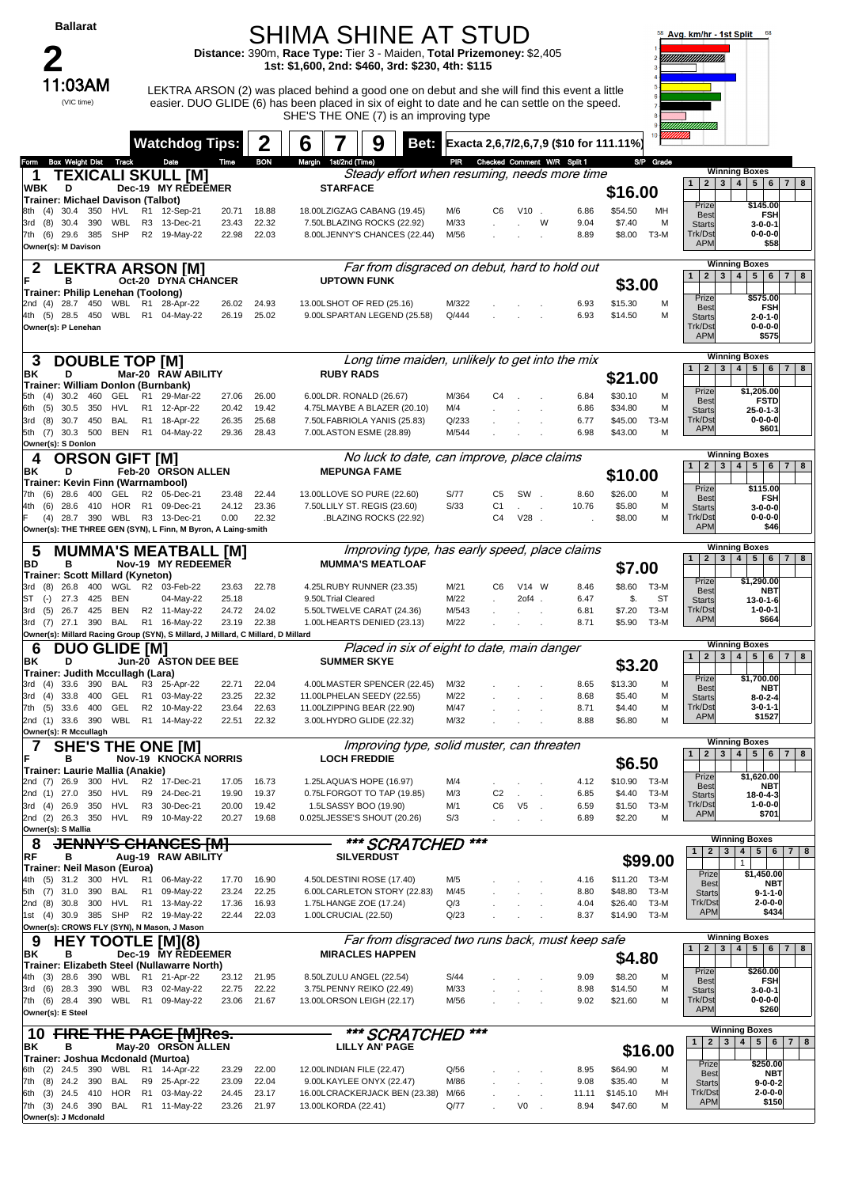Ballarat

# 2

## 11:03AM

(VIC time)

# SHIMA SHINE AT STUD

**Distance:** 390m, **Race Type:** Tier 3 - Maiden, **Total Prizemoney:** $2,405
**1st: $1,600, 2nd: $460, 3rd: $230, 4th: $115**

LEKTRA ARSON (2) was placed behind a good one on debut and she will find this event a little easier. DUO GLIDE (6) has been placed in six of eight to date and he can settle on the speed. SHE'S THE ONE (7) is an improving type

Avg. km/hr - 1st Split

**Watchdog Tips:** 2 6 7 9 **Bet:** Exacta 2,6,7/2,6,7,9 ($10 for 111.11%)

---

## 1 TEXICALI SKULL [M]

*Steady effort when resuming, needs more time*

WBK D Dec-19 MY REDEEMER — STARFACE — **$16.00**

Trainer: Michael Davison (Talbot)

| Form | Box | Weight | Dist | Track | | Date | Time | BON | Margin 1st/2nd (Time) | PIR | Checked | Comment | W/R | Split 1 | S/P | Grade |
|---|---|---|---|---|---|---|---|---|---|---|---|---|---|---|---|---|
| 8th | (4) | 30.4 | 350 | HVL | R1 | 12-Sep-21 | 20.71 | 18.88 | 18.00LZIGZAG CABANG (19.45) | M/6 | C6 | V10 | | 6.86 | $54.50 | MH |
| 3rd | (8) | 30.4 | 390 | WBL | R3 | 13-Dec-21 | 23.43 | 22.32 | 7.50LBLAZING ROCKS (22.92) | M/33 | | | W | 9.04 | $7.40 | M |
| 7th | (6) | 29.6 | 385 | SHP | R2 | 19-May-22 | 22.98 | 22.03 | 8.00LJENNY'S CHANCES (22.44) | M/56 | | | | 8.89 | $8.00 | T3-M |

Owner(s): M Davison

Winning Boxes — Prize $145.00, Best FSH, Starts 3-0-0-1, Trk/Dst 0-0-0-0, APM $58

## 2 LEKTRA ARSON [M]

*Far from disgraced on debut, hard to hold out*

F B Oct-20 DYNA CHANCER — UPTOWN FUNK — **$3.00**

Trainer: Philip Lenehan (Toolong)

| Form | Box | Weight | Dist | Track | | Date | Time | BON | Margin 1st/2nd (Time) | PIR | Checked | Comment | W/R | Split 1 | S/P | Grade |
|---|---|---|---|---|---|---|---|---|---|---|---|---|---|---|---|---|
| 2nd | (4) | 28.7 | 450 | WBL | R1 | 28-Apr-22 | 26.02 | 24.93 | 13.00LSHOT OF RED (25.16) | M/322 | | | | 6.93 | $15.30 | M |
| 4th | (5) | 28.5 | 450 | WBL | R1 | 04-May-22 | 26.19 | 25.02 | 9.00LSPARTAN LEGEND (25.58) | Q/444 | | | | 6.93 | $14.50 | M |

Owner(s): P Lenehan

Winning Boxes — Prize $575.00, Best FSH, Starts 2-0-1-0, Trk/Dst 0-0-0-0, APM $575

## 3 DOUBLE TOP [M]

*Long time maiden, unlikely to get into the mix*

BK D Mar-20 RAW ABILITY — RUBY RADS — **$21.00**

Trainer: William Donlon (Burnbank)

| Form | Box | Weight | Dist | Track | | Date | Time | BON | Margin 1st/2nd (Time) | PIR | Checked | Comment | W/R | Split 1 | S/P | Grade |
|---|---|---|---|---|---|---|---|---|---|---|---|---|---|---|---|---|
| 5th | (4) | 30.2 | 460 | GEL | R1 | 29-Mar-22 | 27.06 | 26.00 | 6.00LDR. RONALD (26.67) | M/364 | C4 | | | 6.84 | $30.10 | M |
| 6th | (5) | 30.5 | 350 | HVL | R1 | 12-Apr-22 | 20.42 | 19.42 | 4.75LMAYBE A BLAZER (20.10) | M/4 | | | | 6.86 | $34.80 | M |
| 3rd | (8) | 30.7 | 450 | BAL | R1 | 18-Apr-22 | 26.35 | 25.68 | 7.50LFABRIOLA YANIS (25.83) | Q/233 | | | | 6.77 | $45.00 | T3-M |
| 5th | (7) | 30.3 | 500 | BEN | R1 | 04-May-22 | 29.36 | 28.43 | 7.00LASTON ESME (28.89) | M/544 | | | | 6.98 | $43.00 | M |

Owner(s): S Donlon

Winning Boxes — Prize $1,205.00, Best FSTD, Starts 25-0-1-3, Trk/Dst 0-0-0-0, APM $601

## 4 ORSON GIFT [M]

*No luck to date, can improve, place claims*

BK D Feb-20 ORSON ALLEN — MEPUNGA FAME — **$10.00**

Trainer: Kevin Finn (Warrnambool)

| Form | Box | Weight | Dist | Track | | Date | Time | BON | Margin 1st/2nd (Time) | PIR | Checked | Comment | W/R | Split 1 | S/P | Grade |
|---|---|---|---|---|---|---|---|---|---|---|---|---|---|---|---|---|
| 7th | (6) | 28.6 | 400 | GEL | R2 | 05-Dec-21 | 23.48 | 22.44 | 13.00LLOVE SO PURE (22.60) | S/77 | C5 | SW | | 8.60 | $26.00 | M |
| 4th | (6) | 28.6 | 410 | HOR | R1 | 09-Dec-21 | 24.12 | 23.36 | 7.50LLILY ST. REGIS (23.60) | S/33 | C1 | | | 10.76 | $5.80 | M |
| F | (4) | 28.7 | 390 | WBL | R3 | 13-Dec-21 | 0.00 | 22.32 | .BLAZING ROCKS (22.92) | | C4 | V28 | | . | $8.00 | M |

Owner(s): THE THREE GEN (SYN), L Finn, M Byron, A Laing-smith

Winning Boxes — Prize $115.00, Best FSH, Starts 3-0-0-0, Trk/Dst 0-0-0-0, APM $46

## 5 MUMMA'S MEATBALL [M]

*Improving type, has early speed, place claims*

BD B Nov-19 MY REDEEMER — MUMMA'S MEATLOAF — **$7.00**

Trainer: Scott Millard (Kyneton)

| Form | Box | Weight | Dist | Track | | Date | Time | BON | Margin 1st/2nd (Time) | PIR | Checked | Comment | W/R | Split 1 | S/P | Grade |
|---|---|---|---|---|---|---|---|---|---|---|---|---|---|---|---|---|
| 3rd | (8) | 26.8 | 400 | WGL | R2 | 03-Feb-22 | 23.63 | 22.78 | 4.25LRUBY RUNNER (23.35) | M/21 | C6 | V14 | W | 8.46 | $8.60 | T3-M |
| ST | (-) | 27.3 | 425 | BEN | | 04-May-22 | 25.18 | | 9.50LTrial Cleared | M/22 | | 2of4 | | 6.47 | $. | ST |
| 3rd | (5) | 26.7 | 425 | BEN | R2 | 11-May-22 | 24.72 | 24.02 | 5.50LTWELVE CARAT (24.36) | M/543 | | | | 6.81 | $7.20 | T3-M |
| 3rd | (7) | 27.1 | 390 | BAL | R1 | 16-May-22 | 23.19 | 22.38 | 1.00LHEARTS DENIED (23.13) | M/22 | | | | 8.71 | $5.90 | T3-M |

Owner(s): Millard Racing Group (SYN), S Millard, J Millard, C Millard, D Millard

Winning Boxes — Prize $1,290.00, Best NBT, Starts 13-0-1-6, Trk/Dst 1-0-0-1, APM $664

## 6 DUO GLIDE [M]

*Placed in six of eight to date, main danger*

BK D Jun-20 ASTON DEE BEE — SUMMER SKYE — **$3.20**

Trainer: Judith Mccullagh (Lara)

| Form | Box | Weight | Dist | Track | | Date | Time | BON | Margin 1st/2nd (Time) | PIR | Checked | Comment | W/R | Split 1 | S/P | Grade |
|---|---|---|---|---|---|---|---|---|---|---|---|---|---|---|---|---|
| 3rd | (4) | 33.6 | 390 | BAL | R3 | 25-Apr-22 | 22.71 | 22.04 | 4.00LMASTER SPENCER (22.45) | M/32 | | | | 8.65 | $13.30 | M |
| 3rd | (4) | 33.8 | 400 | GEL | R1 | 03-May-22 | 23.25 | 22.32 | 11.00LPHELAN SEEDY (22.55) | M/22 | | | | 8.68 | $5.40 | M |
| 7th | (5) | 33.6 | 400 | GEL | R2 | 10-May-22 | 23.64 | 22.63 | 11.00LZIPPING BEAR (22.90) | M/47 | | | | 8.71 | $4.40 | M |
| 2nd | (1) | 33.6 | 390 | WBL | R1 | 14-May-22 | 22.51 | 22.32 | 3.00LHYDRO GLIDE (22.32) | M/32 | | | | 8.88 | $6.80 | M |

Owner(s): R Mccullagh

Winning Boxes — Prize $1,700.00, Best NBT, Starts 8-0-2-4, Trk/Dst 3-0-1-1, APM $1527

## 7 SHE'S THE ONE [M]

*Improving type, solid muster, can threaten*

F B Nov-19 KNOCKA NORRIS — LOCH FREDDIE — **$6.50**

Trainer: Laurie Mallia (Anakie)

| Form | Box | Weight | Dist | Track | | Date | Time | BON | Margin 1st/2nd (Time) | PIR | Checked | Comment | W/R | Split 1 | S/P | Grade |
|---|---|---|---|---|---|---|---|---|---|---|---|---|---|---|---|---|
| 2nd | (7) | 26.9 | 300 | HVL | R2 | 17-Dec-21 | 17.05 | 16.73 | 1.25LAQUA'S HOPE (16.97) | M/4 | | | | 4.12 | $10.90 | T3-M |
| 2nd | (1) | 27.0 | 350 | HVL | R9 | 24-Dec-21 | 19.90 | 19.37 | 0.75LFORGOT TO TAP (19.85) | M/3 | C2 | | | 6.85 | $4.40 | T3-M |
| 3rd | (4) | 26.9 | 350 | HVL | R3 | 30-Dec-21 | 20.00 | 19.42 | 1.5LSASSY BOO (19.90) | M/1 | C6 | V5 | | 6.59 | $1.50 | T3-M |
| 2nd | (2) | 26.3 | 350 | HVL | R9 | 10-May-22 | 20.27 | 19.68 | 0.025LJESSE'S SHOUT (20.26) | S/3 | | | | 6.89 | $2.20 | M |

Owner(s): S Mallia

Winning Boxes — Prize $1,620.00, Best NBT, Starts 18-0-4-3, Trk/Dst 1-0-0-0, APM $701

## 8 ~~JENNY'S CHANCES [M]~~

*\*\*\* SCRATCHED \*\*\**

RF B Aug-19 RAW ABILITY — SILVERDUST — **$99.00**

Trainer: Neil Mason (Euroa)

| Form | Box | Weight | Dist | Track | | Date | Time | BON | Margin 1st/2nd (Time) | PIR | Checked | Comment | W/R | Split 1 | S/P | Grade |
|---|---|---|---|---|---|---|---|---|---|---|---|---|---|---|---|---|
| 4th | (5) | 31.2 | 300 | HVL | R1 | 06-May-22 | 17.70 | 16.90 | 4.50LDESTINI ROSE (17.40) | M/5 | | | | 4.16 | $11.20 | T3-M |
| 5th | (7) | 31.0 | 390 | BAL | R1 | 09-May-22 | 23.24 | 22.25 | 6.00LCARLETON STORY (22.83) | M/45 | | | | 8.80 | $48.80 | T3-M |
| 2nd | (8) | 30.8 | 300 | HVL | R1 | 13-May-22 | 17.36 | 16.93 | 1.75LHANGE ZOE (17.24) | Q/3 | | | | 4.04 | $26.40 | T3-M |
| 1st | (4) | 30.9 | 385 | SHP | R2 | 19-May-22 | 22.44 | 22.03 | 1.00LCRUCIAL (22.50) | Q/23 | | | | 8.37 | $14.90 | T3-M |

Owner(s): CROWS FLY (SYN), N Mason, J Mason

Winning Boxes — Prize $1,450.00, Best NBT, Starts 9-1-1-0, Trk/Dst 2-0-0-0, APM $434

## 9 HEY TOOTLE [M](8)

*Far from disgraced two runs back, must keep safe*

BK B Dec-19 MY REDEEMER — MIRACLES HAPPEN — **$4.80**

Trainer: Elizabeth Steel (Nullawarre North)

| Form | Box | Weight | Dist | Track | | Date | Time | BON | Margin 1st/2nd (Time) | PIR | Checked | Comment | W/R | Split 1 | S/P | Grade |
|---|---|---|---|---|---|---|---|---|---|---|---|---|---|---|---|---|
| 4th | (3) | 28.6 | 390 | WBL | R1 | 21-Apr-22 | 23.12 | 21.95 | 8.50LZULU ANGEL (22.54) | S/44 | | | | 9.09 | $8.20 | M |
| 3rd | (6) | 28.3 | 390 | WBL | R3 | 02-May-22 | 22.75 | 22.22 | 3.75LPENNY REIKO (22.49) | M/33 | | | | 8.98 | $14.50 | M |
| 7th | (6) | 28.4 | 390 | WBL | R1 | 09-May-22 | 23.06 | 21.67 | 13.00LORSON LEIGH (22.17) | M/56 | | | | 9.02 | $21.60 | M |

Owner(s): E Steel

Winning Boxes — Prize $260.00, Best FSH, Starts 3-0-0-1, Trk/Dst 0-0-0-0, APM $260

## 10 ~~FIRE THE PAGE [M]Res.~~

*\*\*\* SCRATCHED \*\*\**

BK B May-20 ORSON ALLEN — LILLY AN' PAGE — **$16.00**

Trainer: Joshua Mcdonald (Murtoa)

| Form | Box | Weight | Dist | Track | | Date | Time | BON | Margin 1st/2nd (Time) | PIR | Checked | Comment | W/R | Split 1 | S/P | Grade |
|---|---|---|---|---|---|---|---|---|---|---|---|---|---|---|---|---|
| 6th | (2) | 24.5 | 390 | WBL | R1 | 14-Apr-22 | 23.29 | 22.00 | 12.00LINDIAN FILE (22.47) | Q/56 | | | | 8.95 | $64.90 | M |
| 7th | (8) | 24.2 | 390 | BAL | R9 | 25-Apr-22 | 23.09 | 22.04 | 9.00LKAYLEE ONYX (22.47) | M/86 | | | | 9.08 | $35.40 | M |
| 6th | (3) | 24.5 | 410 | HOR | R1 | 03-May-22 | 24.45 | 23.17 | 16.00LCRACKERJACK BEN (23.38) | M/66 | | | | 11.11 | $145.10 | MH |
| 7th | (3) | 24.6 | 390 | BAL | R1 | 11-May-22 | 23.26 | 21.97 | 13.00LKORDA (22.41) | Q/77 | | V0 | | 8.94 | $47.60 | M |

Owner(s): J Mcdonald

Winning Boxes — Prize $250.00, Best NBT, Starts 9-0-0-2, Trk/Dst 2-0-0-0, APM $150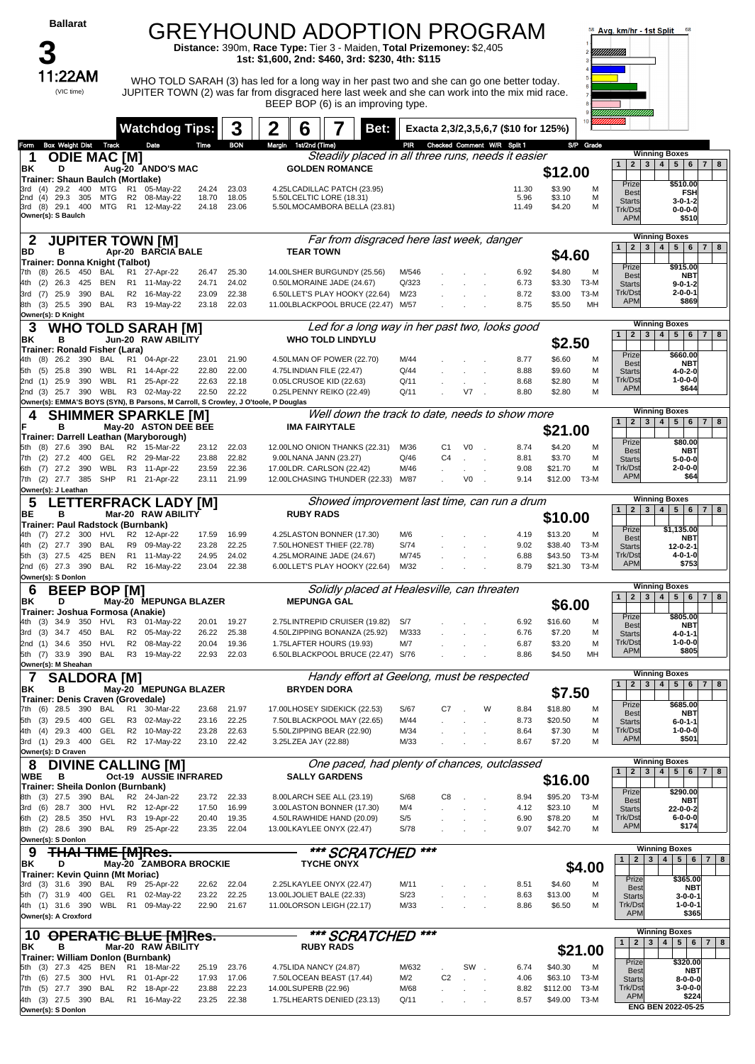**Ballarat**

# 3

**11:22AM** (VIC time)

# GREYHOUND ADOPTION PROGRAM

**Distance:** 390m, **Race Type:** Tier 3 - Maiden, **Total Prizemoney:** $2,405
**1st: $1,600, 2nd: $460, 3rd: $230, 4th: $115**

WHO TOLD SARAH (3) has led for a long way in her past two and she can go one better today. JUPITER TOWN (2) was far from disgraced here last week and she can work into the mix mid race. BEEP BOP (6) is an improving type.

Avg. km/hr - 1st Split 58 68

**Watchdog Tips:** 3 2 6 7 **Bet:** Exacta 2,3/2,3,5,6,7 ($10 for 125%)

| Form | Box | Weight | Dist | Track | | Date | Time | BON | Margin | 1st/2nd (Time) | PIR | Checked | Comment | W/R | Split 1 | S/P | Grade |
|---|---|---|---|---|---|---|---|---|---|---|---|---|---|---|---|---|---|

## 1 ODIE MAC [M]
BK D Aug-20 ANDO'S MAC — GOLDEN ROMANCE
*Steadily placed in all three runs, needs it easier*
Trainer: Shaun Baulch (Mortlake) — **$12.00**

| Form | Box | Weight | Dist | Track | | Date | Time | BON | Margin / 1st/2nd (Time) | PIR | Checked | Comment | W/R | Split 1 | S/P | Grade |
|---|---|---|---|---|---|---|---|---|---|---|---|---|---|---|---|---|
| 3rd | (4) | 29.2 | 400 | MTG | R1 | 05-May-22 | 24.24 | 23.03 | 4.25LCADILLAC PATCH (23.95) | | | | | 11.30 | $3.90 | M |
| 2nd | (4) | 29.3 | 305 | MTG | R2 | 08-May-22 | 18.70 | 18.05 | 5.50LCELTIC LORE (18.31) | | | | | 5.96 | $3.10 | M |
| 3rd | (8) | 29.1 | 400 | MTG | R1 | 12-May-22 | 24.18 | 23.06 | 5.50LMOCAMBORA BELLA (23.81) | | | | | 11.49 | $4.20 | M |

Owner(s): S Baulch

Winning Boxes: 1 2 3 4 5 6 7 8 — Prize $510.00; Best FSH; Starts 3-0-1-2; Trk/Dst 0-0-0-0; APM $510

## 2 JUPITER TOWN [M]
BD B Apr-20 BARCIA BALE — TEAR TOWN
*Far from disgraced here last week, danger*
Trainer: Donna Knight (Talbot) — **$4.60**

| Form | Box | Weight | Dist | Track | | Date | Time | BON | Margin / 1st/2nd (Time) | PIR | Checked | Comment | W/R | Split 1 | S/P | Grade |
|---|---|---|---|---|---|---|---|---|---|---|---|---|---|---|---|---|
| 7th | (8) | 26.5 | 450 | BAL | R1 | 27-Apr-22 | 26.47 | 25.30 | 14.00LSHER BURGUNDY (25.56) | M/546 | . | . | . | 6.92 | $4.80 | M |
| 4th | (2) | 26.3 | 425 | BEN | R1 | 11-May-22 | 24.71 | 24.02 | 0.50LMORAINE JADE (24.67) | Q/323 | . | . | . | 6.73 | $3.30 | T3-M |
| 3rd | (7) | 25.9 | 390 | BAL | R2 | 16-May-22 | 23.09 | 22.38 | 6.50LLET'S PLAY HOOKY (22.64) | M/23 | . | . | . | 8.72 | $3.00 | T3-M |
| 8th | (3) | 25.5 | 390 | BAL | R3 | 19-May-22 | 23.18 | 22.03 | 11.00LBLACKPOOL BRUCE (22.47) | M/57 | . | . | . | 8.75 | $5.50 | MH |

Owner(s): D Knight

Winning Boxes: 1 2 3 4 5 6 7 8 — Prize $915.00; Best NBT; Starts 9-0-1-2; Trk/Dst 2-0-0-1; APM $869

## 3 WHO TOLD SARAH [M]
BK B Jun-20 RAW ABILITY — WHO TOLD LINDYLU
*Led for a long way in her past two, looks good*
Trainer: Ronald Fisher (Lara) — **$2.50**

| Form | Box | Weight | Dist | Track | | Date | Time | BON | Margin / 1st/2nd (Time) | PIR | Checked | Comment | W/R | Split 1 | S/P | Grade |
|---|---|---|---|---|---|---|---|---|---|---|---|---|---|---|---|---|
| 4th | (8) | 26.2 | 390 | BAL | R1 | 04-Apr-22 | 23.01 | 21.90 | 4.50LMAN OF POWER (22.70) | M/44 | . | . | . | 8.77 | $6.60 | M |
| 5th | (5) | 25.8 | 390 | WBL | R1 | 14-Apr-22 | 22.80 | 22.00 | 4.75LINDIAN FILE (22.47) | Q/44 | . | . | . | 8.88 | $9.60 | M |
| 2nd | (1) | 25.9 | 390 | WBL | R1 | 25-Apr-22 | 22.63 | 22.18 | 0.05LCRUSOE KID (22.63) | Q/11 | . | . | . | 8.68 | $2.80 | M |
| 2nd | (3) | 25.7 | 390 | WBL | R3 | 02-May-22 | 22.50 | 22.22 | 0.25LPENNY REIKO (22.49) | Q/11 | . | V7 | . | 8.80 | $2.80 | M |

Owner(s): EMMA'S BOYS (SYN), B Parsons, M Carroll, S Crowley, J O'toole, P Douglas

Winning Boxes: 1 2 3 4 5 6 7 8 — Prize $660.00; Best NBT; Starts 4-0-2-0; Trk/Dst 1-0-0-0; APM $644

## 4 SHIMMER SPARKLE [M]
F B May-20 ASTON DEE BEE — IMA FAIRYTALE
*Well down the track to date, needs to show more*
Trainer: Darrell Leathan (Maryborough) — **$21.00**

| Form | Box | Weight | Dist | Track | | Date | Time | BON | Margin / 1st/2nd (Time) | PIR | Checked | Comment | W/R | Split 1 | S/P | Grade |
|---|---|---|---|---|---|---|---|---|---|---|---|---|---|---|---|---|
| 5th | (8) | 27.6 | 390 | BAL | R2 | 15-Mar-22 | 23.12 | 22.03 | 12.00LNO ONION THANKS (22.31) | M/36 | C1 | V0 | . | 8.74 | $4.20 | M |
| 7th | (2) | 27.2 | 400 | GEL | R2 | 29-Mar-22 | 23.88 | 22.82 | 9.00LNANA JANN (23.27) | Q/46 | C4 | . | . | 8.81 | $3.70 | M |
| 6th | (7) | 27.2 | 390 | WBL | R3 | 11-Apr-22 | 23.59 | 22.36 | 17.00LDR. CARLSON (22.42) | M/46 | . | . | . | 9.08 | $21.70 | M |
| 7th | (2) | 27.7 | 385 | SHP | R1 | 21-Apr-22 | 23.11 | 21.99 | 12.00LCHASING THUNDER (22.33) | M/87 | . | V0 | . | 9.14 | $12.00 | T3-M |

Owner(s): J Leathan

Winning Boxes: 1 2 3 4 5 6 7 8 — Prize $80.00; Best NBT; Starts 5-0-0-0; Trk/Dst 2-0-0-0; APM $64

## 5 LETTERFRACK LADY [M]
BE B Mar-20 RAW ABILITY — RUBY RADS
*Showed improvement last time, can run a drum*
Trainer: Paul Radstock (Burnbank) — **$10.00**

| Form | Box | Weight | Dist | Track | | Date | Time | BON | Margin / 1st/2nd (Time) | PIR | Checked | Comment | W/R | Split 1 | S/P | Grade |
|---|---|---|---|---|---|---|---|---|---|---|---|---|---|---|---|---|
| 4th | (7) | 27.2 | 300 | HVL | R2 | 12-Apr-22 | 17.59 | 16.99 | 4.25LASTON BONNER (17.30) | M/6 | . | . | . | 4.19 | $13.20 | M |
| 4th | (2) | 27.7 | 390 | BAL | R9 | 09-May-22 | 23.28 | 22.25 | 7.50LHONEST THIEF (22.78) | S/74 | . | . | . | 9.02 | $38.40 | T3-M |
| 5th | (3) | 27.5 | 425 | BEN | R1 | 11-May-22 | 24.95 | 24.02 | 4.25LMORAINE JADE (24.67) | M/745 | . | . | . | 6.88 | $43.50 | T3-M |
| 2nd | (6) | 27.3 | 390 | BAL | R2 | 16-May-22 | 23.04 | 22.38 | 6.00LLET'S PLAY HOOKY (22.64) | M/32 | . | . | . | 8.79 | $21.30 | T3-M |

Owner(s): S Donlon

Winning Boxes: 1 2 3 4 5 6 7 8 — Prize $1,135.00; Best NBT; Starts 12-0-2-1; Trk/Dst 4-0-1-0; APM $753

## 6 BEEP BOP [M]
BK D May-20 MEPUNGA BLAZER — MEPUNGA GAL
*Solidly placed at Healesville, can threaten*
Trainer: Joshua Formosa (Anakie) — **$6.00**

| Form | Box | Weight | Dist | Track | | Date | Time | BON | Margin / 1st/2nd (Time) | PIR | Checked | Comment | W/R | Split 1 | S/P | Grade |
|---|---|---|---|---|---|---|---|---|---|---|---|---|---|---|---|---|
| 4th | (3) | 34.9 | 350 | HVL | R3 | 01-May-22 | 20.01 | 19.27 | 2.75LINTREPID CRUISER (19.82) | S/7 | . | . | . | 6.92 | $16.60 | M |
| 3rd | (3) | 34.7 | 450 | BAL | R2 | 05-May-22 | 26.22 | 25.38 | 4.50LZIPPING BONANZA (25.92) | M/333 | . | . | . | 6.76 | $7.20 | M |
| 2nd | (1) | 34.6 | 350 | HVL | R2 | 08-May-22 | 20.04 | 19.36 | 1.75LAFTER HOURS (19.93) | M/7 | . | . | . | 6.87 | $3.20 | M |
| 5th | (7) | 33.9 | 390 | BAL | R3 | 19-May-22 | 22.93 | 22.03 | 6.50LBLACKPOOL BRUCE (22.47) | S/76 | . | . | . | 8.86 | $4.50 | MH |

Owner(s): M Sheahan

Winning Boxes: 1 2 3 4 5 6 7 8 — Prize $805.00; Best NBT; Starts 4-0-1-1; Trk/Dst 1-0-0-0; APM $805

## 7 SALDORA [M]
BK B May-20 MEPUNGA BLAZER — BRYDEN DORA
*Handy effort at Geelong, must be respected*
Trainer: Denis Craven (Grovedale) — **$7.50**

| Form | Box | Weight | Dist | Track | | Date | Time | BON | Margin / 1st/2nd (Time) | PIR | Checked | Comment | W/R | Split 1 | S/P | Grade |
|---|---|---|---|---|---|---|---|---|---|---|---|---|---|---|---|---|
| 7th | (6) | 28.5 | 390 | BAL | R1 | 30-Mar-22 | 23.68 | 21.97 | 17.00LHOSEY SIDEKICK (22.53) | S/67 | C7 | . | W | 8.84 | $18.80 | M |
| 5th | (3) | 29.5 | 400 | GEL | R3 | 02-May-22 | 23.16 | 22.25 | 7.50LBLACKPOOL MAY (22.65) | M/44 | . | . | . | 8.73 | $20.50 | M |
| 4th | (4) | 29.3 | 400 | GEL | R2 | 10-May-22 | 23.28 | 22.63 | 5.50LZIPPING BEAR (22.90) | M/34 | . | . | . | 8.64 | $7.30 | M |
| 3rd | (1) | 29.3 | 400 | GEL | R2 | 17-May-22 | 23.10 | 22.42 | 3.25LZEA JAY (22.88) | M/33 | . | . | . | 8.67 | $7.20 | M |

Owner(s): D Craven

Winning Boxes: 1 2 3 4 5 6 7 8 — Prize $685.00; Best NBT; Starts 6-0-1-1; Trk/Dst 1-0-0-0; APM $501

## 8 DIVINE CALLING [M]
WBE B Oct-19 AUSSIE INFRARED — SALLY GARDENS
*One paced, had plenty of chances, outclassed*
Trainer: Sheila Donlon (Burnbank) — **$16.00**

| Form | Box | Weight | Dist | Track | | Date | Time | BON | Margin / 1st/2nd (Time) | PIR | Checked | Comment | W/R | Split 1 | S/P | Grade |
|---|---|---|---|---|---|---|---|---|---|---|---|---|---|---|---|---|
| 8th | (3) | 27.5 | 390 | BAL | R2 | 24-Jan-22 | 23.72 | 22.33 | 8.00LARCH SEE ALL (23.19) | S/68 | C8 | . | . | 8.94 | $95.20 | T3-M |
| 3rd | (6) | 28.7 | 300 | HVL | R2 | 12-Apr-22 | 17.50 | 16.99 | 3.00LASTON BONNER (17.30) | M/4 | . | . | . | 4.12 | $23.10 | M |
| 6th | (2) | 28.5 | 350 | HVL | R3 | 19-Apr-22 | 20.40 | 19.35 | 4.50LRAWHIDE HAND (20.09) | S/5 | . | . | . | 6.90 | $78.20 | M |
| 8th | (2) | 28.6 | 390 | BAL | R9 | 25-Apr-22 | 23.35 | 22.04 | 13.00LKAYLEE ONYX (22.47) | S/78 | . | . | . | 9.07 | $42.70 | M |

Owner(s): S Donlon

Winning Boxes: 1 2 3 4 5 6 7 8 — Prize $290.00; Best NBT; Starts 22-0-0-2; Trk/Dst 6-0-0-0; APM $174

## 9 ~~THAI TIME [M]Res.~~ *** SCRATCHED ***
BK D May-20 ZAMBORA BROCKIE — TYCHE ONYX
Trainer: Kevin Quinn (Mt Moriac) — **$4.00**

| Form | Box | Weight | Dist | Track | | Date | Time | BON | Margin / 1st/2nd (Time) | PIR | Checked | Comment | W/R | Split 1 | S/P | Grade |
|---|---|---|---|---|---|---|---|---|---|---|---|---|---|---|---|---|
| 3rd | (3) | 31.6 | 390 | BAL | R9 | 25-Apr-22 | 22.62 | 22.04 | 2.25LKAYLEE ONYX (22.47) | M/11 | . | . | . | 8.51 | $4.60 | M |
| 5th | (7) | 31.9 | 400 | GEL | R1 | 02-May-22 | 23.22 | 22.25 | 13.00LJOLIET BALE (22.33) | S/23 | . | . | . | 8.63 | $13.00 | M |
| 4th | (1) | 31.6 | 390 | WBL | R1 | 09-May-22 | 22.90 | 21.67 | 11.00LORSON LEIGH (22.17) | M/33 | . | . | . | 8.86 | $6.50 | M |

Owner(s): A Croxford

Winning Boxes: 1 2 3 4 5 6 7 8 — Prize $365.00; Best NBT; Starts 3-0-0-1; Trk/Dst 1-0-0-1; APM $365

## 10 ~~OPERATIC BLUE [M]Res.~~ *** SCRATCHED ***
BK B Mar-20 RAW ABILITY — RUBY RADS
Trainer: William Donlon (Burnbank) — **$21.00**

| Form | Box | Weight | Dist | Track | | Date | Time | BON | Margin / 1st/2nd (Time) | PIR | Checked | Comment | W/R | Split 1 | S/P | Grade |
|---|---|---|---|---|---|---|---|---|---|---|---|---|---|---|---|---|
| 5th | (3) | 27.3 | 425 | BEN | R1 | 18-Mar-22 | 25.19 | 23.76 | 4.75LIDA NANCY (24.87) | M/632 | . | SW | . | 6.74 | $40.30 | M |
| 7th | (6) | 27.5 | 300 | HVL | R1 | 01-Apr-22 | 17.93 | 17.06 | 7.50LOCEAN BEAST (17.44) | M/2 | C2 | . | . | 4.06 | $63.10 | T3-M |
| 7th | (5) | 27.7 | 390 | BAL | R2 | 18-Apr-22 | 23.88 | 22.23 | 14.00LSUPERB (22.96) | M/68 | . | . | . | 8.82 | $112.00 | T3-M |
| 4th | (3) | 27.5 | 390 | BAL | R1 | 16-May-22 | 23.25 | 22.38 | 1.75LHEARTS DENIED (23.13) | Q/11 | . | . | . | 8.57 | $49.00 | T3-M |

Owner(s): S Donlon

Winning Boxes: 1 2 3 4 5 6 7 8 — Prize $320.00; Best NBT; Starts 8-0-0-0; Trk/Dst 3-0-0-0; APM $224; ENG BEN 2022-05-25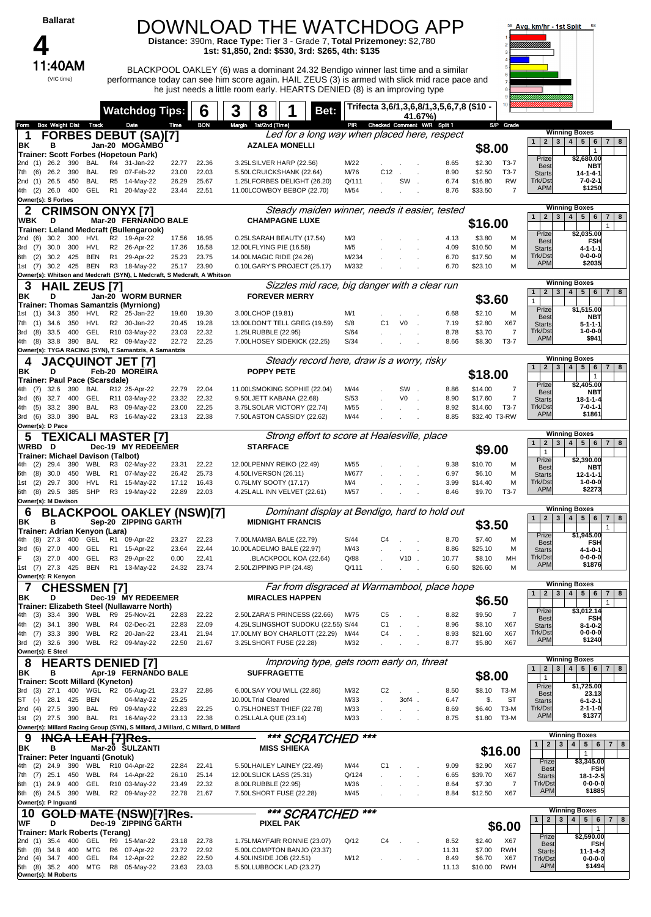Ballarat

# 4

11:40AM

(VIC time)

# DOWNLOAD THE WATCHDOG APP

**Distance:** 390m, **Race Type:** Tier 3 - Grade 7, **Total Prizemoney:** $2,780
**1st: $1,850, 2nd: $530, 3rd: $265, 4th: $135**

BLACKPOOL OAKLEY (6) was a dominant 24.32 Bendigo winner last time and a similar performance today can see him score again. HAIL ZEUS (3) is armed with slick mid race pace and he just needs a little room early. HEARTS DENIED (8) is an improving type

58 Avg. km/hr - 1st Split 68

1 2 3 4 5 6 7 8 9 10

**Watchdog Tips:** 6 3 8 1 **Bet:**

**Trifecta 3,6/1,3,6,8/1,3,5,6,7,8 ($10 - 41.67%)**

| Form | Box | Weight | Dist | Track | | Date | Time | BON | Margin | 1st/2nd (Time) | PIR | Checked | Comment | W/R | Split 1 | S/P | Grade |
|---|---|---|---|---|---|---|---|---|---|---|---|---|---|---|---|---|---|

## 1 FORBES DEBUT (SA)[7]

*Led for a long way when placed here, respect*

BK B Jan-20 MOGAMBO — AZALEA MONELLI

**$8.00**

Trainer: Scott Forbes (Hopetoun Park)

| | | | | | | | | | | | | | | | |
|---|---|---|---|---|---|---|---|---|---|---|---|---|---|---|---|
| 2nd | (1) | 26.2 | 390 | BAL | R4 | 31-Jan-22 | 22.77 | 22.36 | 3.25 | LSILVER HARP (22.56) | M/22 | | 8.65 | $2.30 | T3-7 |
| 7th | (6) | 26.2 | 390 | BAL | R9 | 07-Feb-22 | 23.00 | 22.03 | 5.50 | LCRUICKSHANK (22.64) | M/76 | C12 | 8.90 | $2.50 | T3-7 |
| 2nd | (1) | 26.5 | 450 | BAL | R5 | 14-May-22 | 26.29 | 25.67 | 1.25 | LFORBES DELIGHT (26.20) | Q/111 | SW | 6.74 | $16.80 | RW |
| 4th | (2) | 26.0 | 400 | GEL | R1 | 20-May-22 | 23.44 | 22.51 | 11.00 | LCOWBOY BEBOP (22.70) | M/54 | | 8.76 | $33.50 | 7 |

Owner(s): S Forbes

Winning Boxes: 1 2 3 4 5 6 7 8 — 1 (box 6)
Prize $2,680.00 | Best NBT | Starts 14-1-4-1 | Trk/Dst 7-0-2-1 | APM $1250

## 2 CRIMSON ONYX [7]

*Steady maiden winner, needs it easier, tested*

WBK D Mar-20 FERNANDO BALE — CHAMPAGNE LUXE

**$16.00**

Trainer: Leland Medcraft (Bullengarook)

| | | | | | | | | | | | | | | | |
|---|---|---|---|---|---|---|---|---|---|---|---|---|---|---|---|
| 2nd | (6) | 30.2 | 300 | HVL | R2 | 19-Apr-22 | 17.56 | 16.95 | 0.25 | LSARAH BEAUTY (17.54) | M/3 | | 4.13 | $3.80 | M |
| 3rd | (7) | 30.0 | 300 | HVL | R2 | 26-Apr-22 | 17.36 | 16.58 | 12.00 | LFLYING PIE (16.58) | M/5 | | 4.09 | $10.50 | M |
| 6th | (2) | 30.2 | 425 | BEN | R1 | 29-Apr-22 | 25.23 | 23.75 | 14.00 | LMAGIC RIDE (24.26) | M/234 | | 6.70 | $17.50 | M |
| 1st | (7) | 30.2 | 425 | BEN | R3 | 18-May-22 | 25.17 | 23.90 | 0.10 | LGARY'S PROJECT (25.17) | M/332 | | 6.70 | $23.10 | M |

Owner(s): Whitson and Medcraft (SYN), L Medcraft, S Medcraft, A Whitson

Winning Boxes: 1 2 3 4 5 6 7 8 — 1 (box 7)
Prize $2,035.00 | Best FSH | Starts 4-1-1-1 | Trk/Dst 0-0-0-0 | APM $2035

## 3 HAIL ZEUS [7]

*Sizzles mid race, big danger with a clear run*

BK D Jan-20 WORM BURNER — FOREVER MERRY

**$3.60**

Trainer: Thomas Samantzis (Myrniong)

| | | | | | | | | | | | | | | | |
|---|---|---|---|---|---|---|---|---|---|---|---|---|---|---|---|
| 1st | (1) | 34.3 | 350 | HVL | R2 | 25-Jan-22 | 19.60 | 19.30 | 3.00 | CHOP (19.81) | M/1 | | 6.68 | $2.10 | M |
| 7th | (1) | 34.6 | 350 | HVL | R2 | 30-Jan-22 | 20.45 | 19.28 | 13.00 | DON'T TELL GREG (19.59) | S/8 | C1 V0 | 7.19 | $2.80 | X67 |
| 3rd | (8) | 33.5 | 400 | GEL | R10 | 03-May-22 | 23.03 | 22.32 | 1.25 | RUBBLE (22.95) | S/64 | | 8.78 | $3.70 | 7 |
| 4th | (8) | 33.8 | 390 | BAL | R2 | 09-May-22 | 22.72 | 22.25 | 7.00 | LHOSEY SIDEKICK (22.25) | S/34 | | 8.66 | $8.30 | T3-7 |

Owner(s): TYGA RACING (SYN), T Samantzis, A Samantzis

Winning Boxes: 1 2 3 4 5 6 7 8 — 1 (box 1)
Prize $1,515.00 | Best NBT | Starts 5-1-1-1 | Trk/Dst 1-0-0-0 | APM $941

## 4 JACQUINOT JET [7]

*Steady record here, draw is a worry, risky*

BK D Feb-20 MOREIRA — POPPY PETE

**$18.00**

Trainer: Paul Pace (Scarsdale)

| | | | | | | | | | | | | | | | |
|---|---|---|---|---|---|---|---|---|---|---|---|---|---|---|---|
| 4th | (7) | 32.6 | 390 | BAL | R12 | 25-Apr-22 | 22.79 | 22.04 | 11.00 | LSMOKING SOPHIE (22.04) | M/44 | SW | 8.86 | $14.00 | 7 |
| 3rd | (6) | 32.7 | 400 | GEL | R11 | 03-May-22 | 23.32 | 22.32 | 9.50 | LJETT KABANA (22.68) | S/53 | V0 | 8.90 | $17.60 | 7 |
| 4th | (5) | 33.2 | 390 | BAL | R3 | 09-May-22 | 23.00 | 22.25 | 3.75 | LSOLAR VICTORY (22.74) | M/55 | | 8.92 | $14.60 | T3-7 |
| 3rd | (6) | 33.0 | 390 | BAL | R3 | 16-May-22 | 23.13 | 22.38 | 7.50 | LASTON CASSIDY (22.62) | M/44 | | 8.85 | $32.40 | T3-RW |

Owner(s): D Pace

Winning Boxes: 1 2 3 4 5 6 7 8 — 1 (box 6)
Prize $2,405.00 | Best NBT | Starts 18-1-1-4 | Trk/Dst 7-0-1-1 | APM $1861

## 5 TEXICALI MASTER [7]

*Strong effort to score at Healesville, place*

WRBD D Dec-19 MY REDEEMER — STARFACE

**$9.00**

Trainer: Michael Davison (Talbot)

| | | | | | | | | | | | | | | | |
|---|---|---|---|---|---|---|---|---|---|---|---|---|---|---|---|
| 4th | (2) | 29.4 | 390 | WBL | R3 | 02-May-22 | 23.31 | 22.22 | 12.00 | LPENNY REIKO (22.49) | M/55 | | 9.38 | $10.70 | M |
| 6th | (8) | 30.0 | 450 | WBL | R1 | 07-May-22 | 26.42 | 25.73 | 4.50 | LIVERSON (26.11) | M/677 | | 6.97 | $6.10 | M |
| 1st | (2) | 29.7 | 300 | HVL | R1 | 15-May-22 | 17.12 | 16.43 | 0.75 | LMY SOOTY (17.17) | M/4 | | 3.99 | $14.40 | M |
| 6th | (8) | 29.5 | 385 | SHP | R3 | 19-May-22 | 22.89 | 22.03 | 4.25 | LALL INN VELVET (22.61) | M/57 | | 8.46 | $9.70 | T3-7 |

Owner(s): M Davison

Winning Boxes: 1 2 3 4 5 6 7 8 — 1 (box 2)
Prize $2,390.00 | Best NBT | Starts 12-1-1-1 | Trk/Dst 1-0-0-0 | APM $2273

## 6 BLACKPOOL OAKLEY (NSW)[7]

*Dominant display at Bendigo, hard to hold out*

BK B Sep-20 ZIPPING GARTH — MIDNIGHT FRANCIS

**$3.50**

Trainer: Adrian Kenyon (Lara)

| | | | | | | | | | | | | | | | |
|---|---|---|---|---|---|---|---|---|---|---|---|---|---|---|---|
| 4th | (8) | 27.3 | 400 | GEL | R1 | 09-Apr-22 | 23.27 | 22.23 | 7.00 | LMAMBA BALE (22.79) | S/44 | C4 | 8.70 | $7.40 | M |
| 3rd | (6) | 27.0 | 400 | GEL | R1 | 15-Apr-22 | 23.64 | 22.44 | 10.00 | LADELMO BALE (22.97) | M/43 | | 8.86 | $25.10 | M |
| F | (3) | 27.0 | 400 | GEL | R3 | 29-Apr-22 | 0.00 | 22.41 | | .BLACKPOOL KOA (22.64) | Q/88 | V10 | 10.77 | $8.10 | MH |
| 1st | (7) | 27.3 | 425 | BEN | R1 | 13-May-22 | 24.32 | 23.74 | 2.50 | LZIPPING PIP (24.48) | Q/111 | | 6.60 | $26.60 | M |

Owner(s): R Kenyon

Winning Boxes: 1 2 3 4 5 6 7 8 — 1 (box 7)
Prize $1,945.00 | Best FSH | Starts 4-1-0-1 | Trk/Dst 0-0-0-0 | APM $1876

## 7 CHESSMEN [7]

*Far from disgraced at Warrnambool, place hope*

BK D Dec-19 MY REDEEMER — MIRACLES HAPPEN

**$6.50**

Trainer: Elizabeth Steel (Nullawarre North)

| | | | | | | | | | | | | | | | |
|---|---|---|---|---|---|---|---|---|---|---|---|---|---|---|---|
| 4th | (3) | 33.4 | 390 | WBL | R9 | 25-Nov-21 | 22.83 | 22.22 | 2.50 | LZARA'S PRINCESS (22.66) | M/75 | C5 | 8.82 | $9.50 | 7 |
| 4th | (2) | 34.1 | 390 | WBL | R4 | 02-Dec-21 | 22.83 | 22.09 | 4.25 | LSLINGSHOT SUDOKU (22.55) | S/44 | C1 | 8.96 | $8.10 | X67 |
| 4th | (7) | 33.3 | 390 | WBL | R2 | 20-Jan-22 | 23.41 | 21.94 | 17.00 | LBOY CHARLOTT (22.29) | M/44 | C4 | 8.93 | $21.60 | X67 |
| 3rd | (2) | 32.6 | 390 | WBL | R2 | 09-May-22 | 22.50 | 21.67 | 3.25 | LSHORT FUSE (22.28) | M/32 | | 8.77 | $5.80 | X67 |

Owner(s): E Steel

Winning Boxes: 1 2 3 4 5 6 7 8 — 1 (box 7)
Prize $3,012.14 | Best FSH | Starts 8-1-0-2 | Trk/Dst 0-0-0-0 | APM $1240

## 8 HEARTS DENIED [7]

*Improving type, gets room early on, threat*

BK B Apr-19 FERNANDO BALE — SUFFRAGETTE

**$8.00**

Trainer: Scott Millard (Kyneton)

| | | | | | | | | | | | | | | | |
|---|---|---|---|---|---|---|---|---|---|---|---|---|---|---|---|
| 3rd | (3) | 27.1 | 400 | WGL | R2 | 05-Aug-21 | 23.27 | 22.86 | 6.00 | LSAY YOU WILL (22.86) | M/32 | C2 | 8.50 | $8.10 | T3-M |
| ST | (-) | 28.1 | 425 | BEN | | 04-May-22 | 25.25 | | 10.00 | LTrial Cleared | M/33 | 3of4 | 6.47 | $. | ST |
| 2nd | (4) | 27.5 | 390 | BAL | R9 | 09-May-22 | 22.83 | 22.25 | 0.75 | LHONEST THIEF (22.78) | M/33 | | 8.69 | $6.40 | T3-M |
| 1st | (2) | 27.5 | 390 | BAL | R1 | 16-May-22 | 23.13 | 22.38 | 0.25 | LLALA QUE (23.14) | M/33 | | 8.75 | $1.80 | T3-M |

Owner(s): Millard Racing Group (SYN), S Millard, J Millard, C Millard, D Millard

Winning Boxes: 1 2 3 4 5 6 7 8 — 1 (box 2)
Prize $1,725.00 | Best 23.13 | Starts 5-1-2-1 | Trk/Dst 2-1-1-0 | APM $1377

## 9 ~~INGA LEAH [7]Res.~~

*\*\*\* SCRATCHED \*\*\**

BK B Mar-20 SULZANTI — MISS SHIEKA

**$16.00**

Trainer: Peter Inguanti (Gnotuk)

| | | | | | | | | | | | | | | | |
|---|---|---|---|---|---|---|---|---|---|---|---|---|---|---|---|
| 4th | (2) | 24.9 | 390 | WBL | R10 | 04-Apr-22 | 22.84 | 22.41 | 5.50 | LHAILEY LAINEY (22.49) | M/44 | C1 | 9.09 | $2.90 | X67 |
| 7th | (7) | 25.1 | 450 | WBL | R4 | 14-Apr-22 | 26.10 | 25.14 | 12.00 | LSLICK LASS (25.31) | Q/124 | | 6.65 | $39.70 | X67 |
| 6th | (1) | 24.9 | 400 | GEL | R10 | 03-May-22 | 23.49 | 22.32 | 8.00 | LRUBBLE (22.95) | M/36 | | 8.64 | $7.30 | 7 |
| 6th | (6) | 24.5 | 390 | WBL | R2 | 09-May-22 | 22.78 | 21.67 | 7.50 | LSHORT FUSE (22.28) | M/45 | | 8.84 | $12.50 | X67 |

Owner(s): P Inguanti

Winning Boxes: 1 2 3 4 5 6 7 8 — 1 (box 5)
Prize $3,345.00 | Best FSH | Starts 18-1-2-5 | Trk/Dst 0-0-0-0 | APM $1885

## 10 ~~GOLD MATE (NSW)[7]Res.~~

*\*\*\* SCRATCHED \*\*\**

WF D Dec-19 ZIPPING GARTH — PIXEL PAK

**$6.00**

Trainer: Mark Roberts (Terang)

| | | | | | | | | | | | | | | | |
|---|---|---|---|---|---|---|---|---|---|---|---|---|---|---|---|
| 2nd | (1) | 35.4 | 400 | GEL | R9 | 15-Mar-22 | 23.18 | 22.78 | 1.75 | LMAYFAIR RONNIE (23.07) | Q/12 | C4 | 8.52 | $2.40 | X67 |
| 5th | (8) | 34.8 | 400 | MTG | R6 | 07-Apr-22 | 23.72 | 22.92 | 5.00 | LCOMPTON BANJO (23.37) | | | 11.31 | $7.00 | RWH |
| 2nd | (4) | 34.7 | 400 | GEL | R4 | 12-Apr-22 | 22.82 | 22.50 | 4.50 | LINSIDE JOB (22.51) | M/12 | | 8.49 | $6.70 | X67 |
| 5th | (8) | 35.2 | 400 | MTG | R8 | 05-May-22 | 23.63 | 23.03 | 5.50 | LLUBBOCK LAD (23.27) | | | 11.13 | $10.00 | RWH |

Owner(s): M Roberts

Winning Boxes: 1 2 3 4 5 6 7 8 — 1 (box 6)
Prize $2,590.00 | Best FSH | Starts 11-1-4-2 | Trk/Dst 0-0-0-0 | APM $1494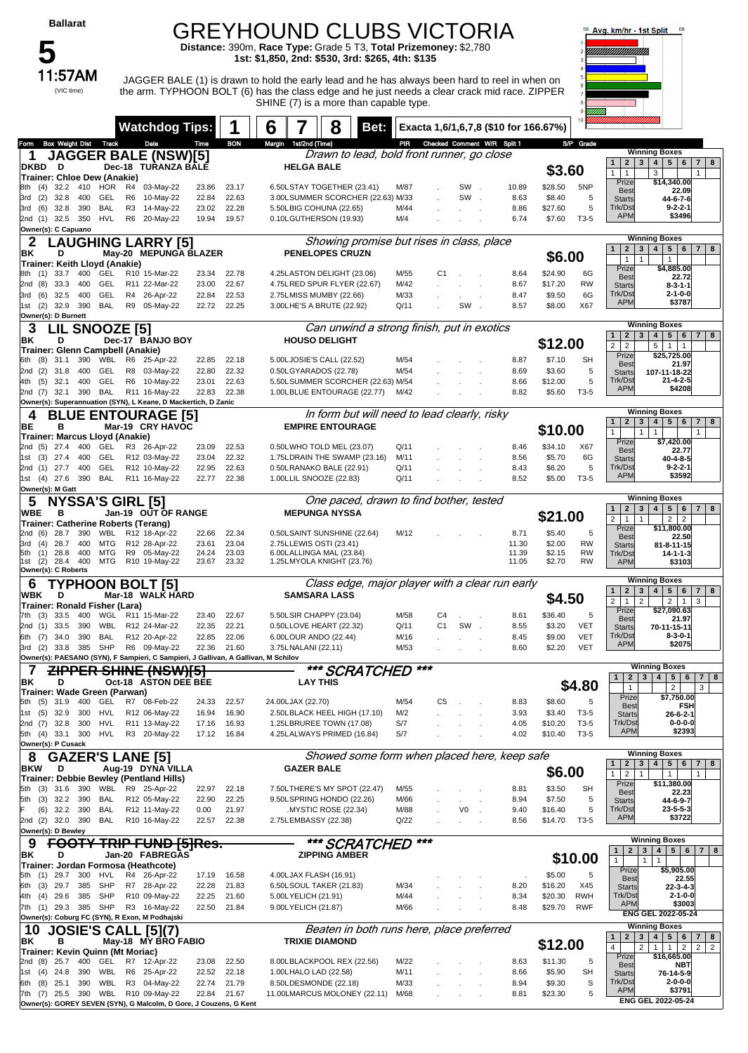Ballarat

# 5

11:57AM

(VIC time)

# GREYHOUND CLUBS VICTORIA

**Distance:** 390m, **Race Type:** Grade 5 T3, **Total Prizemoney:** $2,780
**1st: $1,850, 2nd: $530, 3rd: $265, 4th: $135**

JAGGER BALE (1) is drawn to hold the early lead and he has always been hard to reel in when on the arm. TYPHOON BOLT (6) has the class edge and he just needs a clear crack mid race. ZIPPER SHINE (7) is a more than capable type.

Avg. km/hr - 1st Split 58 68

**Watchdog Tips:** 1 6 7 8 **Bet:** Exacta 1,6/1,6,7,8 ($10 for 166.67%)

Form Box Weight Dist Track Date Time BON Margin 1st/2nd (Time) PIR Checked Comment W/R Split 1 S/P Grade

## 1 JAGGER BALE (NSW)[5]

*Drawn to lead, bold front runner, go close*

DKBD D Dec-18 TURANZA BALE HELGA BALE — $3.60
Trainer: Chloe Dew (Anakie)

| | | | | | | | | | | | | | |
|---|---|---|---|---|---|---|---|---|---|---|---|---|---|
| 8th | (4) | 32.2 | 410 | HOR | R4 | 03-May-22 | 23.86 | 23.17 | 6.50 STAY TOGETHER (23.41) | M/87 | SW | 10.89 | $28.50 5NP |
| 3rd | (2) | 32.8 | 400 | GEL | R6 | 10-May-22 | 22.84 | 22.63 | 3.00 SUMMER SCORCHER (22.63) | M/33 | SW | 8.63 | $8.40 5 |
| 3rd | (6) | 32.8 | 390 | BAL | R3 | 14-May-22 | 23.02 | 22.28 | 5.50 BIG COHUNA (22.65) | M/44 | | 8.86 | $27.60 5 |
| 2nd | (1) | 32.5 | 350 | HVL | R6 | 20-May-22 | 19.94 | 19.57 | 0.10 GUTHERSON (19.93) | M/4 | | 6.74 | $7.60 T3-5 |

Owner(s): C Capuano

Winning Boxes: 1:1, 3:3, 7:1 — Prize $14,340.00, Best 22.09, Starts 44-6-7-6, Trk/Dst 9-2-2-1, APM $3496

## 2 LAUGHING LARRY [5]

*Showing promise but rises in class, place*

BK D May-20 MEPUNGA BLAZER PENELOPES CRUZN — $6.00
Trainer: Keith Lloyd (Anakie)

| | | | | | | | | | | | | | |
|---|---|---|---|---|---|---|---|---|---|---|---|---|---|
| 8th | (1) | 33.7 | 400 | GEL | R10 | 15-Mar-22 | 23.34 | 22.78 | 4.25 LASTON DELIGHT (23.06) | M/55 | C1 | 8.64 | $24.90 6G |
| 2nd | (8) | 33.3 | 400 | GEL | R11 | 22-Mar-22 | 23.00 | 22.67 | 4.75 RED SPUR FLYER (22.67) | M/42 | | 8.67 | $17.20 RW |
| 3rd | (6) | 32.5 | 400 | GEL | R4 | 26-Apr-22 | 22.84 | 22.53 | 2.75 MISS MUMBY (22.66) | M/33 | | 8.47 | $9.50 6G |
| 1st | (2) | 32.9 | 390 | BAL | R9 | 05-May-22 | 22.72 | 22.25 | 3.00 HE'S A BRUTE (22.92) | Q/11 | SW | 8.57 | $8.00 X67 |

Owner(s): D Burnett

Winning Boxes: 1:1, 2:1, 4:1 — Prize $4,885.00, Best 22.72, Starts 8-3-1-1, Trk/Dst 2-1-0-0, APM $3787

## 3 LIL SNOOZE [5]

*Can unwind a strong finish, put in exotics*

BK D Dec-17 BANJO BOY HOUSO DELIGHT — $12.00
Trainer: Glenn Campbell (Anakie)

| | | | | | | | | | | | | | |
|---|---|---|---|---|---|---|---|---|---|---|---|---|---|
| 6th | (8) | 31.1 | 390 | WBL | R6 | 25-Apr-22 | 22.85 | 22.18 | 5.00 JOSIE'S CALL (22.52) | M/54 | | 8.87 | $7.10 SH |
| 2nd | (2) | 31.8 | 400 | GEL | R8 | 03-May-22 | 22.80 | 22.32 | 0.50 GYARADOS (22.78) | M/54 | | 8.69 | $3.60 5 |
| 4th | (5) | 32.1 | 400 | GEL | R6 | 10-May-22 | 23.01 | 22.63 | 5.50 SUMMER SCORCHER (22.63) | M/54 | | 8.66 | $12.00 5 |
| 2nd | (7) | 32.1 | 390 | BAL | R11 | 16-May-22 | 22.83 | 22.38 | 1.00 BLUE ENTOURAGE (22.77) | M/42 | | 8.82 | $5.60 T3-5 |

Owner(s): Superannuation (SYN), L Keane, D Mackertich, D Zanic

Winning Boxes: 1:2, 2:2, 4:5, 5:1, 6:1 — Prize $25,725.00, Best 21.97, Starts 107-11-18-22, Trk/Dst 21-4-2-5, APM $4208

## 4 BLUE ENTOURAGE [5]

*In form but will need to lead clearly, risky*

BE B Mar-19 CRY HAVOC EMPIRE ENTOURAGE — $10.00
Trainer: Marcus Lloyd (Anakie)

| | | | | | | | | | | | | | |
|---|---|---|---|---|---|---|---|---|---|---|---|---|---|
| 2nd | (5) | 27.4 | 400 | GEL | R3 | 26-Apr-22 | 23.09 | 22.53 | 0.50 WHO TOLD MEL (23.07) | Q/11 | | 8.46 | $34.10 X67 |
| 1st | (3) | 27.4 | 400 | GEL | R12 | 03-May-22 | 23.04 | 22.32 | 1.75 DRAIN THE SWAMP (23.16) | M/11 | | 8.56 | $5.70 6G |
| 2nd | (1) | 27.7 | 400 | GEL | R12 | 10-May-22 | 22.95 | 22.63 | 0.50 RANAKO BALE (22.91) | Q/11 | | 8.43 | $6.20 5 |
| 1st | (4) | 27.6 | 390 | BAL | R11 | 16-May-22 | 22.77 | 22.38 | 1.00 LIL SNOOZE (22.83) | Q/11 | | 8.52 | $5.00 T3-5 |

Owner(s): M Gatt

Winning Boxes: 1:1, 3:1, 4:1, 7:1 — Prize $7,420.00, Best 22.77, Starts 40-4-8-5, Trk/Dst 9-2-2-1, APM $3592

## 5 NYSSA'S GIRL [5]

*One paced, drawn to find bother, tested*

WBE B Jan-19 OUT OF RANGE MEPUNGA NYSSA — $21.00
Trainer: Catherine Roberts (Terang)

| | | | | | | | | | | | | | |
|---|---|---|---|---|---|---|---|---|---|---|---|---|---|
| 2nd | (6) | 28.7 | 390 | WBL | R12 | 18-Apr-22 | 22.66 | 22.34 | 0.50 SAINT SUNSHINE (22.64) | M/12 | | 8.71 | $5.40 5 |
| 3rd | (4) | 28.7 | 400 | MTG | R12 | 28-Apr-22 | 23.61 | 23.04 | 2.75 LEWIS OSTI (23.41) | | | 11.30 | $2.00 RW |
| 5th | (1) | 28.8 | 400 | MTG | R9 | 05-May-22 | 24.24 | 23.03 | 6.00 ALLINGA MAL (23.84) | | | 11.39 | $2.15 RW |
| 1st | (2) | 28.4 | 400 | MTG | R10 | 19-May-22 | 23.67 | 23.32 | 1.25 MYOLA KNIGHT (23.76) | | | 11.05 | $2.70 RW |

Owner(s): C Roberts

Winning Boxes: 1:2, 2:1, 3:1, 5:2, 6:2 — Prize $11,800.00, Best 22.50, Starts 81-8-11-15, Trk/Dst 14-1-1-3, APM $3103

## 6 TYPHOON BOLT [5]

*Class edge, major player with a clear run early*

WBK D Mar-18 WALK HARD SAMSARA LASS — $4.50
Trainer: Ronald Fisher (Lara)

| | | | | | | | | | | | | | |
|---|---|---|---|---|---|---|---|---|---|---|---|---|---|
| 7th | (3) | 33.5 | 400 | WGL | R11 | 15-Mar-22 | 23.40 | 22.67 | 5.50 SIR CHAPPY (23.04) | M/58 | C4 | 8.61 | $36.40 5 |
| 2nd | (1) | 33.5 | 390 | WBL | R12 | 24-Mar-22 | 22.35 | 22.21 | 0.50 LOVE HEART (22.32) | Q/11 | C1 SW | 8.55 | $3.20 VET |
| 6th | (7) | 34.0 | 390 | BAL | R12 | 20-Apr-22 | 22.85 | 22.06 | 6.00 OUR ANDO (22.44) | M/16 | | 8.45 | $9.00 VET |
| 3rd | (2) | 33.8 | 385 | SHP | R6 | 09-May-22 | 22.36 | 21.60 | 3.75 NALANI (22.11) | M/53 | | 8.60 | $2.20 VET |

Owner(s): PAESANO (SYN), F Sampieri, C Sampieri, J Gallivan, A Gallivan, M Schilov

Winning Boxes: 1:2, 2:1, 3:2, 5:2, 6:1, 7:3 — Prize $27,090.63, Best 21.97, Starts 70-11-15-11, Trk/Dst 8-3-0-1, APM $2075

## 7 ~~ZIPPER SHINE (NSW)[5]~~

*** SCRATCHED ***

BK D Oct-18 ASTON DEE BEE LAY THIS — $4.80
Trainer: Wade Green (Parwan)

| | | | | | | | | | | | | | |
|---|---|---|---|---|---|---|---|---|---|---|---|---|---|
| 5th | (5) | 31.9 | 400 | GEL | R7 | 08-Feb-22 | 24.33 | 22.57 | 24.00 LJAX (22.70) | M/54 | C5 | 8.83 | $8.60 5 |
| 1st | (5) | 32.9 | 300 | HVL | R12 | 06-May-22 | 16.94 | 16.90 | 2.50 LBLACK HEEL HIGH (17.10) | M/2 | | 3.93 | $3.40 T3-5 |
| 2nd | (7) | 32.8 | 300 | HVL | R11 | 13-May-22 | 17.16 | 16.93 | 1.25 LBRUREE TOWN (17.08) | S/7 | | 4.05 | $10.20 T3-5 |
| 5th | (4) | 33.1 | 300 | HVL | R3 | 20-May-22 | 17.12 | 16.84 | 4.25 LALWAYS PRIMED (16.84) | S/7 | | 4.02 | $10.40 T3-5 |

Owner(s): P Cusack

Winning Boxes: 1:1, 5:2, 7:3 — Prize $7,750.00, Best FSH, Starts 26-6-2-1, Trk/Dst 0-0-0-0, APM $2393

## 8 GAZER'S LANE [5]

*Showed some form when placed here, keep safe*

BKW D Aug-19 DYNA VILLA GAZER BALE — $6.00
Trainer: Debbie Bewley (Pentland Hills)

| | | | | | | | | | | | | | |
|---|---|---|---|---|---|---|---|---|---|---|---|---|---|
| 5th | (3) | 31.6 | 390 | WBL | R9 | 25-Apr-22 | 22.97 | 22.18 | 7.50 THERE'S MY SPOT (22.47) | M/55 | | 8.81 | $3.50 SH |
| 5th | (3) | 32.2 | 390 | BAL | R12 | 05-May-22 | 22.90 | 22.25 | 9.50 SPRING HONDO (22.26) | M/66 | | 8.94 | $7.50 5 |
| F | (6) | 32.2 | 390 | BAL | R12 | 11-May-22 | 0.00 | 21.97 | .MYSTIC ROSE (22.34) | M/88 | V0 | 9.40 | $16.40 5 |
| 2nd | (2) | 32.0 | 390 | BAL | R10 | 16-May-22 | 22.57 | 22.38 | 2.75 LEMBASSY (22.38) | Q/22 | | 8.56 | $14.70 T3-5 |

Owner(s): D Bewley

Winning Boxes: 1:1, 2:2, 3:1, 5:1, 7:1 — Prize $11,380.00, Best 22.23, Starts 44-6-9-7, Trk/Dst 23-5-5-3, APM $3722

## 9 ~~FOOTY TRIP FUND [5]Res.~~

*** SCRATCHED ***

BK D Jan-20 FABREGAS ZIPPING AMBER — $10.00
Trainer: Jordan Formosa (Heathcote)

| | | | | | | | | | | | | | |
|---|---|---|---|---|---|---|---|---|---|---|---|---|---|
| 5th | (1) | 29.7 | 300 | HVL | R4 | 26-Apr-22 | 17.19 | 16.58 | 4.00 LJAX FLASH (16.91) | | | | $5.00 5 |
| 6th | (3) | 29.7 | 385 | SHP | R7 | 28-Apr-22 | 22.28 | 21.83 | 6.50 LSOUL TAKER (21.83) | M/34 | | 8.20 | $16.20 X45 |
| 4th | (4) | 29.6 | 385 | SHP | R10 | 09-May-22 | 22.25 | 21.60 | 5.00 LYELICH (21.91) | M/44 | | 8.34 | $20.30 RWH |
| 7th | (1) | 29.3 | 385 | SHP | R3 | 16-May-22 | 22.50 | 21.84 | 9.00 LYELICH (21.87) | M/66 | | 8.48 | $29.70 RWF |

Owner(s): Coburg FC (SYN), R Exon, M Podhajski

Winning Boxes: 1:1, 4:1, 5:1 — Prize $5,905.00, Best 22.55, Starts 22-3-4-3, Trk/Dst 2-1-0-0, APM $3003
ENG GEL 2022-05-24

## 10 JOSIE'S CALL [5](7)

*Beaten in both runs here, place preferred*

BK B May-18 MY BRO FABIO TRIXIE DIAMOND — $12.00
Trainer: Kevin Quinn (Mt Moriac)

| | | | | | | | | | | | | | |
|---|---|---|---|---|---|---|---|---|---|---|---|---|---|
| 2nd | (8) | 25.7 | 400 | GEL | R7 | 12-Apr-22 | 23.08 | 22.50 | 8.00 LBLACKPOOL REX (22.56) | M/22 | | 8.63 | $11.30 5 |
| 1st | (4) | 24.8 | 390 | WBL | R6 | 25-Apr-22 | 22.52 | 22.18 | 1.00 LHALO LAD (22.58) | M/11 | | 8.66 | $5.90 SH |
| 6th | (8) | 25.1 | 390 | WBL | R3 | 04-May-22 | 22.74 | 21.79 | 8.50 LDESMONDE (22.18) | M/33 | | 8.94 | $9.30 S |
| 7th | (7) | 25.5 | 390 | WBL | R10 | 09-May-22 | 22.84 | 21.67 | 11.00 LMARCUS MOLONEY (22.11) | M/68 | | 8.81 | $23.30 5 |

Owner(s): GOREY SEVEN (SYN), G Malcolm, D Gore, J Couzens, G Kent

Winning Boxes: 1:4, 3:2, 4:1, 5:1, 6:2, 7:2, 8:2 — Prize $16,665.00, Best NBT, Starts 76-14-5-9, Trk/Dst 2-0-0-0, APM $3791
ENG GEL 2022-05-24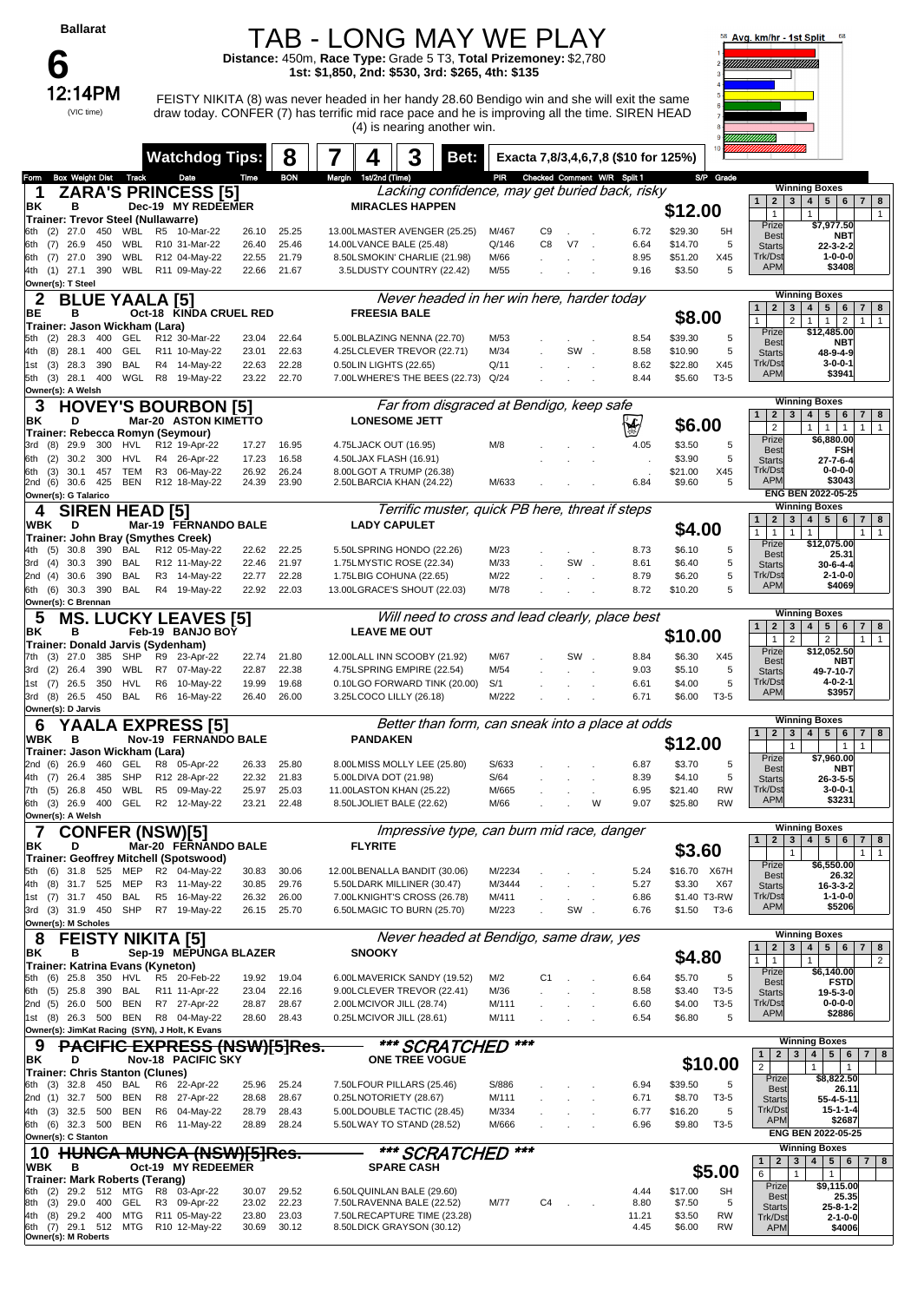Ballarat

# 6

12:14PM

(VIC time)

# TAB - LONG MAY WE PLAY

**Distance:** 450m, **Race Type:** Grade 5 T3, **Total Prizemoney:** $2,780

**1st: $1,850, 2nd: $530, 3rd: $265, 4th: $135**

FEISTY NIKITA (8) was never headed in her handy 28.60 Bendigo win and she will exit the same draw today. CONFER (7) has terrific mid race pace and he is improving all the time. SIREN HEAD (4) is nearing another win.

Avg. km/hr - 1st Split 58 68

**Watchdog Tips:** 8 7 4 3 **Bet:** Exacta 7,8/3,4,6,7,8 ($10 for 125%)

## 1 ZARA'S PRINCESS [5]

*Lacking confidence, may get buried back, risky*

BK B Dec-19 MY REDEEMER — MIRACLES HAPPEN — **$12.00**

Trainer: Trevor Steel (Nullawarre)

| Form | Box | Weight | Dist | Track | Race | Date | Time | BON | Margin 1st/2nd (Time) | PIR | Checked Comment W/R | Split 1 | S/P | Grade |
|---|---|---|---|---|---|---|---|---|---|---|---|---|---|---|
| 6th | (2) | 27.0 | 450 | WBL | R5 | 10-Mar-22 | 26.10 | 25.25 | 13.00L MASTER AVENGER (25.25) | M/467 | C9 | 6.72 | $29.30 | 5H |
| 6th | (7) | 26.9 | 450 | WBL | R10 | 31-Mar-22 | 26.40 | 25.46 | 14.00L VANCE BALE (25.48) | Q/146 | C8 V7 | 6.64 | $14.70 | 5 |
| 6th | (7) | 27.0 | 390 | WBL | R12 | 04-May-22 | 22.55 | 21.79 | 8.50L SMOKIN' CHARLIE (21.98) | M/66 | | 8.95 | $51.20 | X45 |
| 4th | (1) | 27.1 | 390 | WBL | R11 | 09-May-22 | 22.66 | 21.67 | 3.50L DUSTY COUNTRY (22.42) | M/55 | | 9.16 | $3.50 | 5 |

Owner(s): T Steel

Winning Boxes: 1: 1, 3: 1, 8: 1 | Prize $7,977.50 | Best NBT | Starts 22-3-2-2 | Trk/Dst 1-0-0-0 | APM $3408

## 2 BLUE YAALA [5]

*Never headed in her win here, harder today*

BE B Oct-18 KINDA CRUEL RED — FREESIA BALE — **$8.00**

Trainer: Jason Wickham (Lara)

| Form | Box | Weight | Dist | Track | Race | Date | Time | BON | Margin 1st/2nd (Time) | PIR | Checked Comment W/R | Split 1 | S/P | Grade |
|---|---|---|---|---|---|---|---|---|---|---|---|---|---|---|
| 5th | (2) | 28.3 | 400 | GEL | R12 | 30-Mar-22 | 23.04 | 22.64 | 5.00L BLAZING NENNA (22.70) | M/53 | | 8.54 | $39.30 | 5 |
| 4th | (8) | 28.1 | 400 | GEL | R11 | 10-May-22 | 23.01 | 22.63 | 4.25L CLEVER TREVOR (22.71) | M/34 | SW | 8.58 | $10.90 | 5 |
| 1st | (3) | 28.3 | 390 | BAL | R4 | 14-May-22 | 22.63 | 22.28 | 0.50L IN LIGHTS (22.65) | Q/11 | | 8.62 | $22.80 | X45 |
| 5th | (3) | 28.1 | 400 | WGL | R8 | 19-May-22 | 23.22 | 22.70 | 7.00L WHERE'S THE BEES (22.73) | Q/24 | | 8.44 | $5.60 | T3-5 |

Owner(s): A Welsh

Winning Boxes: 1: 1, 3: 2, 4: 1, 5: 1, 6: 2, 7: 1, 8: 1 | Prize $12,485.00 | Best NBT | Starts 48-9-4-9 | Trk/Dst 3-0-0-1 | APM $3941

## 3 HOVEY'S BOURBON [5]

*Far from disgraced at Bendigo, keep safe*

BK D Mar-20 ASTON KIMETTO — LONESOME JETT — **$6.00**

Trainer: Rebecca Romyn (Seymour)

| Form | Box | Weight | Dist | Track | Race | Date | Time | BON | Margin 1st/2nd (Time) | PIR | Checked Comment W/R | Split 1 | S/P | Grade |
|---|---|---|---|---|---|---|---|---|---|---|---|---|---|---|
| 3rd | (8) | 29.9 | 300 | HVL | R12 | 19-Apr-22 | 17.27 | 16.95 | 4.75L JACK OUT (16.95) | M/8 | | 4.05 | $3.50 | 5 |
| 6th | (2) | 30.2 | 300 | HVL | R4 | 26-Apr-22 | 17.23 | 16.58 | 4.50L JAX FLASH (16.91) | | | | $3.90 | 5 |
| 6th | (3) | 30.1 | 457 | TEM | R3 | 06-May-22 | 26.92 | 26.24 | 8.00L GOT A TRUMP (26.38) | | | | $21.00 | X45 |
| 2nd | (6) | 30.6 | 425 | BEN | R12 | 18-May-22 | 24.39 | 23.90 | 2.50L BARCIA KHAN (24.22) | M/633 | | 6.84 | $9.60 | 5 |

Owner(s): G Talarico

Winning Boxes: 2: 2, 4: 1, 5: 1, 6: 1, 7: 1, 8: 1 | Prize $6,880.00 | Best FSH | Starts 27-7-6-4 | Trk/Dst 0-0-0-0 | APM $3043 | ENG BEN 2022-05-25

## 4 SIREN HEAD [5]

*Terrific muster, quick PB here, threat if steps*

WBK D Mar-19 FERNANDO BALE — LADY CAPULET — **$4.00**

Trainer: John Bray (Smythes Creek)

| Form | Box | Weight | Dist | Track | Race | Date | Time | BON | Margin 1st/2nd (Time) | PIR | Checked Comment W/R | Split 1 | S/P | Grade |
|---|---|---|---|---|---|---|---|---|---|---|---|---|---|---|
| 4th | (5) | 30.8 | 390 | BAL | R12 | 05-May-22 | 22.62 | 22.25 | 5.50L SPRING HONDO (22.26) | M/23 | | 8.73 | $6.10 | 5 |
| 3rd | (4) | 30.3 | 390 | BAL | R12 | 11-May-22 | 22.46 | 21.97 | 1.75L MYSTIC ROSE (22.34) | M/33 | SW | 8.61 | $6.40 | 5 |
| 2nd | (4) | 30.6 | 390 | BAL | R3 | 14-May-22 | 22.77 | 22.28 | 1.75L BIG COHUNA (22.65) | M/22 | | 8.79 | $6.20 | 5 |
| 6th | (6) | 30.3 | 390 | BAL | R4 | 19-May-22 | 22.92 | 22.03 | 13.00L GRACE'S SHOUT (22.03) | M/78 | | 8.72 | $10.20 | 5 |

Owner(s): C Brennan

Winning Boxes: 1: 1, 2: 1, 3: 1, 7: 1, 8: 1 | Prize $12,075.00 | Best 25.31 | Starts 30-6-4-4 | Trk/Dst 2-1-0-0 | APM $4069

## 5 MS. LUCKY LEAVES [5]

*Will need to cross and lead clearly, place best*

BK B Feb-19 BANJO BOY — LEAVE ME OUT — **$10.00**

Trainer: Donald Jarvis (Sydenham)

| Form | Box | Weight | Dist | Track | Race | Date | Time | BON | Margin 1st/2nd (Time) | PIR | Checked Comment W/R | Split 1 | S/P | Grade |
|---|---|---|---|---|---|---|---|---|---|---|---|---|---|---|
| 7th | (3) | 27.0 | 385 | SHP | R9 | 23-Apr-22 | 22.74 | 21.80 | 12.00L ALL INN SCOOBY (21.92) | M/67 | SW | 8.84 | $6.30 | X45 |
| 3rd | (2) | 26.4 | 390 | WBL | R7 | 07-May-22 | 22.87 | 22.38 | 4.75L SPRING EMPIRE (22.54) | M/54 | | 9.03 | $5.10 | 5 |
| 1st | (7) | 26.5 | 350 | HVL | R6 | 10-May-22 | 19.99 | 19.68 | 0.10L GO FORWARD TINK (20.00) | S/1 | | 6.61 | $4.00 | 5 |
| 3rd | (8) | 26.5 | 450 | BAL | R6 | 16-May-22 | 26.40 | 26.00 | 3.25L COCO LILLY (26.18) | M/222 | | 6.71 | $6.00 | T3-5 |

Owner(s): D Jarvis

Winning Boxes: 2: 1, 3: 2, 5: 2, 7: 1, 8: 1 | Prize $12,052.50 | Best NBT | Starts 49-7-10-7 | Trk/Dst 4-0-2-1 | APM $3957

## 6 YAALA EXPRESS [5]

*Better than form, can sneak into a place at odds*

WBK B Nov-19 FERNANDO BALE — PANDAKEN — **$12.00**

Trainer: Jason Wickham (Lara)

| Form | Box | Weight | Dist | Track | Race | Date | Time | BON | Margin 1st/2nd (Time) | PIR | Checked Comment W/R | Split 1 | S/P | Grade |
|---|---|---|---|---|---|---|---|---|---|---|---|---|---|---|
| 2nd | (6) | 26.9 | 460 | GEL | R8 | 05-Apr-22 | 26.33 | 25.80 | 8.00L MISS MOLLY LEE (25.80) | S/633 | | 6.87 | $3.70 | 5 |
| 4th | (7) | 26.4 | 385 | SHP | R12 | 28-Apr-22 | 22.32 | 21.83 | 5.00L DIVA DOT (21.98) | S/64 | | 8.39 | $4.10 | 5 |
| 7th | (5) | 26.8 | 450 | WBL | R5 | 09-May-22 | 25.97 | 25.03 | 11.00L ASTON KHAN (25.22) | M/665 | | 6.95 | $21.40 | RW |
| 6th | (3) | 26.9 | 400 | GEL | R2 | 12-May-22 | 23.21 | 22.48 | 8.50L JOLIET BALE (22.62) | M/66 | W | 9.07 | $25.80 | RW |

Owner(s): A Welsh

Winning Boxes: 3: 1, 6: 1, 7: 1 | Prize $7,960.00 | Best NBT | Starts 26-3-5-5 | Trk/Dst 3-0-0-1 | APM $3231

## 7 CONFER (NSW)[5]

*Impressive type, can burn mid race, danger*

BK D Mar-20 FERNANDO BALE — FLYRITE — **$3.60**

Trainer: Geoffrey Mitchell (Spotswood)

| Form | Box | Weight | Dist | Track | Race | Date | Time | BON | Margin 1st/2nd (Time) | PIR | Checked Comment W/R | Split 1 | S/P | Grade |
|---|---|---|---|---|---|---|---|---|---|---|---|---|---|---|
| 5th | (6) | 31.8 | 525 | MEP | R2 | 04-May-22 | 30.83 | 30.06 | 12.00L BENALLA BANDIT (30.06) | M/2234 | | 5.24 | $16.70 | X67H |
| 4th | (8) | 31.7 | 525 | MEP | R3 | 11-May-22 | 30.85 | 29.76 | 5.50L DARK MILLINER (30.47) | M/3444 | | 5.27 | $3.30 | X67 |
| 1st | (7) | 31.7 | 450 | BAL | R5 | 16-May-22 | 26.32 | 26.00 | 7.00L KNIGHT'S CROSS (26.78) | M/411 | | 6.86 | $1.40 | T3-RW |
| 3rd | (3) | 31.9 | 450 | SHP | R7 | 19-May-22 | 26.15 | 25.70 | 6.50L MAGIC TO BURN (25.70) | M/223 | SW | 6.76 | $1.50 | T3-6 |

Owner(s): M Scholes

Winning Boxes: 3: 1, 7: 1, 8: 1 | Prize $6,550.00 | Best 26.32 | Starts 16-3-3-2 | Trk/Dst 1-1-0-0 | APM $5206

## 8 FEISTY NIKITA [5]

*Never headed at Bendigo, same draw, yes*

BK B Sep-19 MEPUNGA BLAZER — SNOOKY — **$4.80**

Trainer: Katrina Evans (Kyneton)

| Form | Box | Weight | Dist | Track | Race | Date | Time | BON | Margin 1st/2nd (Time) | PIR | Checked Comment W/R | Split 1 | S/P | Grade |
|---|---|---|---|---|---|---|---|---|---|---|---|---|---|---|
| 5th | (8) | 25.8 | 350 | HVL | R5 | 20-Feb-22 | 19.92 | 19.04 | 6.00L MAVERICK SANDY (19.52) | M/2 | C1 | 6.64 | $5.70 | 5 |
| 6th | (5) | 25.8 | 390 | BAL | R11 | 11-Apr-22 | 23.04 | 22.16 | 9.00L CLEVER TREVOR (22.41) | M/36 | | 8.58 | $3.40 | T3-5 |
| 2nd | (5) | 26.0 | 500 | BEN | R7 | 27-Apr-22 | 28.87 | 28.67 | 2.00L MCIVOR JILL (28.74) | M/111 | | 6.60 | $4.00 | T3-5 |
| 1st | (8) | 26.3 | 500 | BEN | R8 | 04-May-22 | 28.60 | 28.43 | 0.25L MCIVOR JILL (28.61) | M/111 | | 6.54 | $6.80 | 5 |

Owner(s): JimKat Racing (SYN), J Holt, K Evans

Winning Boxes: 1: 1, 2: 1, 4: 1, 8: 2 | Prize $6,140.00 | Best FSTD | Starts 19-5-3-0 | Trk/Dst 0-0-0-0 | APM $2886

## 9 ~~PACIFIC EXPRESS (NSW)[5]Res.~~

*** SCRATCHED ***

BK D Nov-18 PACIFIC SKY — ONE TREE VOGUE — **$10.00**

Trainer: Chris Stanton (Clunes)

| Form | Box | Weight | Dist | Track | Race | Date | Time | BON | Margin 1st/2nd (Time) | PIR | Checked Comment W/R | Split 1 | S/P | Grade |
|---|---|---|---|---|---|---|---|---|---|---|---|---|---|---|
| 6th | (3) | 32.8 | 450 | BAL | R6 | 22-Apr-22 | 25.96 | 25.24 | 7.50L FOUR PILLARS (25.46) | S/886 | | 6.94 | $39.50 | 5 |
| 2nd | (1) | 32.7 | 500 | BEN | R8 | 27-Apr-22 | 28.68 | 28.67 | 0.25L NOTORIETY (28.67) | M/111 | | 6.71 | $8.70 | T3-5 |
| 4th | (3) | 32.5 | 500 | BEN | R6 | 04-May-22 | 28.79 | 28.43 | 5.00L DOUBLE TACTIC (28.45) | M/334 | | 6.77 | $16.20 | 5 |
| 6th | (6) | 32.3 | 500 | BEN | R6 | 11-May-22 | 28.89 | 28.24 | 5.50L WAY TO STAND (28.52) | M/666 | | 6.96 | $9.80 | T3-5 |

Owner(s): C Stanton

Winning Boxes: 1: 2, 4: 1, 6: 1 | Prize $8,822.50 | Best 26.11 | Starts 55-4-5-11 | Trk/Dst 15-1-1-4 | APM $2687 | ENG BEN 2022-05-25

## 10 ~~HUNGA MUNGA (NSW)[5]Res.~~

*** SCRATCHED ***

WBK B Oct-19 MY REDEEMER — SPARE CASH — **$5.00**

Trainer: Mark Roberts (Terang)

| Form | Box | Weight | Dist | Track | Race | Date | Time | BON | Margin 1st/2nd (Time) | PIR | Checked Comment W/R | Split 1 | S/P | Grade |
|---|---|---|---|---|---|---|---|---|---|---|---|---|---|---|
| 6th | (2) | 29.2 | 512 | MTG | R8 | 03-Apr-22 | 30.07 | 29.52 | 6.50L QUINLAN BALE (29.60) | | | 4.44 | $17.00 | SH |
| 8th | (3) | 29.0 | 400 | GEL | R3 | 09-Apr-22 | 23.02 | 22.23 | 7.50L RAVENNA BALE (22.52) | M/77 | C4 | 8.80 | $7.50 | 5 |
| 4th | (8) | 29.2 | 400 | MTG | R11 | 05-May-22 | 23.80 | 23.03 | 7.50L RECAPTURE TIME (23.28) | | | 11.21 | $3.50 | RW |
| 6th | (7) | 29.1 | 512 | MTG | R10 | 12-May-22 | 30.69 | 30.12 | 8.50L DICK GRAYSON (30.12) | | | 4.45 | $6.00 | RW |

Owner(s): M Roberts

Winning Boxes: 1: 6, 3: 1, 6: 1 | Prize $9,115.00 | Best 25.35 | Starts 25-8-1-2 | Trk/Dst 2-1-0-0 | APM $4006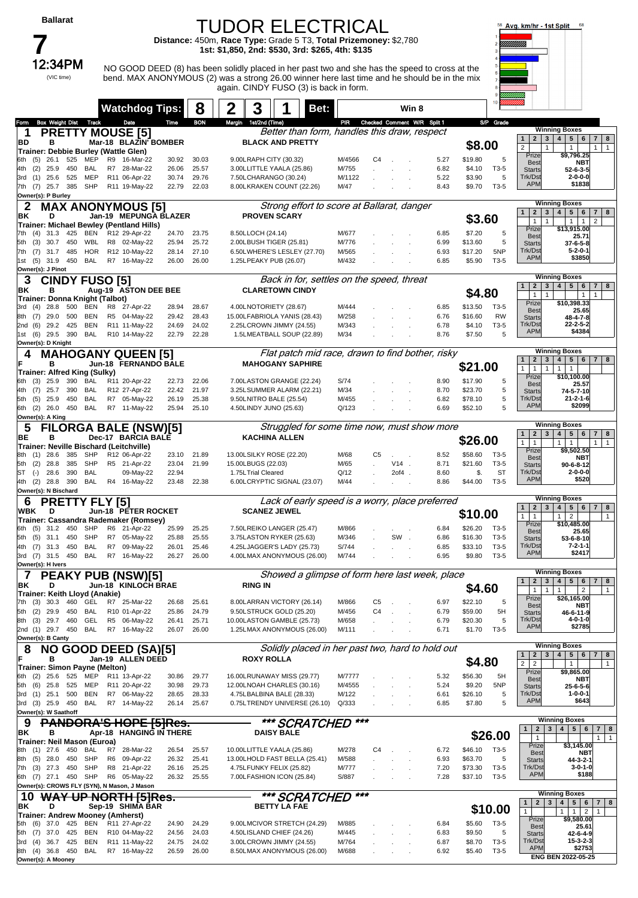Ballarat

# 7

12:34PM

(VIC time)

# TUDOR ELECTRICAL

**Distance:** 450m, **Race Type:** Grade 5 T3, **Total Prizemoney:** $2,780
**1st: $1,850, 2nd: $530, 3rd: $265, 4th: $135**

NO GOOD DEED (8) has been solidly placed in her past two and she has the speed to cross at the bend. MAX ANONYMOUS (2) was a strong 26.00 winner here last time and he should be in the mix again. CINDY FUSO (3) is back in form.

Avg. km/hr - 1st Split 58 68

**Watchdog Tips:** 8 2 3 1 **Bet:** Win 8

| Form | Box | Weight | Dist | Track | Date | Time | BON | Margin | 1st/2nd (Time) | PIR | Checked | Comment | W/R | Split 1 | S/P | Grade |
|---|---|---|---|---|---|---|---|---|---|---|---|---|---|---|---|---|

## 1 PRETTY MOUSE [5]
*Better than form, handles this draw, respect*

BD B Mar-18 BLAZIN' BOMBER — BLACK AND PRETTY — **$8.00**

Trainer: Debbie Burley (Wattle Glen)

| Form | Box | Weight | Dist | Track | Date | Time | BON | Margin | 1st/2nd (Time) | PIR | Checked | Comment | W/R | Split 1 | S/P | Grade |
|---|---|---|---|---|---|---|---|---|---|---|---|---|---|---|---|---|
| 6th | (5) | 26.1 | 525 | MEP | R9 16-Mar-22 | 30.92 | 30.03 | 9.00 | RAPH CITY (30.32) | M/4566 | C4 | | | 5.27 | $19.80 | 5 |
| 4th | (2) | 25.9 | 450 | BAL | R7 28-Mar-22 | 26.06 | 25.57 | 3.00 | LITTLE YAALA (25.86) | M/755 | | | | 6.82 | $4.10 | T3-5 |
| 3rd | (1) | 25.6 | 525 | MEP | R11 06-Apr-22 | 30.74 | 29.76 | 7.50 | CHARANGO (30.24) | M/1122 | | | | 5.22 | $3.90 | 5 |
| 7th | (7) | 25.7 | 385 | SHP | R11 19-May-22 | 22.79 | 22.03 | 8.00 | KRAKEN COUNT (22.26) | M/47 | | | | 8.43 | $9.70 | T3-5 |

Owner(s): P Burley

Winning Boxes: 1: 2 | 2: 1 | 4: 1 | 7: 1 | 8: 1
Prize $9,796.25 | Best NBT | Starts 52-6-3-5 | Trk/Dst 2-0-0-0 | APM $1838

## 2 MAX ANONYMOUS [5]
*Strong effort to score at Ballarat, danger*

BK D Jan-19 MEPUNGA BLAZER — PROVEN SCARY — **$3.60**

Trainer: Michael Bewley (Pentland Hills)

| Form | Box | Weight | Dist | Track | Date | Time | BON | Margin | 1st/2nd (Time) | PIR | Checked | Comment | W/R | Split 1 | S/P | Grade |
|---|---|---|---|---|---|---|---|---|---|---|---|---|---|---|---|---|
| 7th | (4) | 31.3 | 425 | BEN | R12 29-Apr-22 | 24.70 | 23.75 | 8.50 | LOCH (24.14) | M/677 | | | | 6.85 | $7.20 | 5 |
| 5th | (3) | 30.7 | 450 | WBL | R8 02-May-22 | 25.94 | 25.72 | 2.00 | LBUSH TIGER (25.81) | M/776 | | | | 6.99 | $13.60 | 5 |
| 7th | (7) | 31.7 | 485 | HOR | R12 10-May-22 | 28.14 | 27.10 | 6.50 | LWHERE'S LESLEY (27.70) | M/565 | | | | 6.93 | $17.20 | 5NP |
| 1st | (5) | 31.9 | 450 | BAL | R7 16-May-22 | 26.00 | 26.00 | 1.25 | LPEAKY PUB (26.07) | M/432 | | | | 6.85 | $5.90 | T3-5 |

Owner(s): J Pinot

Winning Boxes: 2: 1 | 3: 1 | 5: 1 | 6: 1 | 7: 2
Prize $13,915.00 | Best 25.71 | Starts 37-6-5-8 | Trk/Dst 5-2-0-1 | APM $3850

## 3 CINDY FUSO [5]
*Back in for, settles on the speed, threat*

BK B Aug-19 ASTON DEE BEE — CLARETOWN CINDY — **$4.80**

Trainer: Donna Knight (Talbot)

| Form | Box | Weight | Dist | Track | Date | Time | BON | Margin | 1st/2nd (Time) | PIR | Checked | Comment | W/R | Split 1 | S/P | Grade |
|---|---|---|---|---|---|---|---|---|---|---|---|---|---|---|---|---|
| 3rd | (4) | 28.8 | 500 | BEN | R8 27-Apr-22 | 28.94 | 28.67 | 4.00 | LNOTORIETY (28.67) | M/444 | | | | 6.85 | $13.50 | T3-5 |
| 8th | (7) | 29.0 | 500 | BEN | R5 04-May-22 | 29.42 | 28.43 | 15.00 | LFABRIOLA YANIS (28.43) | M/258 | | | | 6.76 | $16.60 | RW |
| 2nd | (6) | 29.2 | 425 | BEN | R11 11-May-22 | 24.69 | 24.02 | 2.25 | LCROWN JIMMY (24.55) | M/343 | | | | 6.78 | $4.10 | T3-5 |
| 1st | (6) | 29.5 | 390 | BAL | R10 14-May-22 | 22.79 | 22.28 | 1.5 | LMEATBALL SOUP (22.89) | M/34 | | | | 8.76 | $7.50 | 5 |

Owner(s): D Knight

Winning Boxes: 2: 1 | 3: 1 | 6: 1 | 7: 1
Prize $10,398.33 | Best 25.65 | Starts 48-4-7-8 | Trk/Dst 22-2-5-2 | APM $4384

## 4 MAHOGANY QUEEN [5]
*Flat patch mid race, drawn to find bother, risky*

F B Jun-18 FERNANDO BALE — MAHOGANY SAPHIRE — **$21.00**

Trainer: Alfred King (Sulky)

| Form | Box | Weight | Dist | Track | Date | Time | BON | Margin | 1st/2nd (Time) | PIR | Checked | Comment | W/R | Split 1 | S/P | Grade |
|---|---|---|---|---|---|---|---|---|---|---|---|---|---|---|---|---|
| 6th | (3) | 25.9 | 390 | BAL | R11 20-Apr-22 | 22.73 | 22.06 | 7.00 | ASTON GRANGE (22.24) | S/74 | | | | 8.90 | $17.90 | 5 |
| 4th | (7) | 25.7 | 390 | BAL | R12 27-Apr-22 | 22.42 | 21.97 | 3.25 | LSUMMER ALARM (22.21) | M/34 | | | | 8.70 | $23.70 | 5 |
| 5th | (5) | 25.9 | 450 | BAL | R7 05-May-22 | 26.19 | 25.38 | 9.50 | LNITRO BALE (25.54) | M/455 | | | | 6.82 | $78.10 | 5 |
| 6th | (2) | 26.0 | 450 | BAL | R7 11-May-22 | 25.94 | 25.10 | 4.50 | LINDY JUNO (25.63) | Q/123 | | | | 6.69 | $52.10 | 5 |

Owner(s): A King

Winning Boxes: 1: 1 | 2: 1 | 3: 1 | 4: 1
Prize $10,100.00 | Best 25.57 | Starts 74-5-7-10 | Trk/Dst 21-2-1-6 | APM $2099

## 5 FILORGA BALE (NSW)[5]
*Struggled for some time now, must show more*

BE B Dec-17 BARCIA BALE — KACHINA ALLEN — **$26.00**

Trainer: Neville Bischard (Leitchville)

| Form | Box | Weight | Dist | Track | Date | Time | BON | Margin | 1st/2nd (Time) | PIR | Checked | Comment | W/R | Split 1 | S/P | Grade |
|---|---|---|---|---|---|---|---|---|---|---|---|---|---|---|---|---|
| 8th | (1) | 28.6 | 385 | SHP | R12 06-Apr-22 | 23.10 | 21.89 | 13.00 | LSILKY ROSE (22.20) | M/68 | C5 | | | 8.52 | $58.60 | T3-5 |
| 5th | (2) | 28.8 | 385 | SHP | R5 21-Apr-22 | 23.04 | 21.99 | 15.00 | LBUGS (22.03) | M/65 | | V14 | | 8.71 | $21.60 | T3-5 |
| ST | (-) | 28.6 | 390 | BAL | 09-May-22 | 22.94 | | 1.75 | LTrial Cleared | Q/12 | | 2of4 | | 8.60 | $. | ST |
| 4th | (2) | 28.8 | 390 | BAL | R4 16-May-22 | 23.48 | 22.38 | 6.00 | LCRYPTIC SIGNAL (23.07) | M/44 | | | | 8.86 | $44.00 | T3-5 |

Owner(s): N Bischard

Winning Boxes: 1: 1 | 4: 1 | 5: 1 | 7: 1 | 8: 1
Prize $9,502.50 | Best NBT | Starts 90-6-8-12 | Trk/Dst 2-0-0-0 | APM $520

## 6 PRETTY FLY [5]
*Lack of early speed is a worry, place preferred*

WBK D Jun-18 PETER ROCKET — SCANEZ JEWEL — **$10.00**

Trainer: Cassandra Rademaker (Romsey)

| Form | Box | Weight | Dist | Track | Date | Time | BON | Margin | 1st/2nd (Time) | PIR | Checked | Comment | W/R | Split 1 | S/P | Grade |
|---|---|---|---|---|---|---|---|---|---|---|---|---|---|---|---|---|
| 6th | (5) | 31.2 | 450 | SHP | R6 21-Apr-22 | 25.99 | 25.25 | 7.50 | LREIKO LANGER (25.47) | M/866 | | | | 6.84 | $26.20 | T3-5 |
| 5th | (5) | 31.1 | 450 | SHP | R7 05-May-22 | 25.88 | 25.55 | 3.75 | LASTON RYKER (25.63) | M/346 | | SW | | 6.86 | $16.30 | T3-5 |
| 4th | (7) | 31.3 | 450 | BAL | R7 09-May-22 | 26.01 | 25.46 | 4.25 | LJAGGER'S LADY (25.73) | S/744 | | | | 6.85 | $33.10 | T3-5 |
| 3rd | (7) | 31.5 | 450 | BAL | R7 16-May-22 | 26.27 | 26.00 | 4.00 | LMAX ANONYMOUS (26.00) | M/744 | | | | 6.95 | $9.80 | T3-5 |

Owner(s): H Ivers

Winning Boxes: 1: 1 | 4: 1 | 5: 2 | 8: 1
Prize $10,485.00 | Best 25.65 | Starts 53-6-8-10 | Trk/Dst 7-2-1-1 | APM $2417

## 7 PEAKY PUB (NSW)[5]
*Showed a glimpse of form here last week, place*

BK D Jun-18 KINLOCH BRAE — RING IN — **$4.60**

Trainer: Keith Lloyd (Anakie)

| Form | Box | Weight | Dist | Track | Date | Time | BON | Margin | 1st/2nd (Time) | PIR | Checked | Comment | W/R | Split 1 | S/P | Grade |
|---|---|---|---|---|---|---|---|---|---|---|---|---|---|---|---|---|
| 7th | (3) | 30.3 | 460 | GEL | R7 25-Mar-22 | 26.68 | 25.61 | 8.00 | LARRAN VICTORY (26.14) | M/866 | C5 | | | 6.97 | $22.10 | 5 |
| 5th | (2) | 29.9 | 450 | BAL | R10 01-Apr-22 | 25.86 | 24.79 | 9.50 | LSTRUCK GOLD (25.20) | M/456 | C4 | | | 6.79 | $59.00 | 5H |
| 8th | (3) | 29.7 | 460 | GEL | R5 06-May-22 | 26.41 | 25.71 | 10.00 | LASTON GAMBLE (25.73) | M/658 | | | | 6.79 | $20.30 | 5 |
| 2nd | (1) | 29.7 | 450 | BAL | R7 16-May-22 | 26.07 | 26.00 | 1.25 | LMAX ANONYMOUS (26.00) | M/111 | | | | 6.71 | $1.70 | T3-5 |

Owner(s): B Canty

Winning Boxes: 2: 1 | 3: 1 | 4: 1 | 6: 2 | 8: 1
Prize $26,165.00 | Best NBT | Starts 46-6-11-9 | Trk/Dst 4-0-1-0 | APM $2785

## 8 NO GOOD DEED (SA)[5]
*Solidly placed in her past two, hard to hold out*

F B Jan-19 ALLEN DEED — ROXY ROLLA — **$4.80**

Trainer: Simon Payne (Melton)

| Form | Box | Weight | Dist | Track | Date | Time | BON | Margin | 1st/2nd (Time) | PIR | Checked | Comment | W/R | Split 1 | S/P | Grade |
|---|---|---|---|---|---|---|---|---|---|---|---|---|---|---|---|---|
| 6th | (2) | 25.6 | 525 | MEP | R11 13-Apr-22 | 30.86 | 29.77 | 16.00 | LRUNAWAY MISS (29.77) | M/7777 | | | | 5.32 | $56.30 | 5H |
| 5th | (6) | 25.8 | 525 | MEP | R11 20-Apr-22 | 30.98 | 29.73 | 12.00 | LNOAH CHARLES (30.16) | M/4555 | | | | 5.24 | $9.20 | 5NP |
| 3rd | (1) | 25.1 | 500 | BEN | R7 06-May-22 | 28.65 | 28.33 | 4.75 | LBALBINA BALE (28.33) | M/122 | | | | 6.61 | $26.10 | 5 |
| 3rd | (3) | 25.9 | 450 | BAL | R7 14-May-22 | 26.14 | 25.67 | 0.75 | LTRENDY UNIVERSE (26.10) | Q/333 | | | | 6.85 | $7.80 | 5 |

Owner(s): W Saathoff

Winning Boxes: 1: 2 | 2: 2 | 5: 1 | 8: 1
Prize $9,865.00 | Best NBT | Starts 25-6-5-6 | Trk/Dst 1-0-0-1 | APM $643

## 9 ~~PANDORA'S HOPE [5]Res.~~
*** SCRATCHED ***

BK B Apr-18 HANGING IN THERE — DAISY BALE — **$26.00**

Trainer: Neil Mason (Euroa)

| Form | Box | Weight | Dist | Track | Date | Time | BON | Margin | 1st/2nd (Time) | PIR | Checked | Comment | W/R | Split 1 | S/P | Grade |
|---|---|---|---|---|---|---|---|---|---|---|---|---|---|---|---|---|
| 8th | (1) | 27.6 | 450 | BAL | R7 28-Mar-22 | 26.54 | 25.57 | 10.00 | LLITTLE YAALA (25.86) | M/278 | C4 | | | 6.72 | $46.10 | T3-5 |
| 8th | (5) | 28.0 | 450 | SHP | R6 09-Apr-22 | 26.32 | 25.41 | 13.00 | LHOLD FAST BELLA (25.41) | M/588 | | | | 6.93 | $63.70 | 5 |
| 7th | (3) | 27.3 | 450 | SHP | R8 21-Apr-22 | 26.16 | 25.25 | 4.75 | LFUNKY FELIX (25.82) | M/777 | | | | 7.20 | $73.30 | T3-5 |
| 6th | (7) | 27.1 | 450 | SHP | R6 05-May-22 | 26.32 | 25.55 | 7.00 | LFASHION ICON (25.84) | S/887 | | | | 7.28 | $37.10 | T3-5 |

Owner(s): CROWS FLY (SYN), N Mason, J Mason

Winning Boxes: 2: 1 | 7: 1 | 8: 1
Prize $3,145.00 | Best NBT | Starts 44-3-2-1 | Trk/Dst 3-0-1-0 | APM $188

## 10 ~~WAY UP NORTH [5]Res.~~
*** SCRATCHED ***

BK D Sep-19 SHIMA BAR — BETTY LA FAE — **$10.00**

Trainer: Andrew Mooney (Amherst)

| Form | Box | Weight | Dist | Track | Date | Time | BON | Margin | 1st/2nd (Time) | PIR | Checked | Comment | W/R | Split 1 | S/P | Grade |
|---|---|---|---|---|---|---|---|---|---|---|---|---|---|---|---|---|
| 5th | (6) | 37.0 | 425 | BEN | R11 27-Apr-22 | 24.90 | 24.29 | 9.00 | LMCIVOR STRETCH (24.29) | M/885 | | | | 6.84 | $5.60 | T3-5 |
| 5th | (7) | 37.0 | 425 | BEN | R10 04-May-22 | 24.56 | 24.03 | 4.50 | LISLAND CHIEF (24.26) | M/445 | | | | 6.83 | $9.50 | 5 |
| 3rd | (4) | 36.7 | 425 | BEN | R11 11-May-22 | 24.75 | 24.02 | 3.00 | LCROWN JIMMY (24.55) | M/764 | | | | 6.87 | $8.70 | T3-5 |
| 8th | (4) | 36.8 | 450 | BAL | R7 16-May-22 | 26.59 | 26.00 | 8.50 | LMAX ANONYMOUS (26.00) | M/688 | | | | 6.92 | $5.40 | T3-5 |

Owner(s): A Mooney

Winning Boxes: 1: 1 | 4: 1 | 5: 1 | 6: 2 | 7: 1
Prize $9,580.00 | Best 25.61 | Starts 42-6-4-9 | Trk/Dst 15-3-2-3 | APM $2753

ENG BEN 2022-05-25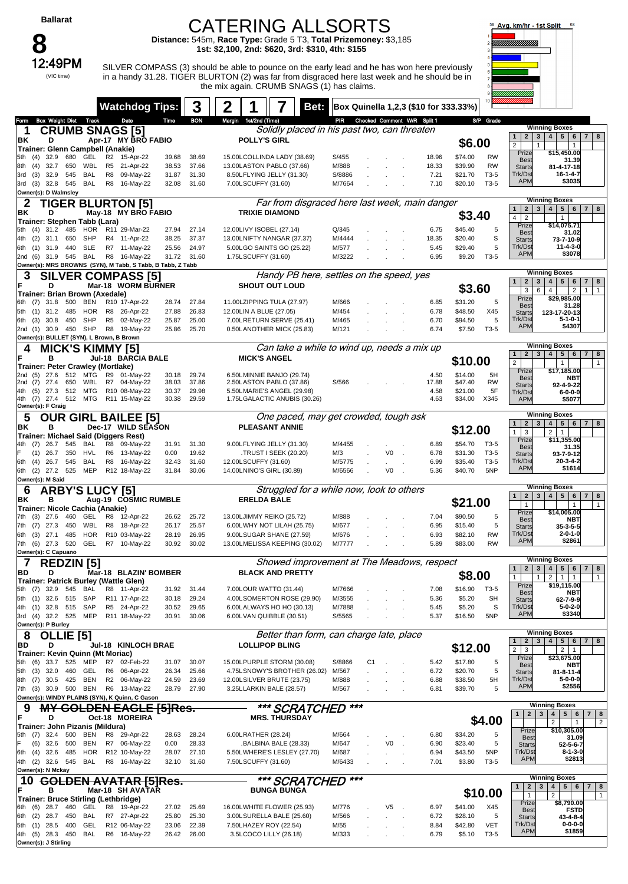Ballarat

# 8

12:49PM (VIC time)

# CATERING ALLSORTS

**Distance:** 545m, **Race Type:** Grade 5 T3, **Total Prizemoney:** $3,185
**1st:** $2,100, **2nd:** $620, **3rd:** $310, **4th:** $155

SILVER COMPASS (3) should be able to pounce on the early lead and he has won here previously in a handy 31.28. TIGER BLURTON (2) was far from disgraced here last week and he should be in the mix again. CRUMB SNAGS (1) has claims.

Avg. km/hr - 1st Split 58 68

**Watchdog Tips:** 3 2 1 7 **Bet:** Box Quinella 1,2,3 ($10 for 333.33%)

---

## 1 CRUMB SNAGS [5]
*Solidly placed in his past two, can threaten*

BK D Apr-17 MY BRO FABIO / POLLY'S GIRL — **$6.00**
Trainer: Glenn Campbell (Anakie)

| Form | Box | Weight | Dist | Track | Race | Date | Time | BON | Margin 1st/2nd (Time) | PIR | Split 1 | S/P | Grade |
|---|---|---|---|---|---|---|---|---|---|---|---|---|---|
| 5th | (4) | 32.9 | 680 | GEL | R2 | 15-Apr-22 | 39.68 | 38.69 | 15.00L COLLINDA LADY (38.69) | S/455 | 18.96 | $74.00 | RW |
| 8th | (4) | 32.7 | 650 | WBL | R5 | 21-Apr-22 | 38.53 | 37.66 | 13.00L ASTON PABLO (37.66) | M/888 | 18.33 | $39.90 | RW |
| 3rd | (3) | 32.9 | 545 | BAL | R8 | 09-May-22 | 31.87 | 31.30 | 8.50L FLYING JELLY (31.30) | S/8886 | 7.21 | $21.70 | T3-5 |
| 3rd | (3) | 32.8 | 545 | BAL | R8 | 16-May-22 | 32.08 | 31.60 | 7.00L SCUFFY (31.60) | M/7664 | 7.10 | $20.10 | T3-5 |

Owner(s): D Walmsley

Winning Boxes: 1: 2, 3: 1, 7: 1 | Prize $15,450.00 | Best 31.39 | Starts 81-4-17-18 | Trk/Dst 16-1-4-7 | APM $3035

## 2 TIGER BLURTON [5]
*Far from disgraced here last week, main danger*

BK D May-18 MY BRO FABIO / TRIXIE DIAMOND — **$3.40**
Trainer: Stephen Tabb (Lara)

| Form | Box | Weight | Dist | Track | Race | Date | Time | BON | Margin 1st/2nd (Time) | PIR | Split 1 | S/P | Grade |
|---|---|---|---|---|---|---|---|---|---|---|---|---|---|
| 5th | (4) | 31.2 | 485 | HOR | R11 | 29-Mar-22 | 27.94 | 27.14 | 12.00L IVY ISOBEL (27.14) | Q/345 | 6.75 | $45.40 | 5 |
| 4th | (2) | 31.1 | 650 | SHP | R4 | 11-Apr-22 | 38.25 | 37.37 | 13.00L NIFTY NANGAR (37.37) | M/4444 | 18.35 | $20.40 | S |
| 6th | (1) | 31.9 | 440 | SLE | R7 | 11-May-22 | 25.56 | 24.97 | 5.00L GO SAINTS GO (25.22) | M/577 | 5.45 | $29.40 | 5 |
| 2nd | (6) | 31.9 | 545 | BAL | R8 | 16-May-22 | 31.72 | 31.60 | 1.75L SCUFFY (31.60) | M/3222 | 6.95 | $9.20 | T3-5 |

Owner(s): MRS BROWNS (SYN), M Tabb, S Tabb, B Tabb, Z Tabb

Winning Boxes: 1: 4, 2: 2, 5: 1 | Prize $14,075.71 | Best 31.02 | Starts 73-7-10-9 | Trk/Dst 11-4-3-0 | APM $3078

## 3 SILVER COMPASS [5]
*Handy PB here, settles on the speed, yes*

F D Mar-18 WORM BURNER / SHOUT OUT LOUD — **$3.60**
Trainer: Brian Brown (Axedale)

| Form | Box | Weight | Dist | Track | Race | Date | Time | BON | Margin 1st/2nd (Time) | PIR | Split 1 | S/P | Grade |
|---|---|---|---|---|---|---|---|---|---|---|---|---|---|
| 6th | (7) | 31.8 | 500 | BEN | R10 | 17-Apr-22 | 28.74 | 27.84 | 11.00L ZIPPING TULA (27.97) | M/666 | 6.85 | $31.20 | 5 |
| 5th | (1) | 31.2 | 485 | HOR | R8 | 26-Apr-22 | 27.88 | 26.83 | 12.00L IN A BLUE (27.05) | M/454 | 6.78 | $48.50 | X45 |
| 6th | (3) | 30.8 | 450 | SHP | R5 | 02-May-22 | 25.87 | 25.00 | 7.00L RETURN SERVE (25.41) | M/465 | 6.70 | $94.50 | 5 |
| 2nd | (1) | 30.9 | 450 | SHP | R8 | 19-May-22 | 25.86 | 25.70 | 0.50L ANOTHER MICK (25.83) | M/121 | 6.74 | $7.50 | T3-5 |

Owner(s): BULLET (SYN), L Brown, B Brown

Winning Boxes: 1: 3, 2: 6, 3: 4, 6: 2, 7: 1, 8: 1 | Prize $29,985.00 | Best 31.28 | Starts 123-17-20-13 | Trk/Dst 5-1-0-1 | APM $4307

## 4 MICK'S KIMMY [5]
*Can take a while to wind up, needs a mix up*

F B Jul-18 BARCIA BALE / MICK'S ANGEL — **$10.00**
Trainer: Peter Crawley (Mortlake)

| Form | Box | Weight | Dist | Track | Race | Date | Time | BON | Margin 1st/2nd (Time) | PIR | Split 1 | S/P | Grade |
|---|---|---|---|---|---|---|---|---|---|---|---|---|---|
| 2nd | (5) | 27.6 | 512 | MTG | R9 | 01-May-22 | 30.18 | 29.74 | 6.50L MINNIE BANJO (29.74) | | 4.50 | $14.00 | 5H |
| 2nd | (7) | 27.4 | 650 | WBL | R7 | 04-May-22 | 38.03 | 37.86 | 2.50L ASTON PABLO (37.86) | S/566 | 17.88 | $47.40 | RW |
| 4th | (5) | 27.3 | 512 | MTG | R10 | 08-May-22 | 30.37 | 29.98 | 5.50L MARIE'S ANGEL (29.98) | | 4.58 | $21.00 | 5F |
| 4th | (7) | 27.4 | 512 | MTG | R11 | 15-May-22 | 30.38 | 29.59 | 1.75L GALACTIC ANUBIS (30.26) | | 4.63 | $34.00 | X345 |

Owner(s): F Craig

Winning Boxes: 1: 2, 5: 1, 8: 1 | Prize $17,185.00 | Best NBT | Starts 92-4-9-22 | Trk/Dst 6-0-0-0 | APM $5077

## 5 OUR GIRL BAILEE [5]
*One paced, may get crowded, tough ask*

BK B Dec-17 WILD SEASON / PLEASANT ANNIE — **$12.00**
Trainer: Michael Said (Diggers Rest)

| Form | Box | Weight | Dist | Track | Race | Date | Time | BON | Margin 1st/2nd (Time) | PIR | Comment | Split 1 | S/P | Grade |
|---|---|---|---|---|---|---|---|---|---|---|---|---|---|---|
| 4th | (7) | 26.7 | 545 | BAL | R8 | 09-May-22 | 31.91 | 31.30 | 9.00L FLYING JELLY (31.30) | M/4455 | | 6.89 | $54.70 | T3-5 |
| F | (1) | 26.7 | 350 | HVL | R6 | 13-May-22 | 0.00 | 19.62 | .TRUST I SEEK (20.20) | M/3 | V0 | 6.78 | $31.30 | T3-5 |
| 6th | (4) | 26.7 | 545 | BAL | R8 | 16-May-22 | 32.43 | 31.60 | 12.00L SCUFFY (31.60) | M/5775 | | 6.99 | $35.40 | T3-5 |
| 6th | (2) | 27.2 | 525 | MEP | R12 | 18-May-22 | 31.84 | 30.06 | 14.00L NINO'S GIRL (30.89) | M/6566 | V0 | 5.36 | $40.70 | 5NP |

Owner(s): M Said

Winning Boxes: 1: 1, 2: 3, 4: 2, 5: 1 | Prize $11,355.00 | Best 31.35 | Starts 93-7-9-12 | Trk/Dst 20-3-4-2 | APM $1614

## 6 ARBY'S LUCY [5]
*Struggled for a while now, look to others*

BK B Aug-19 COSMIC RUMBLE / ERELDA BALE — **$21.00**
Trainer: Nicole Cachia (Anakie)

| Form | Box | Weight | Dist | Track | Race | Date | Time | BON | Margin 1st/2nd (Time) | PIR | Split 1 | S/P | Grade |
|---|---|---|---|---|---|---|---|---|---|---|---|---|---|
| 7th | (3) | 27.6 | 460 | GEL | R8 | 12-Apr-22 | 26.62 | 25.72 | 13.00L JIMMY REIKO (25.72) | M/888 | 7.04 | $90.50 | 5 |
| 7th | (7) | 27.3 | 450 | WBL | R8 | 18-Apr-22 | 26.17 | 25.57 | 6.00L WHY NOT LILAH (25.75) | M/677 | 6.95 | $15.40 | 5 |
| 6th | (3) | 27.1 | 485 | HOR | R10 | 03-May-22 | 28.19 | 26.95 | 9.00L SUGAR SHANE (27.59) | M/676 | 6.93 | $82.10 | RW |
| 7th | (6) | 27.3 | 520 | GEL | R7 | 10-May-22 | 30.92 | 30.02 | 13.00L MELISSA KEEPING (30.02) | M/7777 | 5.89 | $83.00 | RW |

Owner(s): C Capuano

Winning Boxes: 2: 1, 6: 1, 8: 1 | Prize $14,006.00 | Best NBT | Starts 35-3-5-5 | Trk/Dst 2-0-1-0 | APM $2861

## 7 REDZIN [5]
*Showed improvement at The Meadows, respect*

BD D Mar-18 BLAZIN' BOMBER / BLACK AND PRETTY — **$8.00**
Trainer: Patrick Burley (Wattle Glen)

| Form | Box | Weight | Dist | Track | Race | Date | Time | BON | Margin 1st/2nd (Time) | PIR | Split 1 | S/P | Grade |
|---|---|---|---|---|---|---|---|---|---|---|---|---|---|
| 5th | (7) | 32.9 | 545 | BAL | R8 | 11-Apr-22 | 31.92 | 31.44 | 7.00L OUR WATTO (31.44) | M/7666 | 7.08 | $16.90 | T3-5 |
| 5th | (1) | 32.6 | 515 | SAP | R11 | 17-Apr-22 | 30.18 | 29.24 | 4.00L SOMERTON ROSE (29.90) | M/3555 | 5.36 | $5.20 | SH |
| 4th | (1) | 32.8 | 515 | SAP | R5 | 24-Apr-22 | 30.52 | 29.65 | 6.00L ALWAYS HO HO (30.13) | M/7888 | 5.45 | $5.20 | S |
| 3rd | (4) | 32.2 | 525 | MEP | R11 | 18-May-22 | 30.91 | 30.06 | 6.00L VAN QUIBBLE (30.51) | S/5565 | 5.37 | $16.50 | 5NP |

Owner(s): P Burley

Winning Boxes: 1: 1, 3: 1, 4: 2, 5: 1, 6: 1, 8: 1 | Prize $19,115.00 | Best NBT | Starts 62-7-9-9 | Trk/Dst 5-0-2-0 | APM $3340

## 8 OLLIE [5]
*Better than form, can charge late, place*

BD D Jul-18 KINLOCH BRAE / LOLLIPOP BLING — **$12.00**
Trainer: Kevin Quinn (Mt Moriac)

| Form | Box | Weight | Dist | Track | Race | Date | Time | BON | Margin 1st/2nd (Time) | PIR | Comment | Split 1 | S/P | Grade |
|---|---|---|---|---|---|---|---|---|---|---|---|---|---|---|
| 5th | (6) | 33.7 | 525 | MEP | R7 | 02-Feb-22 | 31.07 | 30.07 | 15.00L PURPLE STORM (30.08) | S/8866 | C1 | 5.42 | $17.80 | 5 |
| 5th | (3) | 32.0 | 460 | GEL | R6 | 06-Apr-22 | 26.34 | 25.66 | 4.75L SNOWY'S BROTHER (26.02) | M/567 | | 6.72 | $20.70 | 5 |
| 8th | (7) | 30.5 | 425 | BEN | R2 | 06-May-22 | 24.59 | 23.69 | 12.00L SILVER BRUTE (23.75) | M/888 | | 6.88 | $38.50 | 5H |
| 7th | (3) | 30.9 | 500 | BEN | R6 | 13-May-22 | 28.79 | 27.90 | 3.25L LARKIN BALE (28.57) | M/567 | | 6.81 | $39.70 | 5 |

Owner(s): WINDY PLAINS (SYN), K Quinn, C Gason

Winning Boxes: 1: 2, 2: 3, 6: 2, 7: 1 | Prize $23,675.00 | Best NBT | Starts 81-8-11-4 | Trk/Dst 5-0-0-0 | APM $2556

## 9 ~~MY GOLDEN EAGLE [5]Res.~~
*** SCRATCHED ***

F D Oct-18 MOREIRA / MRS. THURSDAY — **$4.00**
Trainer: John Pizanis (Mildura)

| Form | Box | Weight | Dist | Track | Race | Date | Time | BON | Margin 1st/2nd (Time) | PIR | Comment | Split 1 | S/P | Grade |
|---|---|---|---|---|---|---|---|---|---|---|---|---|---|---|
| 5th | (7) | 32.4 | 500 | BEN | R8 | 29-Apr-22 | 28.63 | 28.24 | 6.00L RATHER (28.24) | M/664 | | 6.80 | $34.20 | 5 |
| F | (6) | 32.6 | 500 | BEN | R7 | 06-May-22 | 0.00 | 28.33 | .BALBINA BALE (28.33) | M/647 | V0 | 6.90 | $23.40 | 5 |
| 6th | (4) | 32.6 | 485 | HOR | R12 | 10-May-22 | 28.07 | 27.10 | 5.50L WHERE'S LESLEY (27.70) | M/687 | | 6.94 | $43.50 | 5NP |
| 4th | (2) | 32.6 | 545 | BAL | R8 | 16-May-22 | 32.10 | 31.60 | 7.50L SCUFFY (31.60) | M/6433 | | 7.01 | $3.80 | T3-5 |

Owner(s): N Mckay

Winning Boxes: 4: 2, 6: 1, 8: 2 | Prize $10,305.00 | Best 31.09 | Starts 52-5-6-7 | Trk/Dst 8-1-3-0 | APM $2813

## 10 ~~GOLDEN AVATAR [5]Res.~~
*** SCRATCHED ***

F B Mar-18 SH AVATAR / BUNGA BUNGA — **$10.00**
Trainer: Bruce Stirling (Lethbridge)

| Form | Box | Weight | Dist | Track | Race | Date | Time | BON | Margin 1st/2nd (Time) | PIR | Comment | Split 1 | S/P | Grade |
|---|---|---|---|---|---|---|---|---|---|---|---|---|---|---|
| 6th | (6) | 28.7 | 460 | GEL | R8 | 19-Apr-22 | 27.02 | 25.69 | 16.00L WHITE FLOWER (25.93) | M/776 | V5 | 6.97 | $41.00 | X45 |
| 6th | (2) | 28.7 | 450 | BAL | R7 | 27-Apr-22 | 25.80 | 25.30 | 3.00L SURELLA BALE (25.60) | M/566 | | 6.72 | $28.10 | 5 |
| 5th | (1) | 28.5 | 400 | GEL | R12 | 06-May-22 | 23.06 | 22.39 | 7.50L HAZEY ROY (22.54) | M/55 | | 8.84 | $42.80 | VET |
| 4th | (5) | 28.3 | 450 | BAL | R6 | 16-May-22 | 26.42 | 26.00 | 3.5L COCO LILLY (26.18) | M/333 | | 6.79 | $5.10 | T3-5 |

Owner(s): J Stirling

Winning Boxes: 2: 1, 4: 2, 8: 1 | Prize $8,790.00 | Best FSTD | Starts 43-4-8-4 | Trk/Dst 0-0-0-0 | APM $1859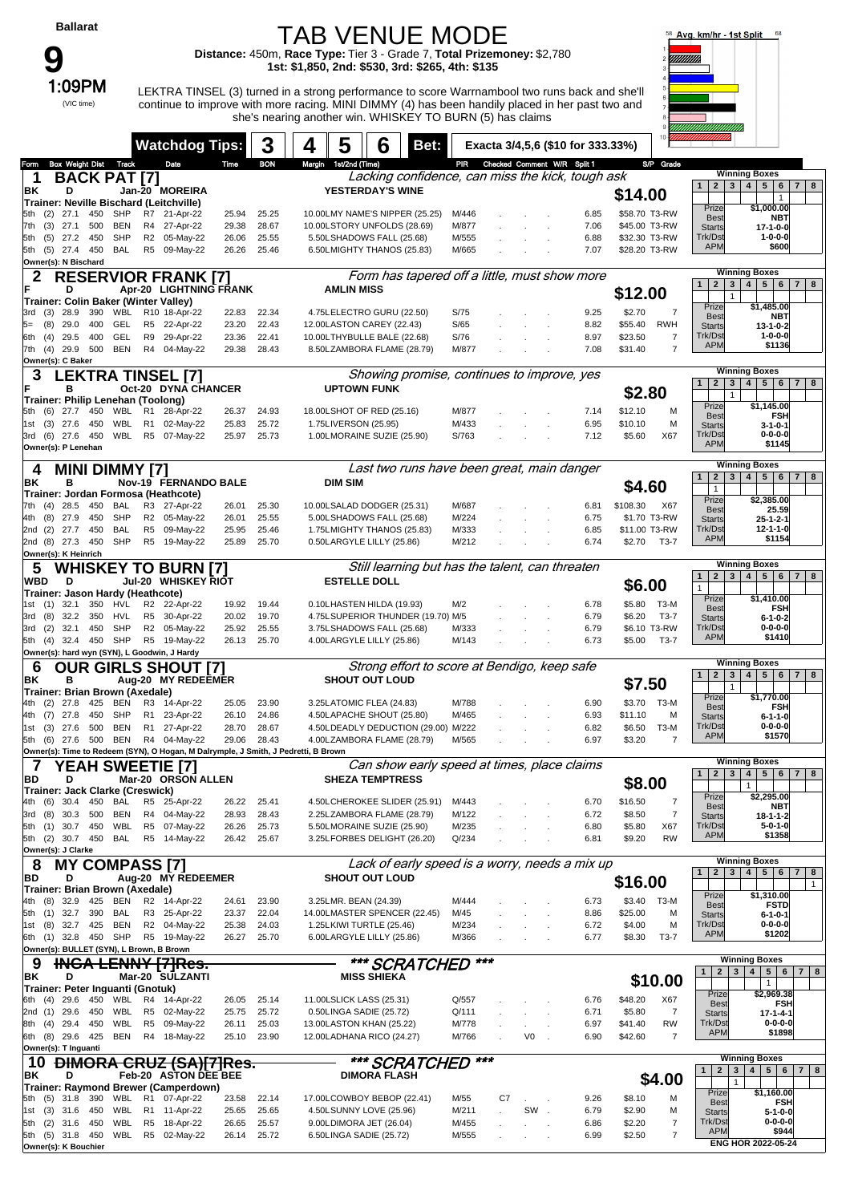# Ballarat

## 9

**1:09PM** (VIC time)

# TAB VENUE MODE

**Distance:** 450m, **Race Type:** Tier 3 - Grade 7, **Total Prizemoney:** $2,780
**1st:** $1,850, **2nd:** $530, **3rd:** $265, **4th:** $135

LEKTRA TINSEL (3) turned in a strong performance to score Warrnambool two runs back and she'll continue to improve with more racing. MINI DIMMY (4) has been handily placed in her past two and she's nearing another win. WHISKEY TO BURN (5) has claims

Avg. km/hr - 1st Split 58 68

**Watchdog Tips:** 3 4 5 6 **Bet:** Exacta 3/4,5,6 ($10 for 333.33%)

---

### 1 BACK PAT [7]
BK D Jan-20 MOREIRA YESTERDAY'S WINE
Trainer: Neville Bischard (Leitchville)
*Lacking confidence, can miss the kick, tough ask*
**$14.00**

| Form | Box | Weight | Dist | Track | Race | Date | Time | BON | Margin | 1st/2nd (Time) | PIR | Checked/Comment/W/R | Split 1 | S/P | Grade |
|---|---|---|---|---|---|---|---|---|---|---|---|---|---|---|---|
| 5th | (2) | 27.1 | 450 | SHP | R7 | 21-Apr-22 | 25.94 | 25.25 | 10.00 | LMY NAME'S NIPPER (25.25) | M/446 | | 6.85 | $58.70 | T3-RW |
| 7th | (3) | 27.1 | 500 | BEN | R4 | 27-Apr-22 | 29.38 | 28.67 | 10.00 | LSTORY UNFOLDS (28.69) | M/877 | | 7.06 | $45.00 | T3-RW |
| 5th | (5) | 27.2 | 450 | SHP | R2 | 05-May-22 | 26.06 | 25.55 | 5.50 | LSHADOWS FALL (25.68) | M/555 | | 6.88 | $32.30 | T3-RW |
| 5th | (5) | 27.4 | 450 | BAL | R5 | 09-May-22 | 26.26 | 25.46 | 6.50 | LMIGHTY THANOS (25.83) | M/665 | | 7.07 | $28.20 | T3-RW |

Owner(s): N Bischard

Winning Boxes: 6 – 1. Prize $1,000.00; Best NBT; Starts 17-1-0-0; Trk/Dst 1-0-0-0; APM $600

### 2 RESERVOIR FRANK [7]
F D Apr-20 LIGHTNING FRANK AMLIN MISS
Trainer: Colin Baker (Winter Valley)
*Form has tapered off a little, must show more*
**$12.00**

| Form | Box | Weight | Dist | Track | Race | Date | Time | BON | Margin | 1st/2nd (Time) | PIR | Checked/Comment/W/R | Split 1 | S/P | Grade |
|---|---|---|---|---|---|---|---|---|---|---|---|---|---|---|---|
| 3rd | (3) | 28.9 | 390 | WBL | R10 | 18-Apr-22 | 22.83 | 22.34 | 4.75 | LELECTRO GURU (22.50) | S/75 | | 9.25 | $2.70 | 7 |
| 5= | (8) | 29.0 | 400 | GEL | R5 | 22-Apr-22 | 23.20 | 22.43 | 12.00 | LASTON CAREY (22.43) | S/65 | | 8.82 | $55.40 | RWH |
| 6th | (4) | 29.5 | 400 | GEL | R9 | 29-Apr-22 | 23.36 | 22.41 | 10.00 | LTHYBULLE BALE (22.68) | S/76 | | 8.97 | $23.50 | 7 |
| 7th | (4) | 29.9 | 500 | BEN | R4 | 04-May-22 | 29.38 | 28.43 | 8.50 | LZAMBORA FLAME (28.79) | M/877 | | 7.08 | $31.40 | 7 |

Owner(s): C Baker

Winning Boxes: 3 – 1. Prize $1,485.00; Best NBT; Starts 13-1-0-2; Trk/Dst 1-0-0-0; APM $1136

### 3 LEKTRA TINSEL [7]
F B Oct-20 DYNA CHANCER UPTOWN FUNK
Trainer: Philip Lenehan (Toolong)
*Showing promise, continues to improve, yes*
**$2.80**

| Form | Box | Weight | Dist | Track | Race | Date | Time | BON | Margin | 1st/2nd (Time) | PIR | Checked/Comment/W/R | Split 1 | S/P | Grade |
|---|---|---|---|---|---|---|---|---|---|---|---|---|---|---|---|
| 5th | (6) | 27.7 | 450 | WBL | R1 | 28-Apr-22 | 26.37 | 24.93 | 18.00 | LSHOT OF RED (25.16) | M/877 | | 7.14 | $12.10 | M |
| 1st | (3) | 27.6 | 450 | WBL | R1 | 02-May-22 | 25.83 | 25.72 | 1.75 | LIVERSON (25.95) | M/433 | | 6.95 | $10.10 | M |
| 3rd | (6) | 27.6 | 450 | WBL | R5 | 07-May-22 | 25.97 | 25.73 | 1.00 | LMORAINE SUZIE (25.90) | S/763 | | 7.12 | $5.60 | X67 |

Owner(s): P Lenehan

Winning Boxes: 3 – 1. Prize $1,145.00; Best FSH; Starts 3-1-0-1; Trk/Dst 0-0-0-0; APM $1145

### 4 MINI DIMMY [7]
BK B Nov-19 FERNANDO BALE DIM SIM
Trainer: Jordan Formosa (Heathcote)
*Last two runs have been great, main danger*
**$4.60**

| Form | Box | Weight | Dist | Track | Race | Date | Time | BON | Margin | 1st/2nd (Time) | PIR | Checked/Comment/W/R | Split 1 | S/P | Grade |
|---|---|---|---|---|---|---|---|---|---|---|---|---|---|---|---|
| 7th | (4) | 28.5 | 450 | BAL | R3 | 27-Apr-22 | 26.01 | 25.30 | 10.00 | LSALAD DODGER (25.31) | M/687 | | 6.81 | $108.30 | X67 |
| 4th | (8) | 27.9 | 450 | SHP | R2 | 05-May-22 | 26.01 | 25.55 | 5.00 | LSHADOWS FALL (25.68) | M/224 | | 6.75 | $1.70 | T3-RW |
| 2nd | (2) | 27.7 | 450 | BAL | R5 | 09-May-22 | 25.95 | 25.46 | 1.75 | LMIGHTY THANOS (25.83) | M/333 | | 6.85 | $11.00 | T3-RW |
| 2nd | (8) | 27.3 | 450 | SHP | R5 | 19-May-22 | 25.89 | 25.70 | 0.50 | LARGYLE LILLY (25.86) | M/212 | | 6.74 | $2.70 | T3-7 |

Owner(s): K Heinrich

Winning Boxes: 1 – 1. Prize $2,385.00; Best 25.59; Starts 25-1-2-1; Trk/Dst 12-1-1-0; APM $1154

### 5 WHISKEY TO BURN [7]
WBD D Jul-20 WHISKEY RIOT ESTELLE DOLL
Trainer: Jason Hardy (Heathcote)
*Still learning but has the talent, can threaten*
**$6.00**

| Form | Box | Weight | Dist | Track | Race | Date | Time | BON | Margin | 1st/2nd (Time) | PIR | Checked/Comment/W/R | Split 1 | S/P | Grade |
|---|---|---|---|---|---|---|---|---|---|---|---|---|---|---|---|
| 1st | (1) | 32.1 | 350 | HVL | R2 | 22-Apr-22 | 19.92 | 19.44 | 0.10 | LHASTEN HILDA (19.93) | M/2 | | 6.78 | $5.80 | T3-M |
| 3rd | (8) | 32.2 | 350 | HVL | R5 | 30-Apr-22 | 20.02 | 19.70 | 4.75 | LSUPERIOR THUNDER (19.70) | M/5 | | 6.79 | $6.20 | T3-7 |
| 3rd | (2) | 32.1 | 450 | SHP | R2 | 05-May-22 | 25.92 | 25.55 | 3.75 | LSHADOWS FALL (25.68) | M/333 | | 6.79 | $6.10 | T3-RW |
| 5th | (4) | 32.4 | 450 | SHP | R5 | 19-May-22 | 26.13 | 25.70 | 4.00 | LARGYLE LILLY (25.86) | M/143 | | 6.73 | $5.00 | T3-7 |

Owner(s): hard wyn (SYN), L Goodwin, J Hardy

Winning Boxes: 1 – 1. Prize $1,410.00; Best FSH; Starts 6-1-0-2; Trk/Dst 0-0-0-0; APM $1410

### 6 OUR GIRLS SHOUT [7]
BK B Aug-20 MY REDEEMER SHOUT OUT LOUD
Trainer: Brian Brown (Axedale)
*Strong effort to score at Bendigo, keep safe*
**$7.50**

| Form | Box | Weight | Dist | Track | Race | Date | Time | BON | Margin | 1st/2nd (Time) | PIR | Checked/Comment/W/R | Split 1 | S/P | Grade |
|---|---|---|---|---|---|---|---|---|---|---|---|---|---|---|---|
| 4th | (2) | 27.8 | 425 | BEN | R3 | 14-Apr-22 | 25.05 | 23.90 | 3.25 | LATOMIC FLEA (24.83) | M/788 | | 6.90 | $3.70 | T3-M |
| 4th | (7) | 27.8 | 450 | SHP | R1 | 23-Apr-22 | 26.10 | 24.86 | 4.50 | LAPACHE SHOUT (25.80) | M/465 | | 6.93 | $11.10 | M |
| 1st | (3) | 27.6 | 500 | BEN | R1 | 27-Apr-22 | 28.70 | 28.67 | 4.50 | LDEADLY DEDUCTION (29.00) | M/222 | | 6.82 | $6.50 | T3-M |
| 5th | (6) | 27.6 | 500 | BEN | R4 | 04-May-22 | 29.06 | 28.43 | 4.00 | LZAMBORA FLAME (28.79) | M/565 | | 6.97 | $3.20 | 7 |

Owner(s): Time to Redeem (SYN), O Hogan, M Dalrymple, J Smith, J Pedretti, B Brown

Winning Boxes: 3 – 1. Prize $1,770.00; Best FSH; Starts 6-1-1-0; Trk/Dst 0-0-0-0; APM $1570

### 7 YEAH SWEETIE [7]
BD D Mar-20 ORSON ALLEN SHEZA TEMPTRESS
Trainer: Jack Clarke (Creswick)
*Can show early speed at times, place claims*
**$8.00**

| Form | Box | Weight | Dist | Track | Race | Date | Time | BON | Margin | 1st/2nd (Time) | PIR | Checked/Comment/W/R | Split 1 | S/P | Grade |
|---|---|---|---|---|---|---|---|---|---|---|---|---|---|---|---|
| 4th | (6) | 30.4 | 450 | BAL | R5 | 25-Apr-22 | 26.22 | 25.41 | 4.50 | LCHEROKEE SLIDER (25.91) | M/443 | | 6.70 | $16.50 | 7 |
| 3rd | (8) | 30.3 | 500 | BEN | R4 | 04-May-22 | 28.93 | 28.43 | 2.25 | LZAMBORA FLAME (28.79) | M/122 | | 6.72 | $8.50 | 7 |
| 5th | (1) | 30.7 | 450 | WBL | R5 | 07-May-22 | 26.26 | 25.73 | 5.50 | LMORAINE SUZIE (25.90) | M/235 | | 6.80 | $5.80 | X67 |
| 5th | (2) | 30.7 | 450 | BAL | R5 | 14-May-22 | 26.42 | 25.67 | 3.25 | LFORBES DELIGHT (26.20) | Q/234 | | 6.81 | $9.20 | RW |

Owner(s): J Clarke

Winning Boxes: 4 – 1. Prize $2,295.00; Best NBT; Starts 18-1-1-2; Trk/Dst 5-0-1-0; APM $1358

### 8 MY COMPASS [7]
BD D Aug-20 MY REDEEMER SHOUT OUT LOUD
Trainer: Brian Brown (Axedale)
*Lack of early speed is a worry, needs a mix up*
**$16.00**

| Form | Box | Weight | Dist | Track | Race | Date | Time | BON | Margin | 1st/2nd (Time) | PIR | Checked/Comment/W/R | Split 1 | S/P | Grade |
|---|---|---|---|---|---|---|---|---|---|---|---|---|---|---|---|
| 4th | (8) | 32.9 | 425 | BEN | R2 | 14-Apr-22 | 24.61 | 23.90 | 3.25 | LMR. BEAN (24.39) | M/444 | | 6.73 | $3.40 | T3-M |
| 5th | (1) | 32.7 | 390 | BAL | R3 | 25-Apr-22 | 23.37 | 22.04 | 14.00 | LMASTER SPENCER (22.45) | M/45 | | 8.86 | $25.00 | M |
| 1st | (8) | 32.7 | 425 | BEN | R2 | 04-May-22 | 25.38 | 24.03 | 1.25 | LKIWI TURTLE (25.46) | M/234 | | 6.72 | $4.00 | M |
| 6th | (1) | 32.8 | 450 | SHP | R5 | 19-May-22 | 26.27 | 25.70 | 6.00 | LARGYLE LILLY (25.86) | M/366 | | 6.77 | $8.30 | T3-7 |

Owner(s): BULLET (SYN), L Brown, B Brown

Winning Boxes: 8 – 1. Prize $1,310.00; Best FSTD; Starts 6-1-0-1; Trk/Dst 0-0-0-0; APM $1202

### 9 ~~INGA LENNY [7]Res.~~
BK D Mar-20 SULZANTI MISS SHIEKA
Trainer: Peter Inguanti (Gnotuk)
*\*\*\* SCRATCHED \*\*\**
**$10.00**

| Form | Box | Weight | Dist | Track | Race | Date | Time | BON | Margin | 1st/2nd (Time) | PIR | Checked/Comment/W/R | Split 1 | S/P | Grade |
|---|---|---|---|---|---|---|---|---|---|---|---|---|---|---|---|
| 6th | (4) | 29.6 | 450 | WBL | R4 | 14-Apr-22 | 26.05 | 25.14 | 11.00 | LSLICK LASS (25.31) | Q/557 | | 6.76 | $48.20 | X67 |
| 2nd | (1) | 29.6 | 450 | WBL | R5 | 02-May-22 | 25.75 | 25.72 | 0.50 | LINGA SADIE (25.72) | Q/111 | | 6.71 | $5.80 | 7 |
| 8th | (4) | 29.4 | 450 | WBL | R5 | 09-May-22 | 26.11 | 25.03 | 13.00 | LASTON KHAN (25.22) | M/778 | | 6.97 | $41.40 | RW |
| 6th | (8) | 29.6 | 425 | BEN | R4 | 18-May-22 | 25.10 | 23.90 | 12.00 | LADHANA RICO (24.27) | M/766 | V0 | 6.90 | $42.60 | 7 |

Owner(s): T Inguanti

Winning Boxes: 5 – 1. Prize $2,969.38; Best FSH; Starts 17-1-4-1; Trk/Dst 0-0-0-0; APM $1898

### 10 ~~DIMORA CRUZ (SA)[7]Res.~~
BK D Feb-20 ASTON DEE BEE DIMORA FLASH
Trainer: Raymond Brewer (Camperdown)
*\*\*\* SCRATCHED \*\*\**
**$4.00**

| Form | Box | Weight | Dist | Track | Race | Date | Time | BON | Margin | 1st/2nd (Time) | PIR | Checked/Comment/W/R | Split 1 | S/P | Grade |
|---|---|---|---|---|---|---|---|---|---|---|---|---|---|---|---|
| 5th | (5) | 31.8 | 390 | WBL | R1 | 07-Apr-22 | 23.58 | 22.14 | 17.00 | LCOWBOY BEBOP (22.41) | M/55 | C7 | 9.26 | $8.10 | M |
| 1st | (3) | 31.6 | 450 | WBL | R1 | 11-Apr-22 | 25.65 | 25.65 | 4.50 | LSUNNY LOVE (25.96) | M/211 | SW | 6.79 | $2.90 | M |
| 5th | (2) | 31.6 | 450 | WBL | R5 | 18-Apr-22 | 26.65 | 25.57 | 9.00 | LDIMORA JET (26.04) | M/455 | | 6.86 | $2.20 | 7 |
| 5th | (5) | 31.8 | 450 | WBL | R5 | 02-May-22 | 26.14 | 25.72 | 6.50 | LINGA SADIE (25.72) | M/555 | | 6.99 | $2.50 | 7 |

Owner(s): K Bouchier

Winning Boxes: 3 – 1. Prize $1,160.00; Best FSH; Starts 5-1-0-0; Trk/Dst 0-0-0-0; APM $944

ENG HOR 2022-05-24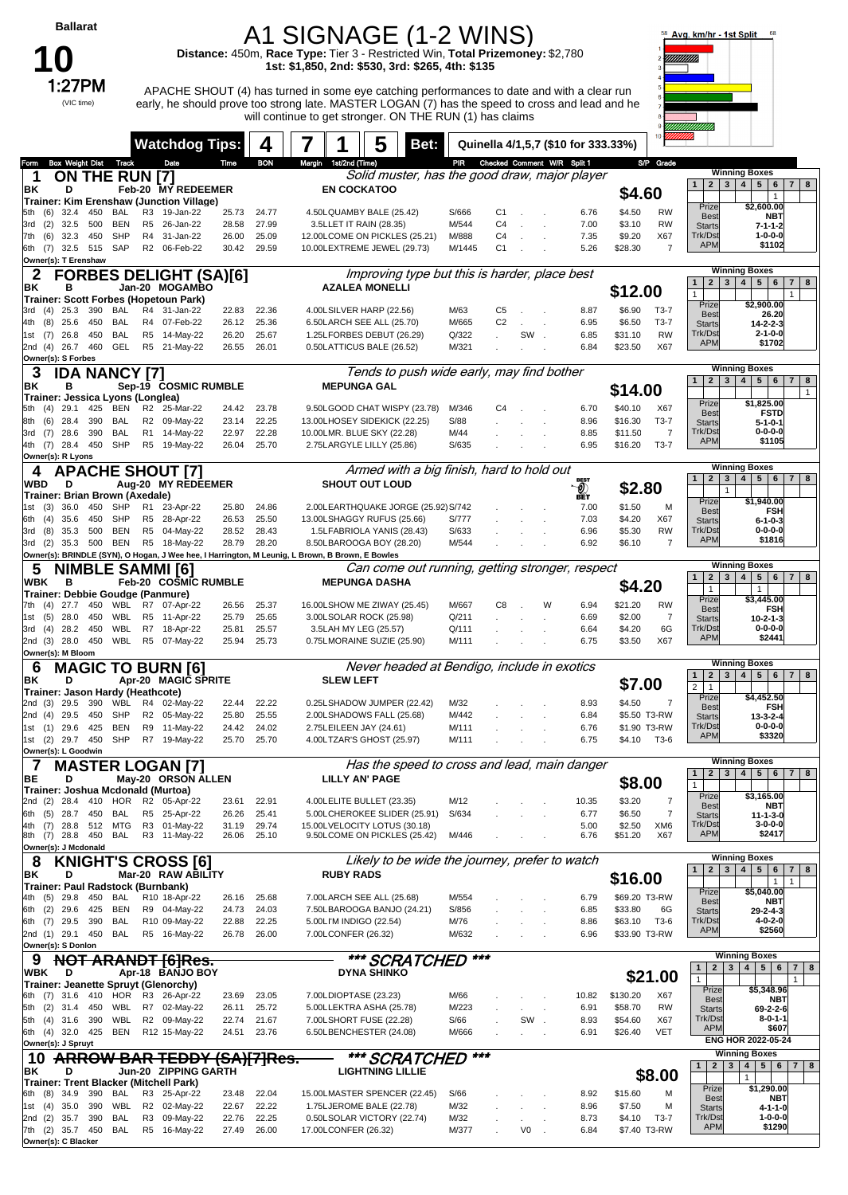# Ballarat

## Race 10 — 1:27PM (VIC time)

# A1 SIGNAGE (1-2 WINS)

**Distance:** 450m, **Race Type:** Tier 3 - Restricted Win, **Total Prizemoney:** $2,780
**1st: $1,850, 2nd: $530, 3rd: $265, 4th: $135**

APACHE SHOUT (4) has turned in some eye catching performances to date and with a clear run early, he should prove too strong late. MASTER LOGAN (7) has the speed to cross and lead and he will continue to get stronger. ON THE RUN (1) has claims

**Watchdog Tips:** 4 7 1 5 **Bet:** Quinella 4/1,5,7 ($10 for 333.33%)

---

## 1 ON THE RUN [7]
BK D Feb-20 MY REDEEMER — EN COCKATOO
Trainer: Kim Erenshaw (Junction Village)
*Solid muster, has the good draw, major player*
**$4.60**

| Form | Box | Weight | Dist | Track | Race | Date | Time | BON | Margin | 1st/2nd (Time) | PIR | Checked Comment | Split 1 | S/P | Grade |
|---|---|---|---|---|---|---|---|---|---|---|---|---|---|---|---|
| 5th | (6) | 32.4 | 450 | BAL | R3 | 19-Jan-22 | 25.73 | 24.77 | 4.50 | LQUAMBY BALE (25.42) | S/666 | C1 | 6.76 | $4.50 | RW |
| 3rd | (2) | 32.5 | 500 | BEN | R5 | 26-Jan-22 | 28.58 | 27.99 | 3.5 | LLET IT RAIN (28.35) | M/544 | C4 | 7.00 | $3.10 | RW |
| 7th | (6) | 32.3 | 450 | SHP | R4 | 31-Jan-22 | 26.00 | 25.09 | 12.00 | LCOME ON PICKLES (25.21) | M/888 | C4 | 7.35 | $9.20 | X67 |
| 6th | (7) | 32.5 | 515 | SAP | R2 | 06-Feb-22 | 30.42 | 29.59 | 10.00 | LEXTREME JEWEL (29.73) | M/1445 | C1 | 5.26 | $28.30 | 7 |

Owner(s): T Erenshaw

Winning Boxes: 6 – 1 | Prize $2,600.00 | Best NBT | Starts 7-1-1-2 | Trk/Dst 1-0-0-0 | APM $1102

---

## 2 FORBES DELIGHT (SA)[6]
BK B Jan-20 MOGAMBO — AZALEA MONELLI
Trainer: Scott Forbes (Hopetoun Park)
*Improving type but this is harder, place best*
**$12.00**

| Form | Box | Weight | Dist | Track | Race | Date | Time | BON | Margin | 1st/2nd (Time) | PIR | Checked Comment | Split 1 | S/P | Grade |
|---|---|---|---|---|---|---|---|---|---|---|---|---|---|---|---|
| 3rd | (4) | 25.3 | 390 | BAL | R4 | 31-Jan-22 | 22.83 | 22.36 | 4.00 | LSILVER HARP (22.56) | M/63 | C5 | 8.87 | $6.90 | T3-7 |
| 4th | (8) | 25.6 | 450 | BAL | R4 | 07-Feb-22 | 26.12 | 25.36 | 6.50 | LARCH SEE ALL (25.70) | M/665 | C2 | 6.95 | $6.50 | T3-7 |
| 1st | (7) | 26.8 | 450 | BAL | R5 | 14-May-22 | 26.20 | 25.67 | 1.25 | LFORBES DEBUT (26.29) | Q/322 | SW | 6.85 | $31.10 | RW |
| 2nd | (4) | 26.7 | 460 | GEL | R5 | 21-May-22 | 26.55 | 26.01 | 0.50 | LATTICUS BALE (26.52) | M/321 | | 6.84 | $23.50 | X67 |

Owner(s): S Forbes

Winning Boxes: 1 – 1, 7 – 1 | Prize $2,900.00 | Best 26.20 | Starts 14-2-2-3 | Trk/Dst 2-1-0-0 | APM $1702

---

## 3 IDA NANCY [7]
BK B Sep-19 COSMIC RUMBLE — MEPUNGA GAL
Trainer: Jessica Lyons (Longlea)
*Tends to push wide early, may find bother*
**$14.00**

| Form | Box | Weight | Dist | Track | Race | Date | Time | BON | Margin | 1st/2nd (Time) | PIR | Checked Comment | Split 1 | S/P | Grade |
|---|---|---|---|---|---|---|---|---|---|---|---|---|---|---|---|
| 5th | (4) | 29.1 | 425 | BEN | R2 | 25-Mar-22 | 24.42 | 23.78 | 9.50 | LGOOD CHAT WISPY (23.78) | M/346 | C4 | 6.70 | $40.10 | X67 |
| 8th | (6) | 28.4 | 390 | BAL | R2 | 09-May-22 | 23.14 | 22.25 | 13.00 | LHOSEY SIDEKICK (22.25) | S/88 | | 8.96 | $16.30 | T3-7 |
| 3rd | (7) | 28.6 | 390 | BAL | R1 | 14-May-22 | 22.97 | 22.28 | 10.00 | LMR. BLUE SKY (22.28) | M/44 | | 8.85 | $11.50 | 7 |
| 4th | (7) | 28.4 | 450 | SHP | R5 | 19-May-22 | 26.04 | 25.70 | 2.75 | LARGYLE LILLY (25.86) | S/635 | | 6.95 | $16.20 | T3-7 |

Owner(s): R Lyons

Winning Boxes: 8 – 1 | Prize $1,825.00 | Best FSTD | Starts 5-1-0-1 | Trk/Dst 0-0-0-0 | APM $1105

---

## 4 APACHE SHOUT [7]
WBD D Aug-20 MY REDEEMER — SHOUT OUT LOUD
Trainer: Brian Brown (Axedale)
*Armed with a big finish, hard to hold out*
BEST BET **$2.80**

| Form | Box | Weight | Dist | Track | Race | Date | Time | BON | Margin | 1st/2nd (Time) | PIR | Checked Comment | Split 1 | S/P | Grade |
|---|---|---|---|---|---|---|---|---|---|---|---|---|---|---|---|
| 1st | (3) | 36.0 | 450 | SHP | R1 | 23-Apr-22 | 25.80 | 24.86 | 2.00 | LEARTHQUAKE JORGE (25.92) | S/742 | | 7.00 | $1.50 | M |
| 6th | (4) | 35.6 | 450 | SHP | R5 | 28-Apr-22 | 26.53 | 25.50 | 13.00 | LSHAGGY RUFUS (25.66) | S/777 | | 7.03 | $4.20 | X67 |
| 3rd | (8) | 35.3 | 500 | BEN | R5 | 04-May-22 | 28.52 | 28.43 | 1.5 | LFABRIOLA YANIS (28.43) | S/633 | | 6.96 | $5.30 | RW |
| 3rd | (2) | 35.3 | 500 | BEN | R5 | 18-May-22 | 28.79 | 28.20 | 8.50 | LBAROOGA BOY (28.20) | M/544 | | 6.92 | $6.10 | 7 |

Owner(s): BRINDLE (SYN), O Hogan, J Wee hee, I Harrington, M Leunig, L Brown, B Brown, E Bowles

Winning Boxes: 3 – 1 | Prize $1,940.00 | Best FSH | Starts 6-1-0-3 | Trk/Dst 0-0-0-0 | APM $1816

---

## 5 NIMBLE SAMMI [6]
WBK B Feb-20 COSMIC RUMBLE — MEPUNGA DASHA
Trainer: Debbie Goudge (Panmure)
*Can come out running, getting stronger, respect*
**$4.20**

| Form | Box | Weight | Dist | Track | Race | Date | Time | BON | Margin | 1st/2nd (Time) | PIR | Checked Comment | Split 1 | S/P | Grade |
|---|---|---|---|---|---|---|---|---|---|---|---|---|---|---|---|
| 7th | (4) | 27.7 | 450 | WBL | R7 | 07-Apr-22 | 26.56 | 25.37 | 16.00 | LSHOW ME ZIWAY (25.45) | M/667 | C8 W | 6.94 | $21.20 | RW |
| 1st | (5) | 28.0 | 450 | WBL | R5 | 11-Apr-22 | 25.79 | 25.65 | 3.00 | LSOLAR ROCK (25.98) | Q/211 | | 6.69 | $2.00 | 7 |
| 3rd | (4) | 28.2 | 450 | WBL | R7 | 18-Apr-22 | 25.81 | 25.57 | 3.5 | LAH MY LEG (25.57) | Q/111 | | 6.64 | $4.20 | 6G |
| 2nd | (3) | 28.0 | 450 | WBL | R5 | 07-May-22 | 25.94 | 25.73 | 0.75 | LMORAINE SUZIE (25.90) | M/111 | | 6.75 | $3.50 | X67 |

Owner(s): M Bloom

Winning Boxes: 1 – 1, 5 – 1 | Prize $3,445.00 | Best FSH | Starts 10-2-1-3 | Trk/Dst 0-0-0-0 | APM $2441

---

## 6 MAGIC TO BURN [6]
BK D Apr-20 MAGIC SPRITE — SLEW LEFT
Trainer: Jason Hardy (Heathcote)
*Never headed at Bendigo, include in exotics*
**$7.00**

| Form | Box | Weight | Dist | Track | Race | Date | Time | BON | Margin | 1st/2nd (Time) | PIR | Checked Comment | Split 1 | S/P | Grade |
|---|---|---|---|---|---|---|---|---|---|---|---|---|---|---|---|
| 2nd | (3) | 29.5 | 390 | WBL | R4 | 02-May-22 | 22.44 | 22.22 | 0.25 | LSHADOW JUMPER (22.42) | M/32 | | 8.93 | $4.50 | 7 |
| 2nd | (4) | 29.5 | 450 | SHP | R2 | 05-May-22 | 25.80 | 25.55 | 2.00 | LSHADOWS FALL (25.68) | M/442 | | 6.84 | $5.50 | T3-RW |
| 1st | (1) | 29.6 | 425 | BEN | R9 | 11-May-22 | 24.42 | 24.02 | 2.75 | LEILEEN JAY (24.61) | M/111 | | 6.76 | $1.90 | T3-RW |
| 1st | (2) | 29.7 | 450 | SHP | R7 | 19-May-22 | 25.70 | 25.70 | 4.00 | LTZAR'S GHOST (25.97) | M/111 | | 6.75 | $4.10 | T3-6 |

Owner(s): L Goodwin

Winning Boxes: 1 – 2, 2 – 1 | Prize $4,452.50 | Best FSH | Starts 13-3-2-4 | Trk/Dst 0-0-0-0 | APM $3320

---

## 7 MASTER LOGAN [7]
BE D May-20 ORSON ALLEN — LILLY AN' PAGE
Trainer: Joshua Mcdonald (Murtoa)
*Has the speed to cross and lead, main danger*
**$8.00**

| Form | Box | Weight | Dist | Track | Race | Date | Time | BON | Margin | 1st/2nd (Time) | PIR | Checked Comment | Split 1 | S/P | Grade |
|---|---|---|---|---|---|---|---|---|---|---|---|---|---|---|---|
| 2nd | (2) | 28.4 | 410 | HOR | R2 | 05-Apr-22 | 23.61 | 22.91 | 4.00 | LELITE BULLET (23.35) | M/12 | | 10.35 | $3.20 | 7 |
| 6th | (5) | 28.7 | 450 | BAL | R5 | 25-Apr-22 | 26.26 | 25.41 | 5.00 | LCHEROKEE SLIDER (25.91) | S/634 | | 6.77 | $6.50 | 7 |
| 4th | (7) | 28.8 | 512 | MTG | R3 | 01-May-22 | 31.19 | 29.74 | 15.00 | LVELOCITY LOTUS (30.18) | | | 5.00 | $2.50 | XM6 |
| 8th | (7) | 28.8 | 450 | BAL | R3 | 11-May-22 | 26.06 | 25.10 | 9.50 | LCOME ON PICKLES (25.42) | M/446 | | 6.76 | $51.20 | X67 |

Owner(s): J Mcdonald

Winning Boxes: 1 – 1 | Prize $3,165.00 | Best NBT | Starts 11-1-3-0 | Trk/Dst 3-0-0-0 | APM $2417

---

## 8 KNIGHT'S CROSS [6]
BK D Mar-20 RAW ABILITY — RUBY RADS
Trainer: Paul Radstock (Burnbank)
*Likely to be wide the journey, prefer to watch*
**$16.00**

| Form | Box | Weight | Dist | Track | Race | Date | Time | BON | Margin | 1st/2nd (Time) | PIR | Checked Comment | Split 1 | S/P | Grade |
|---|---|---|---|---|---|---|---|---|---|---|---|---|---|---|---|
| 4th | (5) | 29.8 | 450 | BAL | R10 | 18-Apr-22 | 26.16 | 25.68 | 7.00 | LARCH SEE ALL (25.68) | M/554 | | 6.79 | $69.20 | T3-RW |
| 6th | (2) | 29.6 | 425 | BEN | R9 | 04-May-22 | 24.73 | 24.03 | 7.50 | LBAROOGA BANJO (24.21) | S/856 | | 6.85 | $33.80 | 6G |
| 6th | (7) | 29.5 | 390 | BAL | R10 | 09-May-22 | 22.88 | 22.25 | 5.00 | LI'M INDIGO (22.54) | M/76 | | 8.86 | $63.10 | T3-6 |
| 2nd | (1) | 29.1 | 450 | BAL | R5 | 16-May-22 | 26.78 | 26.00 | 7.00 | LCONFER (26.32) | M/632 | | 6.96 | $33.90 | T3-RW |

Owner(s): S Donlon

Winning Boxes: 6 – 1, 7 – 1 | Prize $5,040.00 | Best NBT | Starts 29-2-4-3 | Trk/Dst 4-0-2-0 | APM $2560

---

## 9 ~~NOT ARANDT [6]Res.~~ *** SCRATCHED ***
WBK D Apr-18 BANJO BOY — DYNA SHINKO
Trainer: Jeanette Spruyt (Glenorchy)
**$21.00**

| Form | Box | Weight | Dist | Track | Race | Date | Time | BON | Margin | 1st/2nd (Time) | PIR | Checked Comment | Split 1 | S/P | Grade |
|---|---|---|---|---|---|---|---|---|---|---|---|---|---|---|---|
| 6th | (7) | 31.6 | 410 | HOR | R3 | 26-Apr-22 | 23.69 | 23.05 | 7.00 | LDIOPTASE (23.23) | M/66 | | 10.82 | $130.20 | X67 |
| 5th | (2) | 31.4 | 450 | WBL | R7 | 02-May-22 | 26.11 | 25.72 | 5.00 | LLEKTRA ASHA (25.78) | M/223 | | 6.91 | $58.70 | RW |
| 5th | (4) | 31.6 | 390 | WBL | R2 | 09-May-22 | 22.74 | 21.67 | 7.00 | LSHORT FUSE (22.28) | S/66 | SW | 8.93 | $54.60 | X67 |
| 6th | (4) | 32.0 | 425 | BEN | R12 | 15-May-22 | 24.51 | 23.76 | 6.50 | LBENCHESTER (24.08) | M/666 | | 6.91 | $26.40 | VET |

Owner(s): J Spruyt

Winning Boxes: 1 – 1, 7 – 1 | Prize $5,348.96 | Best NBT | Starts 69-2-2-6 | Trk/Dst 8-0-1-1 | APM $607 | ENG HOR 2022-05-24

---

## 10 ~~ARROW BAR TEDDY (SA)[7]Res.~~ *** SCRATCHED ***
BK D Jun-20 ZIPPING GARTH — LIGHTNING LILLIE
Trainer: Trent Blacker (Mitchell Park)
**$8.00**

| Form | Box | Weight | Dist | Track | Race | Date | Time | BON | Margin | 1st/2nd (Time) | PIR | Checked Comment | Split 1 | S/P | Grade |
|---|---|---|---|---|---|---|---|---|---|---|---|---|---|---|---|
| 6th | (8) | 34.9 | 390 | BAL | R3 | 25-Apr-22 | 23.48 | 22.04 | 15.00 | LMASTER SPENCER (22.45) | S/66 | | 8.92 | $15.60 | M |
| 1st | (4) | 35.0 | 390 | WBL | R2 | 02-May-22 | 22.67 | 22.22 | 1.75 | LJEROME BALE (22.78) | M/32 | | 8.96 | $7.50 | M |
| 2nd | (2) | 35.7 | 390 | BAL | R3 | 09-May-22 | 22.76 | 22.25 | 0.50 | LSOLAR VICTORY (22.74) | M/32 | | 8.73 | $4.10 | T3-7 |
| 7th | (2) | 35.7 | 450 | BAL | R5 | 16-May-22 | 27.49 | 26.00 | 17.00 | LCONFER (26.32) | M/377 | V0 | 6.84 | $7.40 | T3-RW |

Owner(s): C Blacker

Winning Boxes: 4 – 1 | Prize $1,290.00 | Best NBT | Starts 4-1-1-0 | Trk/Dst 1-0-0-0 | APM $1290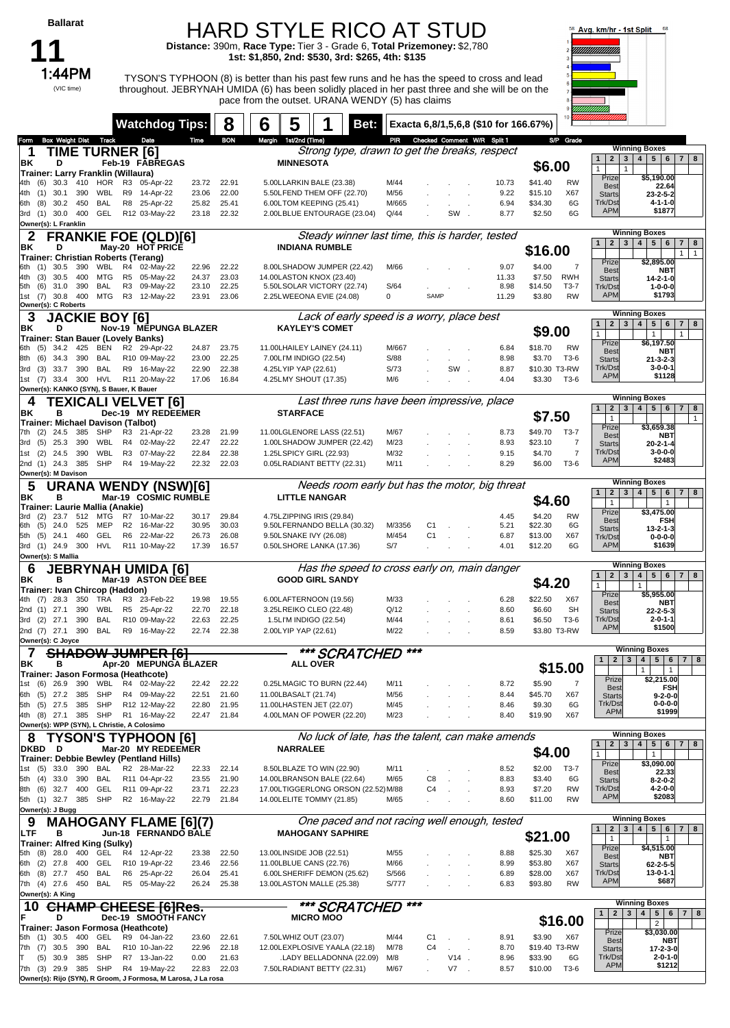# Ballarat

# 11

**1:44PM** (VIC time)

# HARD STYLE RICO AT STUD

**Distance:** 390m, **Race Type:** Tier 3 - Grade 6, **Total Prizemoney:** $2,780
**1st:** $1,850, **2nd:** $530, **3rd:** $265, **4th:** $135

TYSON'S TYPHOON (8) is better than his past few runs and he has the speed to cross and lead throughout. JEBRYNAH UMIDA (6) has been solidly placed in her past three and she will be on the pace from the outset. URANA WENDY (5) has claims

Avg. km/hr - 1st Split 58 68

**Watchdog Tips:** 8 6 5 1 **Bet:** Exacta 6,8/1,5,6,8 ($10 for 166.67%)

Form | Box | Weight | Dist | Track | Date | Time | BON | Margin | 1st/2nd (Time) | PIR | Checked | Comment | W/R | Split 1 | S/P | Grade

## 1 TIME TURNER [6]

*Strong type, drawn to get the breaks, respect*

BK D Feb-19 FABREGAS — MINNESOTA — **$6.00**

Trainer: Larry Franklin (Willaura)

| Form | Box | Weight | Dist | Track | Race | Date | Time | BON | Margin / 1st/2nd (Time) | PIR | Checked | Comment | Split 1 | S/P | Grade |
|---|---|---|---|---|---|---|---|---|---|---|---|---|---|---|---|
| 4th | (6) | 30.3 | 410 | HOR | R3 | 05-Apr-22 | 23.72 | 22.91 | 5.00 LARKIN BALE (23.38) | M/44 | | | 10.73 | $41.40 | RW |
| 4th | (1) | 30.1 | 390 | WBL | R9 | 14-Apr-22 | 23.06 | 22.00 | 5.50 FEND THEM OFF (22.70) | M/56 | | | 9.22 | $15.10 | X67 |
| 6th | (8) | 30.2 | 450 | BAL | R8 | 25-Apr-22 | 25.82 | 25.41 | 6.00 TOM KEEPING (25.41) | M/665 | | | 6.94 | $34.30 | 6G |
| 3rd | (1) | 30.0 | 400 | GEL | R12 | 03-May-22 | 23.18 | 22.32 | 2.00 BLUE ENTOURAGE (23.04) | Q/44 | | SW | 8.77 | $2.50 | 6G |

Owner(s): L Franklin

Winning Boxes: 1: 1, 3: 1 | Prize $5,190.00 | Best 22.64 | Starts 23-2-5-2 | Trk/Dst 4-1-1-0 | APM $1877

## 2 FRANKIE FOE (QLD)[6]

*Steady winner last time, this is harder, tested*

BK D May-20 HOT PRICE — INDIANA RUMBLE — **$16.00**

Trainer: Christian Roberts (Terang)

| Form | Box | Weight | Dist | Track | Race | Date | Time | BON | Margin / 1st/2nd (Time) | PIR | Checked | Comment | Split 1 | S/P | Grade |
|---|---|---|---|---|---|---|---|---|---|---|---|---|---|---|---|
| 6th | (1) | 30.5 | 390 | WBL | R4 | 02-May-22 | 22.96 | 22.22 | 8.00 SHADOW JUMPER (22.42) | M/66 | | | 9.07 | $4.00 | 7 |
| 4th | (3) | 30.5 | 400 | MTG | R5 | 05-May-22 | 24.37 | 23.03 | 14.00 ASTON KNOX (23.40) | | | | 11.33 | $7.50 | RWH |
| 5th | (6) | 31.0 | 390 | BAL | R3 | 09-May-22 | 23.10 | 22.25 | 5.50 SOLAR VICTORY (22.74) | S/64 | | | 8.98 | $14.50 | T3-7 |
| 1st | (7) | 30.8 | 400 | MTG | R3 | 12-May-22 | 23.91 | 23.06 | 2.25 WEEONA EVIE (24.08) | 0 | SAMP | | 11.29 | $3.80 | RW |

Owner(s): C Roberts

Winning Boxes: 7: 1, 8: 1 | Prize $2,895.00 | Best NBT | Starts 14-2-1-0 | Trk/Dst 1-0-0-0 | APM $1793

## 3 JACKIE BOY [6]

*Lack of early speed is a worry, place best*

BK D Nov-19 MEPUNGA BLAZER — KAYLEY'S COMET — **$9.00**

Trainer: Stan Bauer (Lovely Banks)

| Form | Box | Weight | Dist | Track | Race | Date | Time | BON | Margin / 1st/2nd (Time) | PIR | Checked | Comment | Split 1 | S/P | Grade |
|---|---|---|---|---|---|---|---|---|---|---|---|---|---|---|---|
| 6th | (5) | 34.2 | 425 | BEN | R2 | 29-Apr-22 | 24.87 | 23.75 | 11.00 HAILEY LAINEY (24.11) | M/667 | | | 6.84 | $18.70 | RW |
| 8th | (6) | 34.3 | 390 | BAL | R10 | 09-May-22 | 23.00 | 22.25 | 7.00 I'M INDIGO (22.54) | S/88 | | | 8.98 | $3.70 | T3-6 |
| 3rd | (3) | 33.7 | 390 | BAL | R9 | 16-May-22 | 22.90 | 22.38 | 4.25 LYIP YAP (22.61) | S/73 | | SW | 8.87 | $10.30 | T3-RW |
| 1st | (7) | 33.4 | 300 | HVL | R11 | 20-May-22 | 17.06 | 16.84 | 4.25 LMY SHOUT (17.35) | M/6 | | | 4.04 | $3.30 | T3-6 |

Owner(s): KANKO (SYN), S Bauer, K Bauer

Winning Boxes: 1: 1, 5: 1, 7: 1 | Prize $6,197.50 | Best NBT | Starts 21-3-2-3 | Trk/Dst 3-0-0-1 | APM $1128

## 4 TEXICALI VELVET [6]

*Last three runs have been impressive, place*

BK B Dec-19 MY REDEEMER — STARFACE — **$7.50**

Trainer: Michael Davison (Talbot)

| Form | Box | Weight | Dist | Track | Race | Date | Time | BON | Margin / 1st/2nd (Time) | PIR | Checked | Comment | Split 1 | S/P | Grade |
|---|---|---|---|---|---|---|---|---|---|---|---|---|---|---|---|
| 7th | (2) | 24.5 | 385 | SHP | R3 | 21-Apr-22 | 23.28 | 21.99 | 11.00 GLENORE LASS (22.51) | M/67 | | | 8.73 | $49.70 | T3-7 |
| 3rd | (5) | 25.3 | 390 | WBL | R4 | 02-May-22 | 22.47 | 22.22 | 1.00 SHADOW JUMPER (22.42) | M/23 | | | 8.93 | $23.10 | 7 |
| 1st | (2) | 24.5 | 390 | WBL | R3 | 07-May-22 | 22.84 | 22.38 | 1.25 LSPICY GIRL (22.93) | M/32 | | | 9.15 | $4.70 | 7 |
| 2nd | (1) | 24.3 | 385 | SHP | R4 | 19-May-22 | 22.32 | 22.03 | 0.05 LRADIANT BETTY (22.31) | M/11 | | | 8.29 | $6.00 | T3-6 |

Owner(s): M Davison

Winning Boxes: 2: 1, 8: 1 | Prize $3,659.38 | Best NBT | Starts 20-2-1-4 | Trk/Dst 3-0-0-0 | APM $2483

## 5 URANA WENDY (NSW)[6]

*Needs room early but has the motor, big threat*

BK B Mar-19 COSMIC RUMBLE — LITTLE NANGAR — **$4.60**

Trainer: Laurie Mallia (Anakie)

| Form | Box | Weight | Dist | Track | Race | Date | Time | BON | Margin / 1st/2nd (Time) | PIR | Checked | Comment | Split 1 | S/P | Grade |
|---|---|---|---|---|---|---|---|---|---|---|---|---|---|---|---|
| 3rd | (2) | 23.7 | 512 | MTG | R7 | 10-Mar-22 | 30.17 | 29.84 | 4.75 LZIPPING IRIS (29.84) | | | | 4.45 | $4.20 | RW |
| 6th | (5) | 24.0 | 525 | MEP | R2 | 16-Mar-22 | 30.95 | 30.03 | 9.50 FERNANDO BELLA (30.32) | M/3356 | C1 | | 5.21 | $22.30 | 6G |
| 5th | (5) | 24.1 | 460 | GEL | R6 | 22-Mar-22 | 26.73 | 26.08 | 9.50 SNAKE IVY (26.08) | M/454 | C1 | | 6.87 | $13.00 | X67 |
| 3rd | (1) | 24.9 | 300 | HVL | R11 | 10-May-22 | 17.39 | 16.57 | 0.50 SHORE LANKA (17.36) | S/7 | | | 4.01 | $12.20 | 6G |

Owner(s): S Mallia

Winning Boxes: 2: 1, 6: 1 | Prize $3,475.00 | Best FSH | Starts 13-2-1-3 | Trk/Dst 0-0-0-0 | APM $1639

## 6 JEBRYNAH UMIDA [6]

*Has the speed to cross early on, main danger*

BK B Mar-19 ASTON DEE BEE — GOOD GIRL SANDY — **$4.20**

Trainer: Ivan Chircop (Haddon)

| Form | Box | Weight | Dist | Track | Race | Date | Time | BON | Margin / 1st/2nd (Time) | PIR | Checked | Comment | Split 1 | S/P | Grade |
|---|---|---|---|---|---|---|---|---|---|---|---|---|---|---|---|
| 4th | (7) | 28.3 | 350 | TRA | R3 | 23-Feb-22 | 19.98 | 19.55 | 6.00 AFTERNOON (19.56) | M/33 | | | 6.28 | $22.50 | X67 |
| 2nd | (1) | 27.1 | 390 | WBL | R5 | 25-Apr-22 | 22.70 | 22.18 | 3.25 REIKO CLEO (22.48) | Q/12 | | | 8.60 | $6.60 | SH |
| 3rd | (2) | 27.1 | 390 | BAL | R10 | 09-May-22 | 22.63 | 22.25 | 1.5 LI'M INDIGO (22.54) | M/44 | | | 8.61 | $6.50 | T3-6 |
| 2nd | (7) | 27.1 | 390 | BAL | R9 | 16-May-22 | 22.74 | 22.38 | 2.00 LYIP YAP (22.61) | M/22 | | | 8.59 | $3.80 | T3-RW |

Owner(s): C Joyce

Winning Boxes: 1: 1, 4: 1 | Prize $5,955.00 | Best NBT | Starts 22-2-5-3 | Trk/Dst 2-0-1-1 | APM $1500

## 7 ~~SHADOW JUMPER [6]~~

*\*\*\* SCRATCHED \*\*\**

BK B Apr-20 MEPUNGA BLAZER — ALL OVER — **$15.00**

Trainer: Jason Formosa (Heathcote)

| Form | Box | Weight | Dist | Track | Race | Date | Time | BON | Margin / 1st/2nd (Time) | PIR | Checked | Comment | Split 1 | S/P | Grade |
|---|---|---|---|---|---|---|---|---|---|---|---|---|---|---|---|
| 1st | (6) | 26.9 | 390 | WBL | R4 | 02-May-22 | 22.42 | 22.22 | 0.25 LMAGIC TO BURN (22.44) | M/11 | | | 8.72 | $5.90 | 7 |
| 6th | (5) | 27.2 | 385 | SHP | R4 | 09-May-22 | 22.51 | 21.60 | 11.00 LBASALT (21.74) | M/56 | | | 8.44 | $45.70 | X67 |
| 5th | (5) | 27.5 | 385 | SHP | R12 | 12-May-22 | 22.80 | 21.95 | 11.00 LHASTEN JET (22.07) | M/45 | | | 8.46 | $9.30 | 6G |
| 4th | (8) | 27.1 | 385 | SHP | R1 | 16-May-22 | 22.47 | 21.84 | 4.00 LMAN OF POWER (22.20) | M/23 | | | 8.40 | $19.90 | X67 |

Owner(s): WPP (SYN), L Christie, A Colosimo

Winning Boxes: 4: 1, 6: 1 | Prize $2,215.00 | Best FSH | Starts 9-2-0-0 | Trk/Dst 0-0-0-0 | APM $1999

## 8 TYSON'S TYPHOON [6]

*No luck of late, has the talent, can make amends*

DKBD D Mar-20 MY REDEEMER — NARRALEE — **$4.00**

Trainer: Debbie Bewley (Pentland Hills)

| Form | Box | Weight | Dist | Track | Race | Date | Time | BON | Margin / 1st/2nd (Time) | PIR | Checked | Comment | Split 1 | S/P | Grade |
|---|---|---|---|---|---|---|---|---|---|---|---|---|---|---|---|
| 1st | (5) | 33.0 | 390 | BAL | R2 | 28-Mar-22 | 22.33 | 22.14 | 8.50 LBLAZE TO WIN (22.90) | M/11 | | | 8.52 | $2.00 | T3-7 |
| 5th | (4) | 33.0 | 390 | BAL | R11 | 04-Apr-22 | 23.55 | 21.90 | 14.00 BRANSON BALE (22.64) | M/65 | C8 | | 8.83 | $3.40 | 6G |
| 8th | (6) | 32.7 | 400 | GEL | R11 | 09-Apr-22 | 23.71 | 22.23 | 17.00 TIGGERLONG ORSON (22.52) | M/88 | C4 | | 8.93 | $7.20 | RW |
| 5th | (1) | 32.7 | 385 | SHP | R2 | 16-May-22 | 22.79 | 21.84 | 14.00 ELITE TOMMY (21.85) | M/65 | | | 8.60 | $11.00 | RW |

Owner(s): J Bugg

Winning Boxes: 1: 1, 5: 1 | Prize $3,090.00 | Best 22.33 | Starts 8-2-0-2 | Trk/Dst 4-2-0-0 | APM $2083

## 9 MAHOGANY FLAME [6](7)

*One paced and not racing well enough, tested*

LTF B Jun-18 FERNANDO BALE — MAHOGANY SAPHIRE — **$21.00**

Trainer: Alfred King (Sulky)

| Form | Box | Weight | Dist | Track | Race | Date | Time | BON | Margin / 1st/2nd (Time) | PIR | Checked | Comment | Split 1 | S/P | Grade |
|---|---|---|---|---|---|---|---|---|---|---|---|---|---|---|---|
| 5th | (8) | 28.0 | 400 | GEL | R4 | 12-Apr-22 | 23.38 | 22.50 | 13.00 LINSIDE JOB (22.51) | M/55 | | | 8.88 | $25.30 | X67 |
| 6th | (2) | 27.8 | 400 | GEL | R10 | 19-Apr-22 | 23.46 | 22.56 | 11.00 LBLUE CANS (22.76) | M/66 | | | 8.99 | $53.80 | X67 |
| 6th | (8) | 27.7 | 450 | BAL | R6 | 25-Apr-22 | 26.04 | 25.41 | 6.00 SHERIFF DEMON (25.62) | S/566 | | | 6.89 | $28.00 | X67 |
| 7th | (4) | 27.6 | 450 | BAL | R5 | 05-May-22 | 26.24 | 25.38 | 13.00 LASTON MALLE (25.38) | S/777 | | | 6.83 | $93.80 | RW |

Owner(s): A King

Winning Boxes: 2: 1, 6: 1 | Prize $4,515.00 | Best NBT | Starts 62-2-5-5 | Trk/Dst 13-0-1-1 | APM $687

## 10 ~~CHAMP CHEESE [6]Res.~~

*\*\*\* SCRATCHED \*\*\**

F D Dec-19 SMOOTH FANCY — MICRO MOO — **$16.00**

Trainer: Jason Formosa (Heathcote)

| Form | Box | Weight | Dist | Track | Race | Date | Time | BON | Margin / 1st/2nd (Time) | PIR | Checked | Comment | Split 1 | S/P | Grade |
|---|---|---|---|---|---|---|---|---|---|---|---|---|---|---|---|
| 5th | (1) | 30.5 | 400 | GEL | R9 | 04-Jan-22 | 23.60 | 22.61 | 7.50 LWHIZ OUT (23.07) | M/44 | C1 | | 8.91 | $3.90 | X67 |
| 7th | (7) | 30.5 | 390 | BAL | R10 | 10-Jan-22 | 22.96 | 22.18 | 12.00 LEXPLOSIVE YAALA (22.18) | M/78 | C4 | | 8.70 | $19.40 | T3-RW |
| T | (5) | 30.9 | 385 | SHP | R7 | 13-Jan-22 | 0.00 | 21.63 | .LADY BELLADONNA (22.09) | M/8 | | V14 | 8.96 | $33.90 | 6G |
| 7th | (3) | 29.9 | 385 | SHP | R4 | 19-May-22 | 22.83 | 22.03 | 7.50 LRADIANT BETTY (22.31) | M/67 | | V7 | 8.57 | $10.00 | T3-6 |

Owner(s): Rijo (SYN), R Groom, J Formosa, M Larosa, J La rosa

Winning Boxes: 6: 2 | Prize $3,030.00 | Best NBT | Starts 17-2-3-0 | Trk/Dst 2-0-1-0 | APM $1212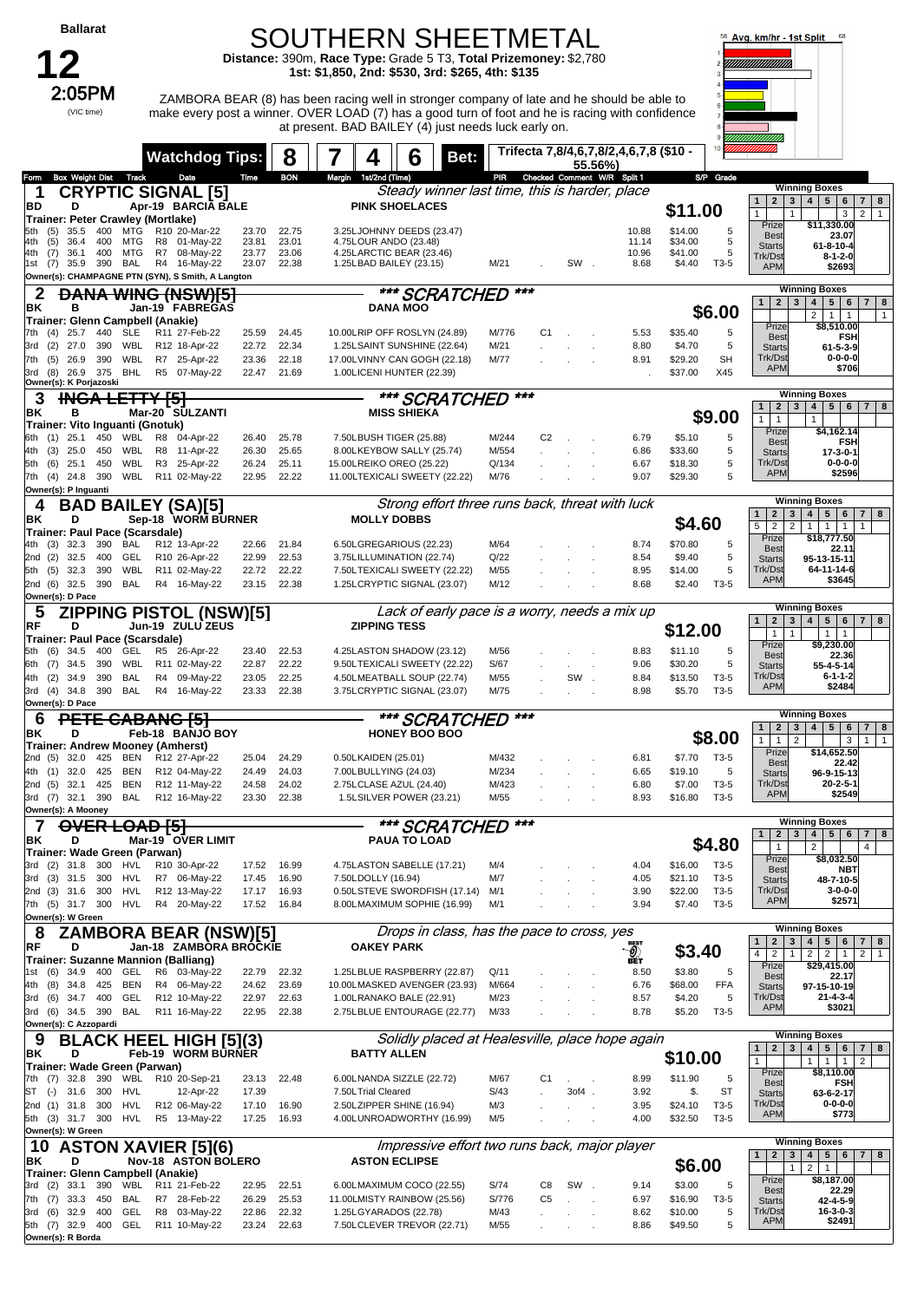Ballarat

# 12

2:05PM

(VIC time)

# SOUTHERN SHEETMETAL

**Distance:** 390m, **Race Type:** Grade 5 T3, **Total Prizemoney:** $2,780
**1st:** $1,850, **2nd:** $530, **3rd:** $265, **4th:** $135

ZAMBORA BEAR (8) has been racing well in stronger company of late and he should be able to make every post a winner. OVER LOAD (7) has a good turn of foot and he is racing with confidence at present. BAD BAILEY (4) just needs luck early on.

Avg. km/hr - 1st Split 58 68

**Watchdog Tips:** 8 7 4 6 **Bet:**

Trifecta 7,8/4,6,7,8/2,4,6,7,8 ($10 - 55.56%)

## 1 CRYPTIC SIGNAL [5]

BD D Apr-19 BARCIA BALE / PINK SHOELACES

*Steady winner last time, this is harder, place*

**$11.00**

Trainer: Peter Crawley (Mortlake)

| Form | Box | Weight | Dist | Track | | Date | Time | BON | Margin | 1st/2nd (Time) | PIR | Checked | Comment | W/R | Split 1 | S/P | Grade |
|---|---|---|---|---|---|---|---|---|---|---|---|---|---|---|---|---|---|
| 5th | (5) | 35.5 | 400 | MTG | R10 | 20-Mar-22 | 23.70 | 22.75 | 3.25 | LJOHNNY DEEDS (23.47) | | | | | 10.88 | $14.00 | 5 |
| 4th | (5) | 36.4 | 400 | MTG | R8 | 01-May-22 | 23.81 | 23.01 | 4.75 | LOUR ANDO (23.48) | | | | | 11.14 | $34.00 | 5 |
| 4th | (7) | 36.1 | 400 | MTG | R7 | 08-May-22 | 23.77 | 23.06 | 4.25 | LARCTIC BEAR (23.46) | | | | | 10.96 | $41.00 | 5 |
| 1st | (7) | 35.9 | 390 | BAL | R4 | 16-May-22 | 23.07 | 22.38 | 1.25 | LBAD BAILEY (23.15) | M/21 | | SW | | 8.68 | $4.40 | T3-5 |

Owner(s): CHAMPAGNE PTN (SYN), S Smith, A Langton

Winning Boxes: 1: 1, 3: 1, 7: 3, 8: 2, 1
Prize $11,330.00 | Best 23.07 | Starts 61-8-10-4 | Trk/Dst 8-1-2-0 | APM $2693

## 2 ~~DANA WING (NSW)[5]~~

BK B Jan-19 FABREGAS / DANA MOO

*\*\*\* SCRATCHED \*\*\**

**$6.00**

Trainer: Glenn Campbell (Anakie)

| Form | Box | Weight | Dist | Track | | Date | Time | BON | Margin | 1st/2nd (Time) | PIR | Checked | Comment | W/R | Split 1 | S/P | Grade |
|---|---|---|---|---|---|---|---|---|---|---|---|---|---|---|---|---|---|
| 7th | (4) | 25.7 | 440 | SLE | R11 | 27-Feb-22 | 25.59 | 24.45 | 10.00 | LRIP OFF ROSLYN (24.89) | M/776 | C1 | | | 5.53 | $35.40 | 5 |
| 3rd | (2) | 27.0 | 390 | WBL | R12 | 18-Apr-22 | 22.72 | 22.34 | 1.25 | LSAINT SUNSHINE (22.64) | M/21 | | | | 8.80 | $4.70 | 5 |
| 7th | (5) | 26.9 | 390 | WBL | R7 | 25-Apr-22 | 23.36 | 22.18 | 17.00 | LVINNY CAN GOGH (22.18) | M/77 | | | | 8.91 | $29.20 | SH |
| 3rd | (8) | 26.9 | 375 | BHL | R5 | 07-May-22 | 22.47 | 21.69 | 1.00 | LICENI HUNTER (22.39) | | | | | | $37.00 | X45 |

Owner(s): K Porjazoski

Winning Boxes: 4: 2, 5: 1, 6: 1, 8: 1
Prize $8,510.00 | Best FSH | Starts 61-5-3-9 | Trk/Dst 0-0-0-0 | APM $706

## 3 ~~INGA LETTY [5]~~

BK B Mar-20 SULZANTI / MISS SHIEKA

*\*\*\* SCRATCHED \*\*\**

**$9.00**

Trainer: Vito Inguanti (Gnotuk)

| Form | Box | Weight | Dist | Track | | Date | Time | BON | Margin | 1st/2nd (Time) | PIR | Checked | Comment | W/R | Split 1 | S/P | Grade |
|---|---|---|---|---|---|---|---|---|---|---|---|---|---|---|---|---|---|
| 6th | (1) | 25.1 | 450 | WBL | R8 | 04-Apr-22 | 26.40 | 25.78 | 7.50 | LBUSH TIGER (25.88) | M/244 | C2 | | | 6.79 | $5.10 | 5 |
| 4th | (3) | 25.0 | 450 | WBL | R8 | 11-Apr-22 | 26.30 | 25.65 | 8.00 | LKEYBOW SALLY (25.74) | M/554 | | | | 6.86 | $33.60 | 5 |
| 5th | (6) | 25.1 | 450 | WBL | R3 | 25-Apr-22 | 26.24 | 25.11 | 15.00 | LREIKO OREO (25.22) | Q/134 | | | | 6.67 | $18.30 | 5 |
| 7th | (4) | 24.8 | 390 | WBL | R11 | 02-May-22 | 22.95 | 22.22 | 11.00 | LTEXICALI SWEETY (22.22) | M/76 | | | | 9.07 | $29.30 | 5 |

Owner(s): P Inguanti

Winning Boxes: 1: 1, 2: 1, 4: 1
Prize $4,162.14 | Best FSH | Starts 17-3-0-1 | Trk/Dst 0-0-0-0 | APM $2596

## 4 BAD BAILEY (SA)[5]

BK D Sep-18 WORM BURNER / MOLLY DOBBS

*Strong effort three runs back, threat with luck*

**$4.60**

Trainer: Paul Pace (Scarsdale)

| Form | Box | Weight | Dist | Track | | Date | Time | BON | Margin | 1st/2nd (Time) | PIR | Checked | Comment | W/R | Split 1 | S/P | Grade |
|---|---|---|---|---|---|---|---|---|---|---|---|---|---|---|---|---|---|
| 4th | (3) | 32.3 | 390 | BAL | R12 | 13-Apr-22 | 22.66 | 21.84 | 6.50 | LGREGARIOUS (22.23) | M/64 | | | | 8.74 | $70.80 | 5 |
| 2nd | (2) | 32.5 | 400 | GEL | R10 | 26-Apr-22 | 22.99 | 22.53 | 3.75 | LILLUMINATION (22.74) | Q/22 | | | | 8.54 | $9.40 | 5 |
| 5th | (5) | 32.3 | 390 | WBL | R11 | 02-May-22 | 22.72 | 22.22 | 7.50 | LTEXICALI SWEETY (22.22) | M/55 | | | | 8.95 | $14.00 | 5 |
| 2nd | (6) | 32.5 | 390 | BAL | R4 | 16-May-22 | 23.15 | 22.38 | 1.25 | LCRYPTIC SIGNAL (23.07) | M/12 | | | | 8.68 | $2.40 | T3-5 |

Owner(s): D Pace

Winning Boxes: 1: 5, 2: 2, 3: 2, 4: 1, 5: 1, 6: 1, 7: 1
Prize $18,777.50 | Best 22.11 | Starts 95-13-15-11 | Trk/Dst 64-11-14-6 | APM $3645

## 5 ZIPPING PISTOL (NSW)[5]

RF D Jun-19 ZULU ZEUS / ZIPPING TESS

*Lack of early pace is a worry, needs a mix up*

**$12.00**

Trainer: Paul Pace (Scarsdale)

| Form | Box | Weight | Dist | Track | | Date | Time | BON | Margin | 1st/2nd (Time) | PIR | Checked | Comment | W/R | Split 1 | S/P | Grade |
|---|---|---|---|---|---|---|---|---|---|---|---|---|---|---|---|---|---|
| 5th | (6) | 34.5 | 400 | GEL | R5 | 26-Apr-22 | 23.40 | 22.53 | 4.25 | LASTON SHADOW (23.12) | M/56 | | | | 8.83 | $11.10 | 5 |
| 6th | (7) | 34.5 | 390 | WBL | R11 | 02-May-22 | 22.87 | 22.22 | 9.50 | LTEXICALI SWEETY (22.22) | S/67 | | | | 9.06 | $30.20 | 5 |
| 4th | (2) | 34.9 | 390 | BAL | R4 | 09-May-22 | 23.05 | 22.25 | 4.50 | LMEATBALL SOUP (22.74) | M/55 | | SW | | 8.84 | $13.50 | T3-5 |
| 3rd | (4) | 34.8 | 390 | BAL | R4 | 16-May-22 | 23.33 | 22.38 | 3.75 | LCRYPTIC SIGNAL (23.07) | M/75 | | | | 8.98 | $5.70 | T3-5 |

Owner(s): D Pace

Winning Boxes: 2: 1, 3: 1, 5: 1, 6: 1
Prize $9,230.00 | Best 22.36 | Starts 55-4-5-14 | Trk/Dst 6-1-1-2 | APM $2484

## 6 ~~PETE CABANG [5]~~

BK D Feb-18 BANJO BOY / HONEY BOO BOO

*\*\*\* SCRATCHED \*\*\**

**$8.00**

Trainer: Andrew Mooney (Amherst)

| Form | Box | Weight | Dist | Track | | Date | Time | BON | Margin | 1st/2nd (Time) | PIR | Checked | Comment | W/R | Split 1 | S/P | Grade |
|---|---|---|---|---|---|---|---|---|---|---|---|---|---|---|---|---|---|
| 2nd | (5) | 32.0 | 425 | BEN | R12 | 27-Apr-22 | 25.04 | 24.29 | 0.50 | LKAIDEN (25.01) | M/432 | | | | 6.81 | $7.70 | T3-5 |
| 4th | (1) | 32.0 | 425 | BEN | R12 | 04-May-22 | 24.49 | 24.03 | 7.00 | LBULLYING (24.03) | M/234 | | | | 6.65 | $19.10 | 5 |
| 2nd | (5) | 32.1 | 425 | BEN | R12 | 11-May-22 | 24.58 | 24.02 | 2.75 | LCLASE AZUL (24.40) | M/423 | | | | 6.80 | $7.00 | T3-5 |
| 3rd | (7) | 32.1 | 390 | BAL | R12 | 16-May-22 | 23.30 | 22.38 | 1.5 | LSILVER POWER (23.21) | M/55 | | | | 8.93 | $16.80 | T3-5 |

Owner(s): A Mooney

Winning Boxes: 1: 1, 2: 2, 6: 3, 7: 1, 8: 1
Prize $14,652.50 | Best 22.42 | Starts 96-9-15-13 | Trk/Dst 20-2-5-1 | APM $2549

## 7 ~~OVER LOAD [5]~~

BK D Mar-19 OVER LIMIT / PAUA TO LOAD

*\*\*\* SCRATCHED \*\*\**

**$4.80**

Trainer: Wade Green (Parwan)

| Form | Box | Weight | Dist | Track | | Date | Time | BON | Margin | 1st/2nd (Time) | PIR | Checked | Comment | W/R | Split 1 | S/P | Grade |
|---|---|---|---|---|---|---|---|---|---|---|---|---|---|---|---|---|---|
| 3rd | (2) | 31.8 | 300 | HVL | R10 | 30-Apr-22 | 17.52 | 16.99 | 4.75 | LASTON SABELLE (17.21) | M/4 | | | | 4.04 | $16.00 | T3-5 |
| 3rd | (3) | 31.5 | 300 | HVL | R7 | 06-May-22 | 17.45 | 16.90 | 7.50 | LDOLLY (16.94) | M/7 | | | | 4.05 | $21.10 | T3-5 |
| 2nd | (3) | 31.6 | 300 | HVL | R12 | 13-May-22 | 17.17 | 16.93 | 0.50 | LSTEVE SWORDFISH (17.14) | M/1 | | | | 3.90 | $22.00 | T3-5 |
| 7th | (5) | 31.7 | 300 | HVL | R4 | 20-May-22 | 17.52 | 16.84 | 8.00 | LMAXIMUM SOPHIE (16.99) | M/1 | | | | 3.94 | $7.40 | T3-5 |

Owner(s): W Green

Winning Boxes: 2: 1, 4: 2, 8: 4
Prize $8,032.50 | Best NBT | Starts 48-7-10-5 | Trk/Dst 3-0-0-0 | APM $2571

## 8 ZAMBORA BEAR (NSW)[5]

RF D Jan-18 ZAMBORA BROCKIE / OAKEY PARK

*Drops in class, has the pace to cross, yes*

BEST BET **$3.40**

Trainer: Suzanne Mannion (Balliang)

| Form | Box | Weight | Dist | Track | | Date | Time | BON | Margin | 1st/2nd (Time) | PIR | Checked | Comment | W/R | Split 1 | S/P | Grade |
|---|---|---|---|---|---|---|---|---|---|---|---|---|---|---|---|---|---|
| 1st | (6) | 34.9 | 400 | GEL | R6 | 03-May-22 | 22.79 | 22.32 | 1.25 | LBLUE RASPBERRY (22.87) | Q/11 | | | | 8.50 | $3.80 | 5 |
| 4th | (8) | 34.8 | 425 | BEN | R4 | 06-May-22 | 24.62 | 23.69 | 10.00 | LMASKED AVENGER (23.93) | M/664 | | | | 6.76 | $68.00 | FFA |
| 3rd | (6) | 34.7 | 400 | GEL | R12 | 10-May-22 | 22.97 | 22.63 | 1.00 | LRANAKO BALE (22.91) | M/23 | | | | 8.57 | $4.20 | 5 |
| 3rd | (6) | 34.5 | 390 | BAL | R11 | 16-May-22 | 22.95 | 22.38 | 2.75 | LBLUE ENTOURAGE (22.77) | M/33 | | | | 8.78 | $5.20 | T3-5 |

Owner(s): C Azzopardi

Winning Boxes: 1: 4, 2: 2, 3: 1, 4: 2, 5: 2, 6: 1, 7: 2, 8: 1
Prize $29,415.00 | Best 22.17 | Starts 97-15-10-19 | Trk/Dst 21-4-3-4 | APM $3021

## 9 BLACK HEEL HIGH [5](3)

BK D Feb-19 WORM BURNER / BATTY ALLEN

*Solidly placed at Healesville, place hope again*

**$10.00**

Trainer: Wade Green (Parwan)

| Form | Box | Weight | Dist | Track | | Date | Time | BON | Margin | 1st/2nd (Time) | PIR | Checked | Comment | W/R | Split 1 | S/P | Grade |
|---|---|---|---|---|---|---|---|---|---|---|---|---|---|---|---|---|---|
| 7th | (7) | 32.8 | 390 | WBL | R10 | 20-Sep-21 | 23.13 | 22.48 | 6.00 | LNANDA SIZZLE (22.72) | M/67 | C1 | | | 8.99 | $11.90 | 5 |
| ST | (-) | 31.6 | 300 | HVL | | 12-Apr-22 | 17.39 | | 7.50 | LTrial Cleared | S/43 | | 3of4 | | 3.92 | $. | ST |
| 2nd | (1) | 31.8 | 300 | HVL | R12 | 06-May-22 | 17.10 | 16.90 | 2.50 | LZIPPER SHINE (16.94) | M/3 | | | | 3.95 | $24.10 | T3-5 |
| 5th | (3) | 31.7 | 300 | HVL | R5 | 13-May-22 | 17.25 | 16.93 | 4.00 | LUNROADWORTHY (16.99) | M/5 | | | | 4.00 | $32.50 | T3-5 |

Owner(s): W Green

Winning Boxes: 1: 1, 5: 1, 6: 1, 7: 1, 8: 2
Prize $8,110.00 | Best FSH | Starts 63-6-2-17 | Trk/Dst 0-0-0-0 | APM $773

## 10 ASTON XAVIER [5](6)

BK D Nov-18 ASTON BOLERO / ASTON ECLIPSE

*Impressive effort two runs back, major player*

**$6.00**

Trainer: Glenn Campbell (Anakie)

| Form | Box | Weight | Dist | Track | | Date | Time | BON | Margin | 1st/2nd (Time) | PIR | Checked | Comment | W/R | Split 1 | S/P | Grade |
|---|---|---|---|---|---|---|---|---|---|---|---|---|---|---|---|---|---|
| 3rd | (2) | 33.1 | 390 | WBL | R11 | 21-Feb-22 | 22.95 | 22.51 | 6.00 | LMAXIMUM COCO (22.55) | S/74 | C8 | SW | | 9.14 | $3.00 | 5 |
| 7th | (7) | 33.3 | 450 | BAL | R7 | 28-Feb-22 | 26.29 | 25.53 | 11.00 | LMISTY RAINBOW (25.56) | S/776 | C5 | | | 6.97 | $16.90 | T3-5 |
| 3rd | (6) | 32.9 | 400 | GEL | R8 | 03-Mar-22 | 22.86 | 22.32 | 1.25 | LGYARADOS (22.78) | M/43 | | | | 8.62 | $10.00 | 5 |
| 5th | (7) | 32.9 | 400 | GEL | R11 | 10-May-22 | 23.24 | 22.63 | 7.50 | LCLEVER TREVOR (22.71) | M/55 | | | | 8.86 | $49.50 | 5 |

Owner(s): R Borda

Winning Boxes: 4: 1, 5: 2, 6: 1
Prize $8,187.00 | Best 22.29 | Starts 42-4-5-9 | Trk/Dst 16-3-0-3 | APM $2491